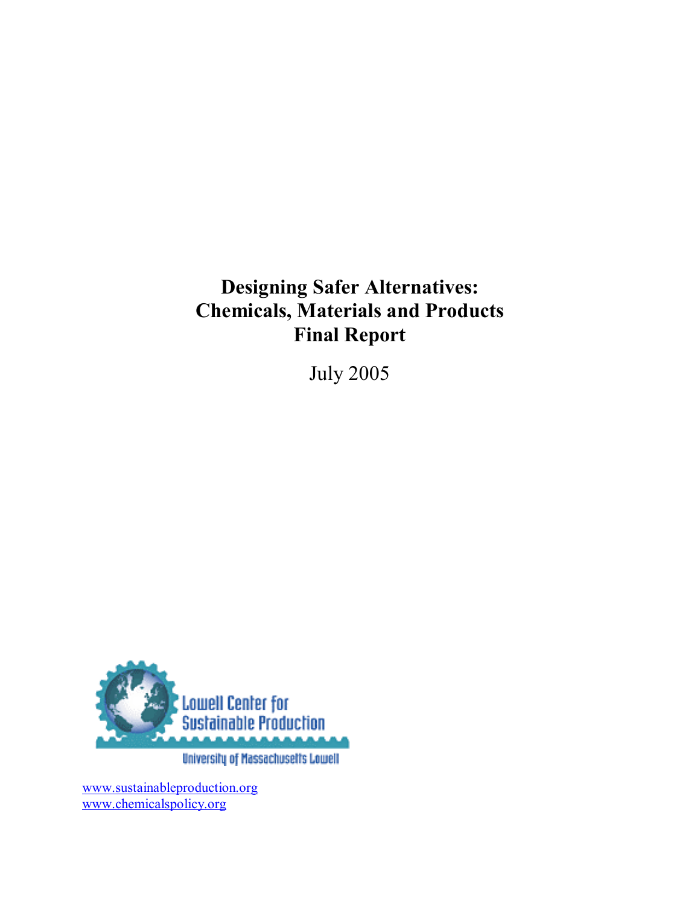# Designing Safer Alternatives: Chemicals, Materials and Products Final Report

July 2005

Lowell Center for Sustainable Production

University of Massachusetts Lowell

www.sustainableproduction.org
www.chemicalspolicy.org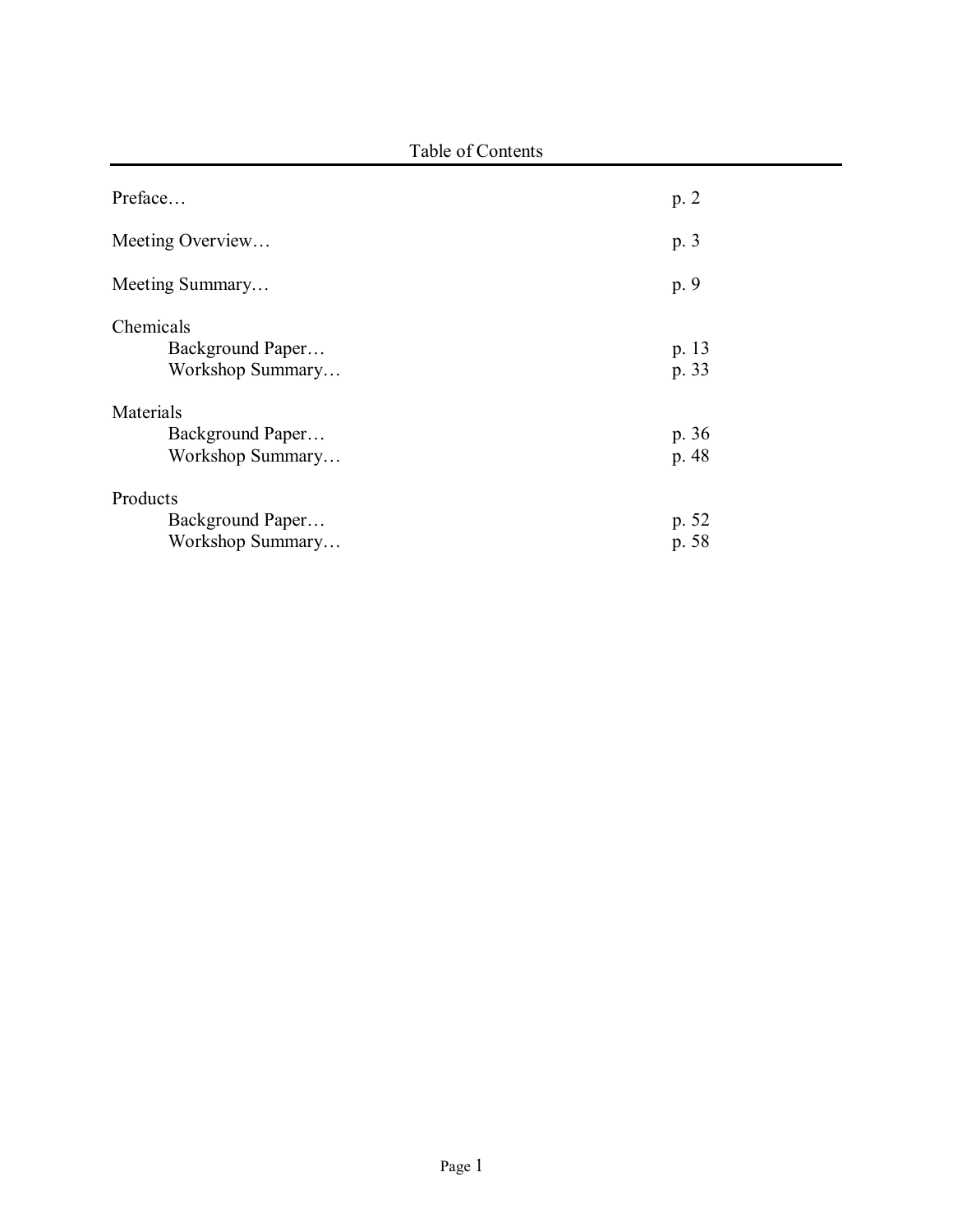# Table of Contents

| | |
|---|---|
| Preface… | p. 2 |
| Meeting Overview… | p. 3 |
| Meeting Summary… | p. 9 |
| **Chemicals** | |
| Background Paper… | p. 13 |
| Workshop Summary… | p. 33 |
| **Materials** | |
| Background Paper… | p. 36 |
| Workshop Summary… | p. 48 |
| **Products** | |
| Background Paper… | p. 52 |
| Workshop Summary… | p. 58 |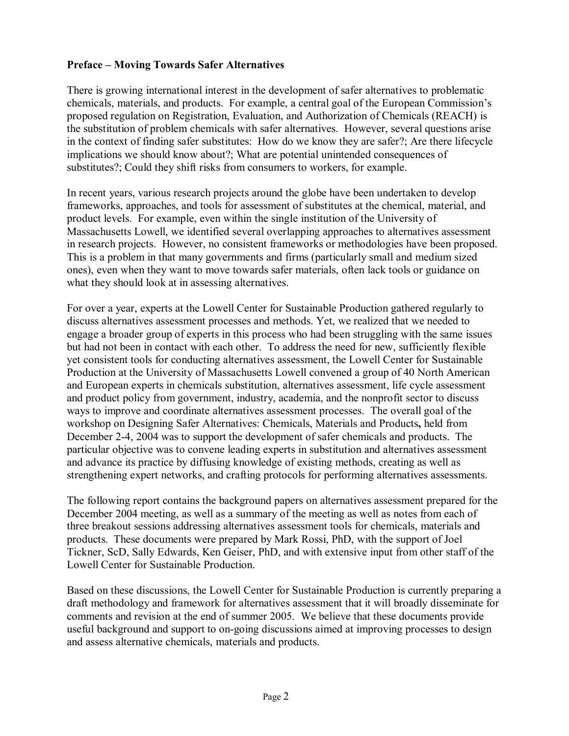**Preface – Moving Towards Safer Alternatives**

There is growing international interest in the development of safer alternatives to problematic chemicals, materials, and products. For example, a central goal of the European Commission's proposed regulation on Registration, Evaluation, and Authorization of Chemicals (REACH) is the substitution of problem chemicals with safer alternatives. However, several questions arise in the context of finding safer substitutes: How do we know they are safer?; Are there lifecycle implications we should know about?; What are potential unintended consequences of substitutes?; Could they shift risks from consumers to workers, for example.

In recent years, various research projects around the globe have been undertaken to develop frameworks, approaches, and tools for assessment of substitutes at the chemical, material, and product levels. For example, even within the single institution of the University of Massachusetts Lowell, we identified several overlapping approaches to alternatives assessment in research projects. However, no consistent frameworks or methodologies have been proposed. This is a problem in that many governments and firms (particularly small and medium sized ones), even when they want to move towards safer materials, often lack tools or guidance on what they should look at in assessing alternatives.

For over a year, experts at the Lowell Center for Sustainable Production gathered regularly to discuss alternatives assessment processes and methods. Yet, we realized that we needed to engage a broader group of experts in this process who had been struggling with the same issues but had not been in contact with each other. To address the need for new, sufficiently flexible yet consistent tools for conducting alternatives assessment, the Lowell Center for Sustainable Production at the University of Massachusetts Lowell convened a group of 40 North American and European experts in chemicals substitution, alternatives assessment, life cycle assessment and product policy from government, industry, academia, and the nonprofit sector to discuss ways to improve and coordinate alternatives assessment processes. The overall goal of the workshop on Designing Safer Alternatives: Chemicals, Materials and Products**,** held from December 2-4, 2004 was to support the development of safer chemicals and products. The particular objective was to convene leading experts in substitution and alternatives assessment and advance its practice by diffusing knowledge of existing methods, creating as well as strengthening expert networks, and crafting protocols for performing alternatives assessments.

The following report contains the background papers on alternatives assessment prepared for the December 2004 meeting, as well as a summary of the meeting as well as notes from each of three breakout sessions addressing alternatives assessment tools for chemicals, materials and products. These documents were prepared by Mark Rossi, PhD, with the support of Joel Tickner, ScD, Sally Edwards, Ken Geiser, PhD, and with extensive input from other staff of the Lowell Center for Sustainable Production.

Based on these discussions, the Lowell Center for Sustainable Production is currently preparing a draft methodology and framework for alternatives assessment that it will broadly disseminate for comments and revision at the end of summer 2005. We believe that these documents provide useful background and support to on-going discussions aimed at improving processes to design and assess alternative chemicals, materials and products.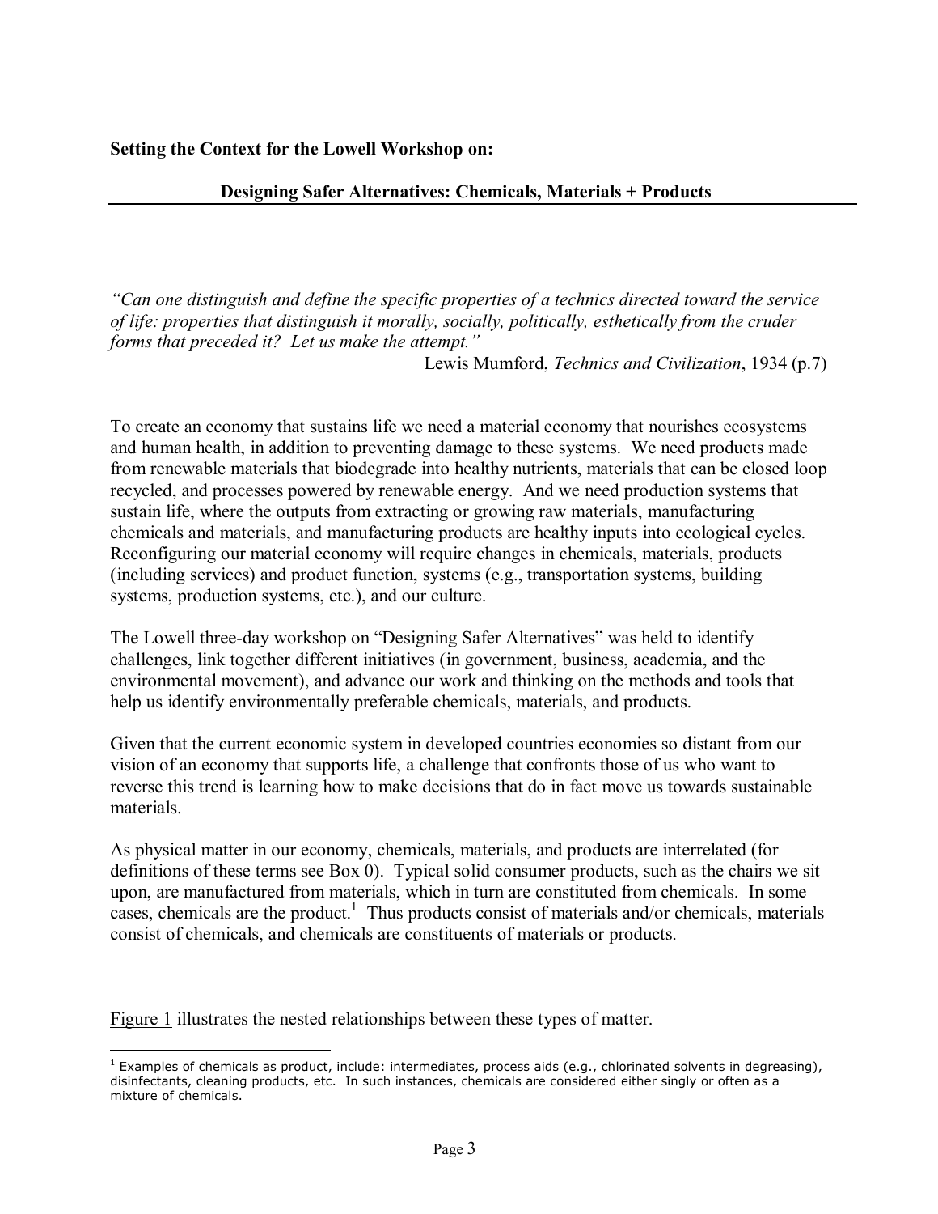**Setting the Context for the Lowell Workshop on:**

**Designing Safer Alternatives: Chemicals, Materials + Products**

*"Can one distinguish and define the specific properties of a technics directed toward the service of life: properties that distinguish it morally, socially, politically, esthetically from the cruder forms that preceded it? Let us make the attempt."*

Lewis Mumford, *Technics and Civilization*, 1934 (p.7)

To create an economy that sustains life we need a material economy that nourishes ecosystems and human health, in addition to preventing damage to these systems. We need products made from renewable materials that biodegrade into healthy nutrients, materials that can be closed loop recycled, and processes powered by renewable energy. And we need production systems that sustain life, where the outputs from extracting or growing raw materials, manufacturing chemicals and materials, and manufacturing products are healthy inputs into ecological cycles. Reconfiguring our material economy will require changes in chemicals, materials, products (including services) and product function, systems (e.g., transportation systems, building systems, production systems, etc.), and our culture.

The Lowell three-day workshop on "Designing Safer Alternatives" was held to identify challenges, link together different initiatives (in government, business, academia, and the environmental movement), and advance our work and thinking on the methods and tools that help us identify environmentally preferable chemicals, materials, and products.

Given that the current economic system in developed countries economies so distant from our vision of an economy that supports life, a challenge that confronts those of us who want to reverse this trend is learning how to make decisions that do in fact move us towards sustainable materials.

As physical matter in our economy, chemicals, materials, and products are interrelated (for definitions of these terms see Box 0). Typical solid consumer products, such as the chairs we sit upon, are manufactured from materials, which in turn are constituted from chemicals. In some cases, chemicals are the product.[1] Thus products consist of materials and/or chemicals, materials consist of chemicals, and chemicals are constituents of materials or products.

Figure 1 illustrates the nested relationships between these types of matter.

[1] Examples of chemicals as product, include: intermediates, process aids (e.g., chlorinated solvents in degreasing), disinfectants, cleaning products, etc. In such instances, chemicals are considered either singly or often as a mixture of chemicals.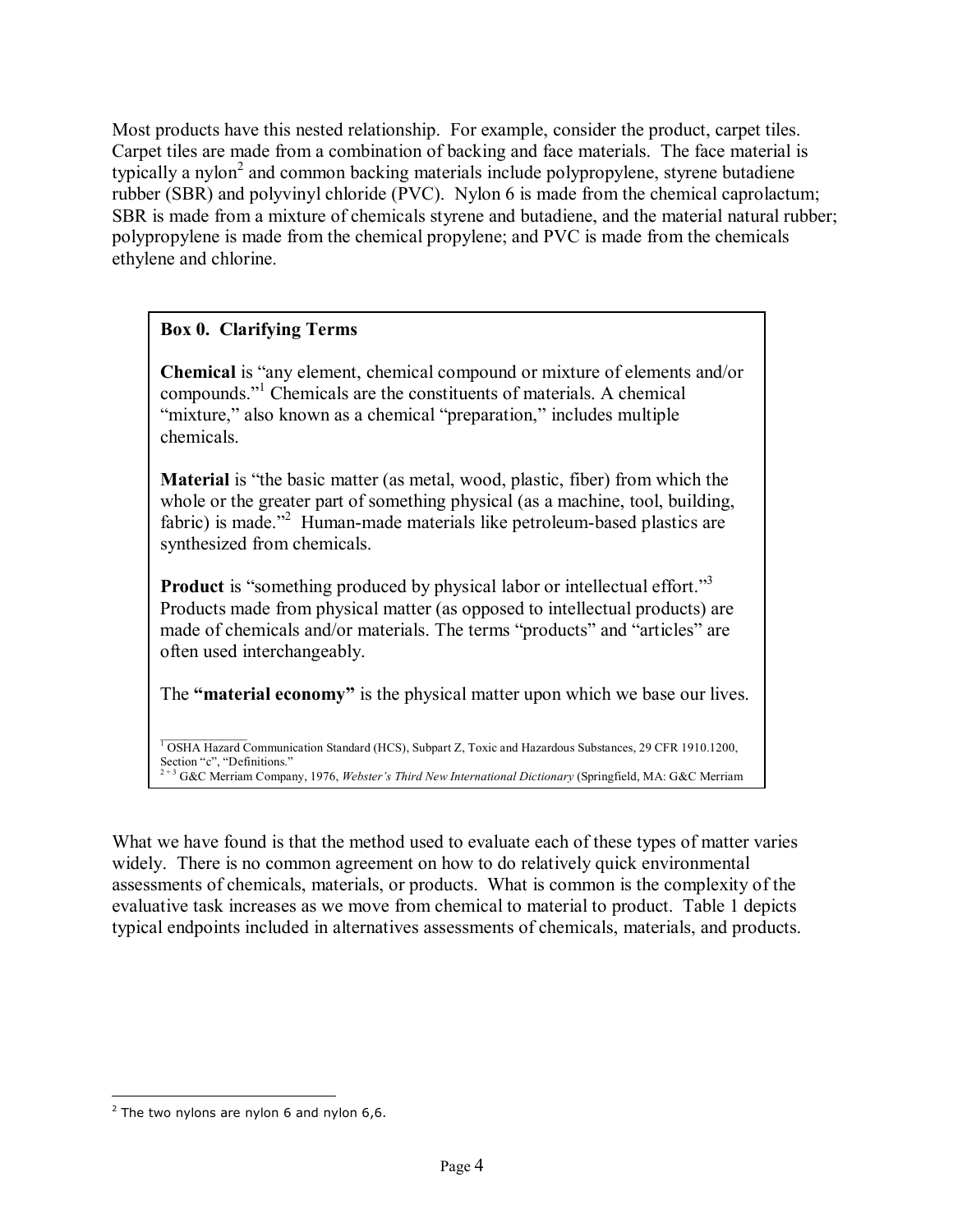Most products have this nested relationship. For example, consider the product, carpet tiles. Carpet tiles are made from a combination of backing and face materials. The face material is typically a nylon[2] and common backing materials include polypropylene, styrene butadiene rubber (SBR) and polyvinyl chloride (PVC). Nylon 6 is made from the chemical caprolactum; SBR is made from a mixture of chemicals styrene and butadiene, and the material natural rubber; polypropylene is made from the chemical propylene; and PVC is made from the chemicals ethylene and chlorine.

> **Box 0. Clarifying Terms**
>
> **Chemical** is "any element, chemical compound or mixture of elements and/or compounds."[1] Chemicals are the constituents of materials. A chemical "mixture," also known as a chemical "preparation," includes multiple chemicals.
>
> **Material** is "the basic matter (as metal, wood, plastic, fiber) from which the whole or the greater part of something physical (as a machine, tool, building, fabric) is made."[2] Human-made materials like petroleum-based plastics are synthesized from chemicals.
>
> **Product** is "something produced by physical labor or intellectual effort."[3] Products made from physical matter (as opposed to intellectual products) are made of chemicals and/or materials. The terms "products" and "articles" are often used interchangeably.
>
> The **"material economy"** is the physical matter upon which we base our lives.
>
> [1] OSHA Hazard Communication Standard (HCS), Subpart Z, Toxic and Hazardous Substances, 29 CFR 1910.1200, Section "c", "Definitions."
> [2 + 3] G&C Merriam Company, 1976, *Webster's Third New International Dictionary* (Springfield, MA: G&C Merriam

What we have found is that the method used to evaluate each of these types of matter varies widely. There is no common agreement on how to do relatively quick environmental assessments of chemicals, materials, or products. What is common is the complexity of the evaluative task increases as we move from chemical to material to product. Table 1 depicts typical endpoints included in alternatives assessments of chemicals, materials, and products.

[2] The two nylons are nylon 6 and nylon 6,6.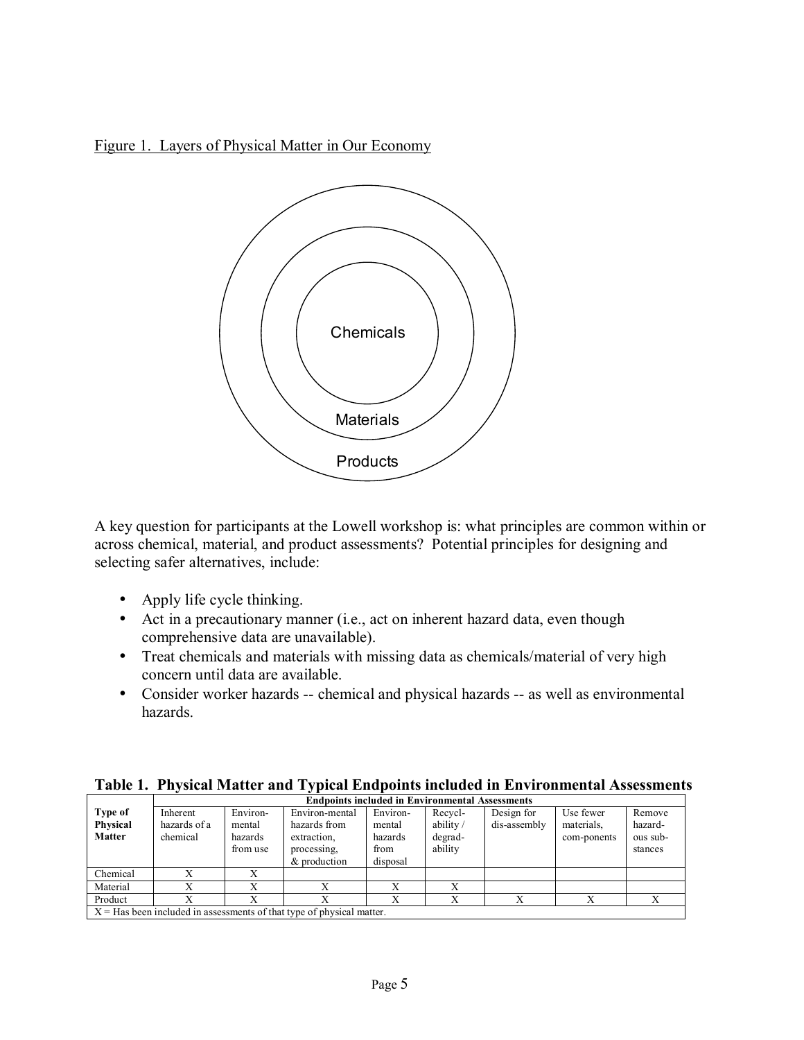Figure 1. Layers of Physical Matter in Our Economy

Chemicals

Materials

Products

A key question for participants at the Lowell workshop is: what principles are common within or across chemical, material, and product assessments? Potential principles for designing and selecting safer alternatives, include:

- Apply life cycle thinking.
- Act in a precautionary manner (i.e., act on inherent hazard data, even though comprehensive data are unavailable).
- Treat chemicals and materials with missing data as chemicals/material of very high concern until data are available.
- Consider worker hazards -- chemical and physical hazards -- as well as environmental hazards.

**Table 1. Physical Matter and Typical Endpoints included in Environmental Assessments**

| Type of Physical Matter | Endpoints included in Environmental Assessments | | | | | | | |
|---|---|---|---|---|---|---|---|---|
| | Inherent hazards of a chemical | Environ-mental hazards from use | Environ-mental hazards from extraction, processing, & production | Environ-mental hazards from disposal | Recycl-ability / degrad-ability | Design for dis-assembly | Use fewer materials, com-ponents | Remove hazard-ous sub-stances |
| Chemical | X | X | | | | | | |
| Material | X | X | X | X | X | | | |
| Product | X | X | X | X | X | X | X | X |

X = Has been included in assessments of that type of physical matter.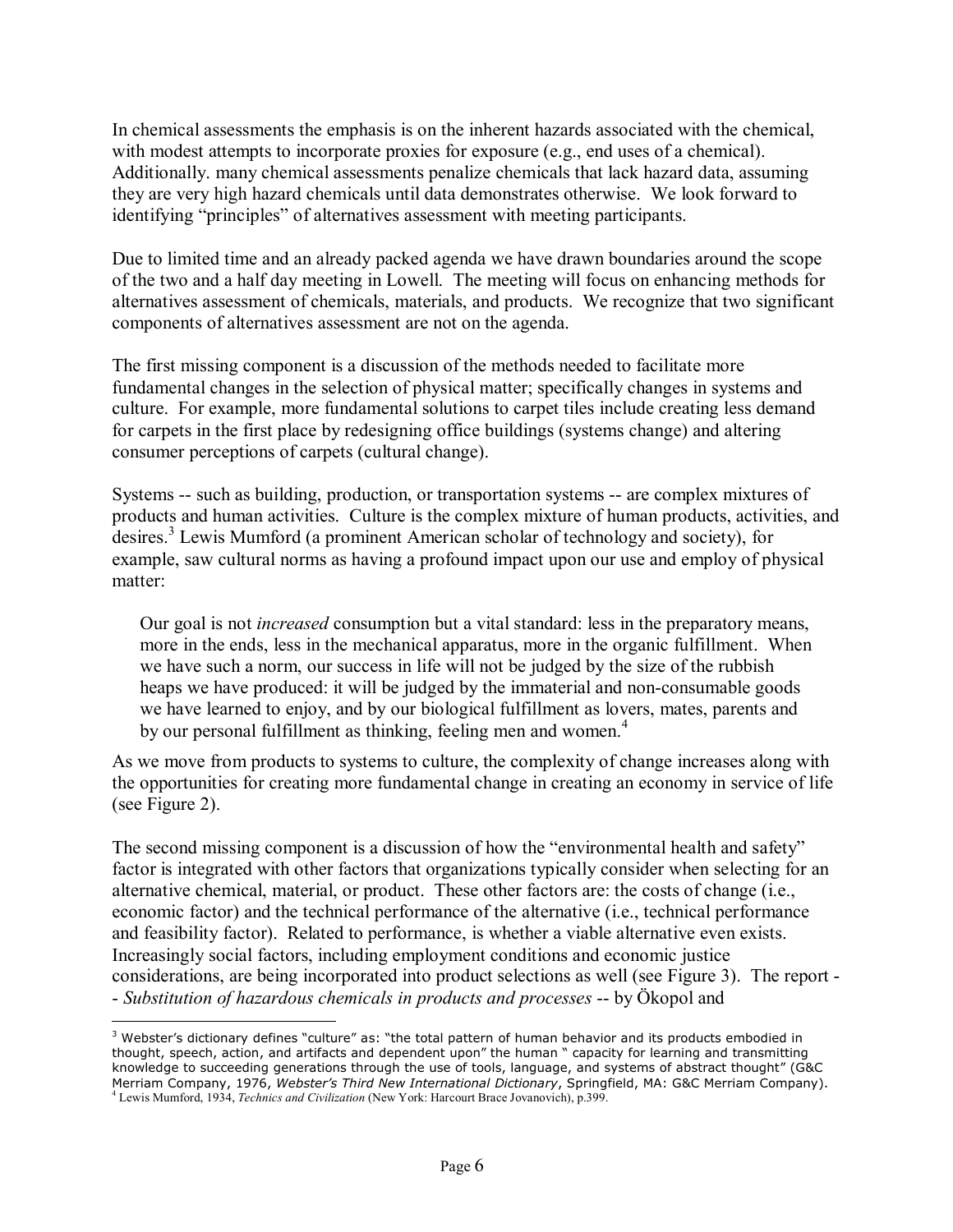In chemical assessments the emphasis is on the inherent hazards associated with the chemical, with modest attempts to incorporate proxies for exposure (e.g., end uses of a chemical). Additionally. many chemical assessments penalize chemicals that lack hazard data, assuming they are very high hazard chemicals until data demonstrates otherwise. We look forward to identifying "principles" of alternatives assessment with meeting participants.

Due to limited time and an already packed agenda we have drawn boundaries around the scope of the two and a half day meeting in Lowell. The meeting will focus on enhancing methods for alternatives assessment of chemicals, materials, and products. We recognize that two significant components of alternatives assessment are not on the agenda.

The first missing component is a discussion of the methods needed to facilitate more fundamental changes in the selection of physical matter; specifically changes in systems and culture. For example, more fundamental solutions to carpet tiles include creating less demand for carpets in the first place by redesigning office buildings (systems change) and altering consumer perceptions of carpets (cultural change).

Systems -- such as building, production, or transportation systems -- are complex mixtures of products and human activities. Culture is the complex mixture of human products, activities, and desires.[3] Lewis Mumford (a prominent American scholar of technology and society), for example, saw cultural norms as having a profound impact upon our use and employ of physical matter:

> Our goal is not *increased* consumption but a vital standard: less in the preparatory means, more in the ends, less in the mechanical apparatus, more in the organic fulfillment. When we have such a norm, our success in life will not be judged by the size of the rubbish heaps we have produced: it will be judged by the immaterial and non-consumable goods we have learned to enjoy, and by our biological fulfillment as lovers, mates, parents and by our personal fulfillment as thinking, feeling men and women.[4]

As we move from products to systems to culture, the complexity of change increases along with the opportunities for creating more fundamental change in creating an economy in service of life (see Figure 2).

The second missing component is a discussion of how the "environmental health and safety" factor is integrated with other factors that organizations typically consider when selecting for an alternative chemical, material, or product. These other factors are: the costs of change (i.e., economic factor) and the technical performance of the alternative (i.e., technical performance and feasibility factor). Related to performance, is whether a viable alternative even exists. Increasingly social factors, including employment conditions and economic justice considerations, are being incorporated into product selections as well (see Figure 3). The report -- *Substitution of hazardous chemicals in products and processes* -- by Ökopol and

---

[3] Webster's dictionary defines "culture" as: "the total pattern of human behavior and its products embodied in thought, speech, action, and artifacts and dependent upon" the human " capacity for learning and transmitting knowledge to succeeding generations through the use of tools, language, and systems of abstract thought" (G&C Merriam Company, 1976, *Webster's Third New International Dictionary*, Springfield, MA: G&C Merriam Company).

[4] Lewis Mumford, 1934, *Technics and Civilization* (New York: Harcourt Brace Jovanovich), p.399.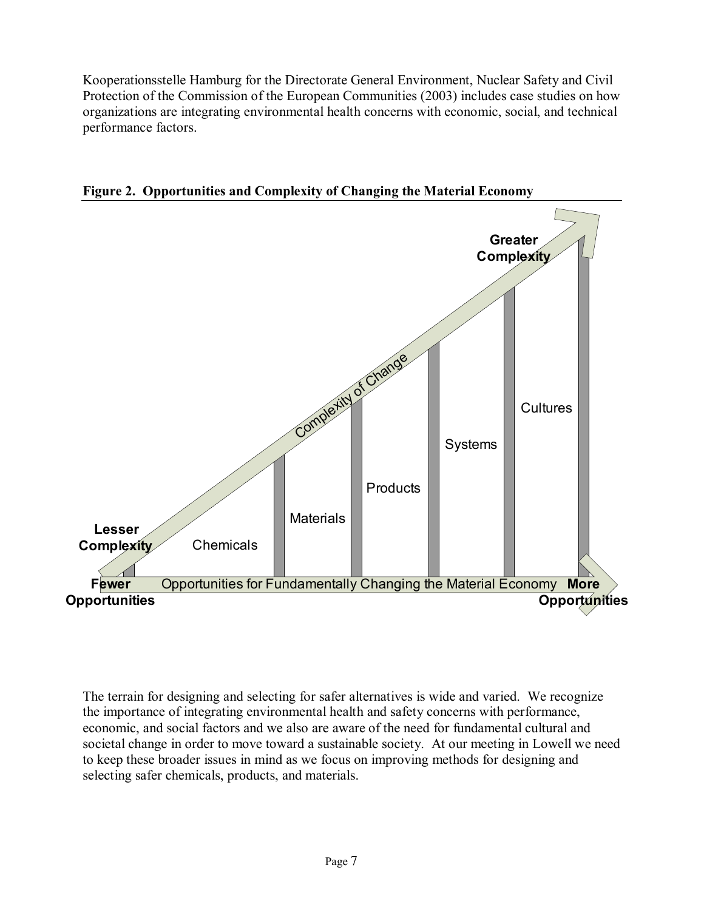Kooperationsstelle Hamburg for the Directorate General Environment, Nuclear Safety and Civil Protection of the Commission of the European Communities (2003) includes case studies on how organizations are integrating environmental health concerns with economic, social, and technical performance factors.

**Figure 2. Opportunities and Complexity of Changing the Material Economy**

Greater Complexity

Complexity of Change

Lesser Complexity

Chemicals | Materials | Products | Systems | Cultures

Fewer Opportunities — Opportunities for Fundamentally Changing the Material Economy — More Opportunities

The terrain for designing and selecting for safer alternatives is wide and varied. We recognize the importance of integrating environmental health and safety concerns with performance, economic, and social factors and we also are aware of the need for fundamental cultural and societal change in order to move toward a sustainable society. At our meeting in Lowell we need to keep these broader issues in mind as we focus on improving methods for designing and selecting safer chemicals, products, and materials.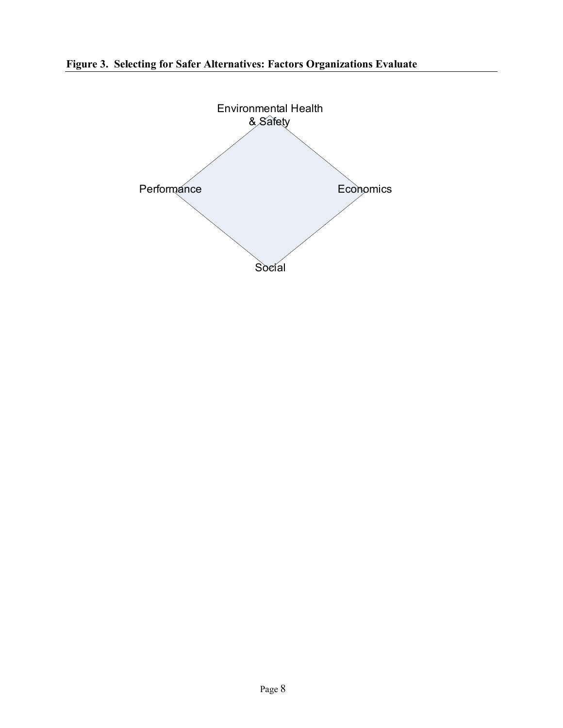**Figure 3. Selecting for Safer Alternatives: Factors Organizations Evaluate**

Environmental Health & Safety

Performance

Economics

Social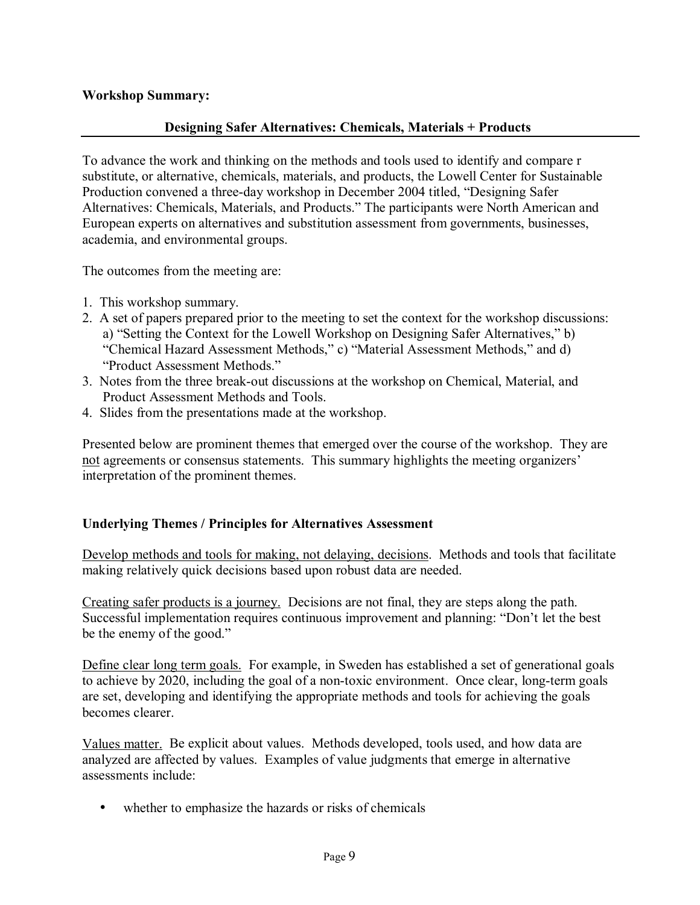**Workshop Summary:**

## Designing Safer Alternatives: Chemicals, Materials + Products

To advance the work and thinking on the methods and tools used to identify and compare r substitute, or alternative, chemicals, materials, and products, the Lowell Center for Sustainable Production convened a three-day workshop in December 2004 titled, "Designing Safer Alternatives: Chemicals, Materials, and Products." The participants were North American and European experts on alternatives and substitution assessment from governments, businesses, academia, and environmental groups.

The outcomes from the meeting are:

1. This workshop summary.
2. A set of papers prepared prior to the meeting to set the context for the workshop discussions: a) "Setting the Context for the Lowell Workshop on Designing Safer Alternatives," b) "Chemical Hazard Assessment Methods," c) "Material Assessment Methods," and d) "Product Assessment Methods."
3. Notes from the three break-out discussions at the workshop on Chemical, Material, and Product Assessment Methods and Tools.
4. Slides from the presentations made at the workshop.

Presented below are prominent themes that emerged over the course of the workshop. They are not agreements or consensus statements. This summary highlights the meeting organizers' interpretation of the prominent themes.

### Underlying Themes / Principles for Alternatives Assessment

Develop methods and tools for making, not delaying, decisions. Methods and tools that facilitate making relatively quick decisions based upon robust data are needed.

Creating safer products is a journey. Decisions are not final, they are steps along the path. Successful implementation requires continuous improvement and planning: "Don't let the best be the enemy of the good."

Define clear long term goals. For example, in Sweden has established a set of generational goals to achieve by 2020, including the goal of a non-toxic environment. Once clear, long-term goals are set, developing and identifying the appropriate methods and tools for achieving the goals becomes clearer.

Values matter. Be explicit about values. Methods developed, tools used, and how data are analyzed are affected by values. Examples of value judgments that emerge in alternative assessments include:

- whether to emphasize the hazards or risks of chemicals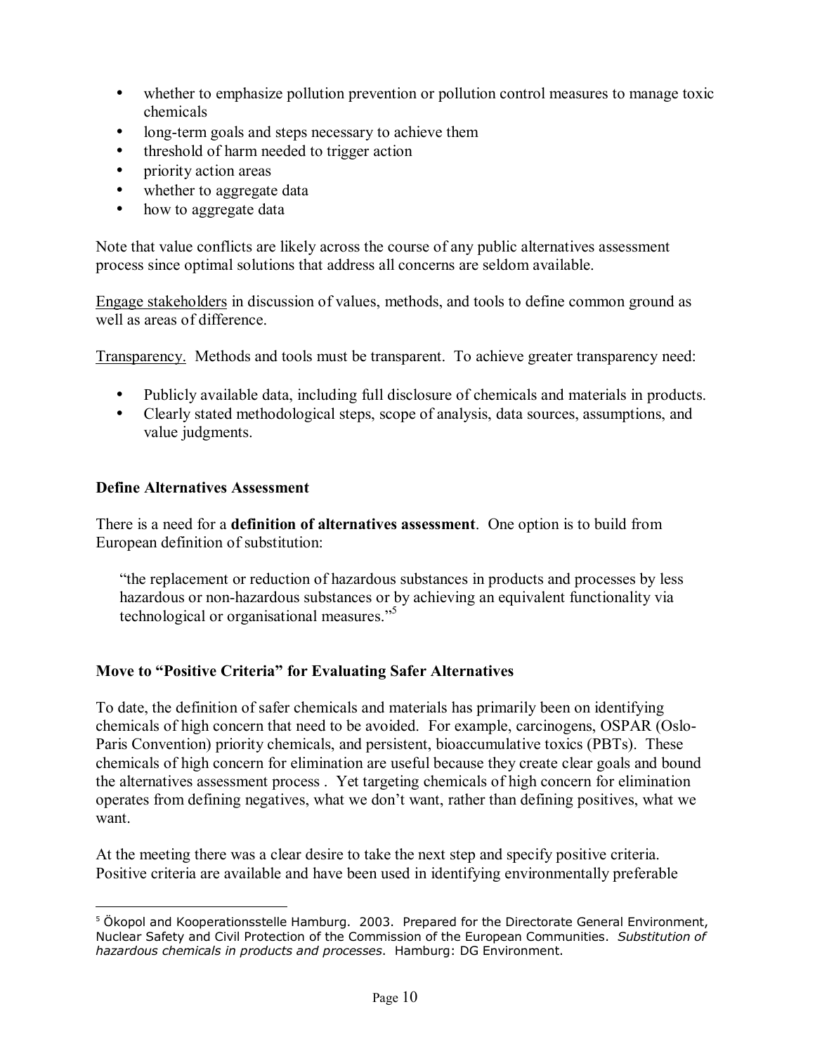- whether to emphasize pollution prevention or pollution control measures to manage toxic chemicals
- long-term goals and steps necessary to achieve them
- threshold of harm needed to trigger action
- priority action areas
- whether to aggregate data
- how to aggregate data

Note that value conflicts are likely across the course of any public alternatives assessment process since optimal solutions that address all concerns are seldom available.

Engage stakeholders in discussion of values, methods, and tools to define common ground as well as areas of difference.

Transparency. Methods and tools must be transparent. To achieve greater transparency need:

- Publicly available data, including full disclosure of chemicals and materials in products.
- Clearly stated methodological steps, scope of analysis, data sources, assumptions, and value judgments.

### Define Alternatives Assessment

There is a need for a **definition of alternatives assessment**. One option is to build from European definition of substitution:

> "the replacement or reduction of hazardous substances in products and processes by less hazardous or non-hazardous substances or by achieving an equivalent functionality via technological or organisational measures."[5]

### Move to "Positive Criteria" for Evaluating Safer Alternatives

To date, the definition of safer chemicals and materials has primarily been on identifying chemicals of high concern that need to be avoided. For example, carcinogens, OSPAR (Oslo-Paris Convention) priority chemicals, and persistent, bioaccumulative toxics (PBTs). These chemicals of high concern for elimination are useful because they create clear goals and bound the alternatives assessment process . Yet targeting chemicals of high concern for elimination operates from defining negatives, what we don't want, rather than defining positives, what we want.

At the meeting there was a clear desire to take the next step and specify positive criteria. Positive criteria are available and have been used in identifying environmentally preferable

---

[5] Ökopol and Kooperationsstelle Hamburg. 2003. Prepared for the Directorate General Environment, Nuclear Safety and Civil Protection of the Commission of the European Communities. *Substitution of hazardous chemicals in products and processes*. Hamburg: DG Environment.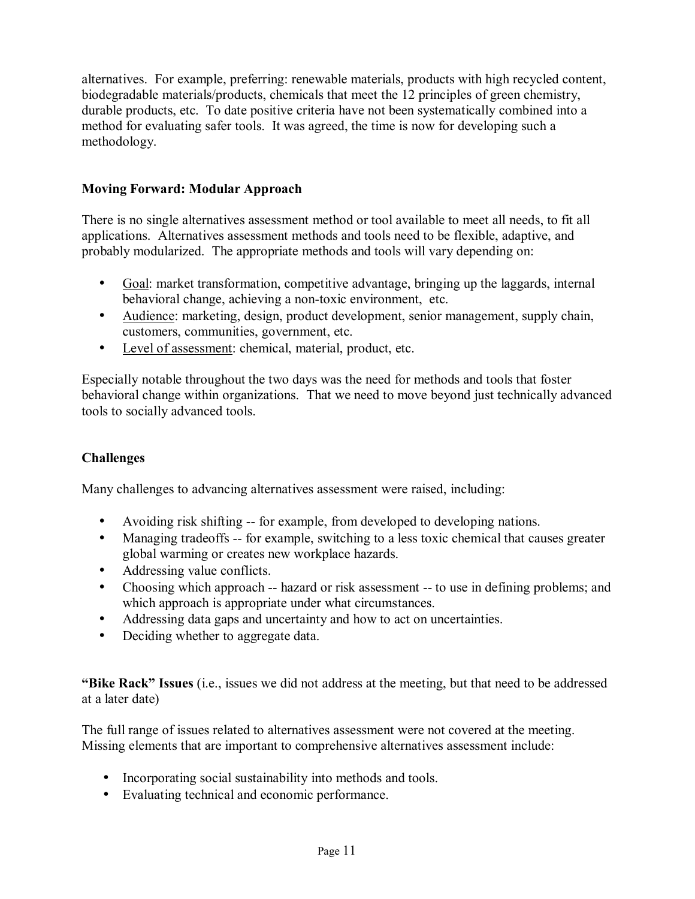alternatives. For example, preferring: renewable materials, products with high recycled content, biodegradable materials/products, chemicals that meet the 12 principles of green chemistry, durable products, etc. To date positive criteria have not been systematically combined into a method for evaluating safer tools. It was agreed, the time is now for developing such a methodology.

**Moving Forward: Modular Approach**

There is no single alternatives assessment method or tool available to meet all needs, to fit all applications. Alternatives assessment methods and tools need to be flexible, adaptive, and probably modularized. The appropriate methods and tools will vary depending on:

- Goal: market transformation, competitive advantage, bringing up the laggards, internal behavioral change, achieving a non-toxic environment, etc.
- Audience: marketing, design, product development, senior management, supply chain, customers, communities, government, etc.
- Level of assessment: chemical, material, product, etc.

Especially notable throughout the two days was the need for methods and tools that foster behavioral change within organizations. That we need to move beyond just technically advanced tools to socially advanced tools.

**Challenges**

Many challenges to advancing alternatives assessment were raised, including:

- Avoiding risk shifting -- for example, from developed to developing nations.
- Managing tradeoffs -- for example, switching to a less toxic chemical that causes greater global warming or creates new workplace hazards.
- Addressing value conflicts.
- Choosing which approach -- hazard or risk assessment -- to use in defining problems; and which approach is appropriate under what circumstances.
- Addressing data gaps and uncertainty and how to act on uncertainties.
- Deciding whether to aggregate data.

**"Bike Rack" Issues** (i.e., issues we did not address at the meeting, but that need to be addressed at a later date)

The full range of issues related to alternatives assessment were not covered at the meeting. Missing elements that are important to comprehensive alternatives assessment include:

- Incorporating social sustainability into methods and tools.
- Evaluating technical and economic performance.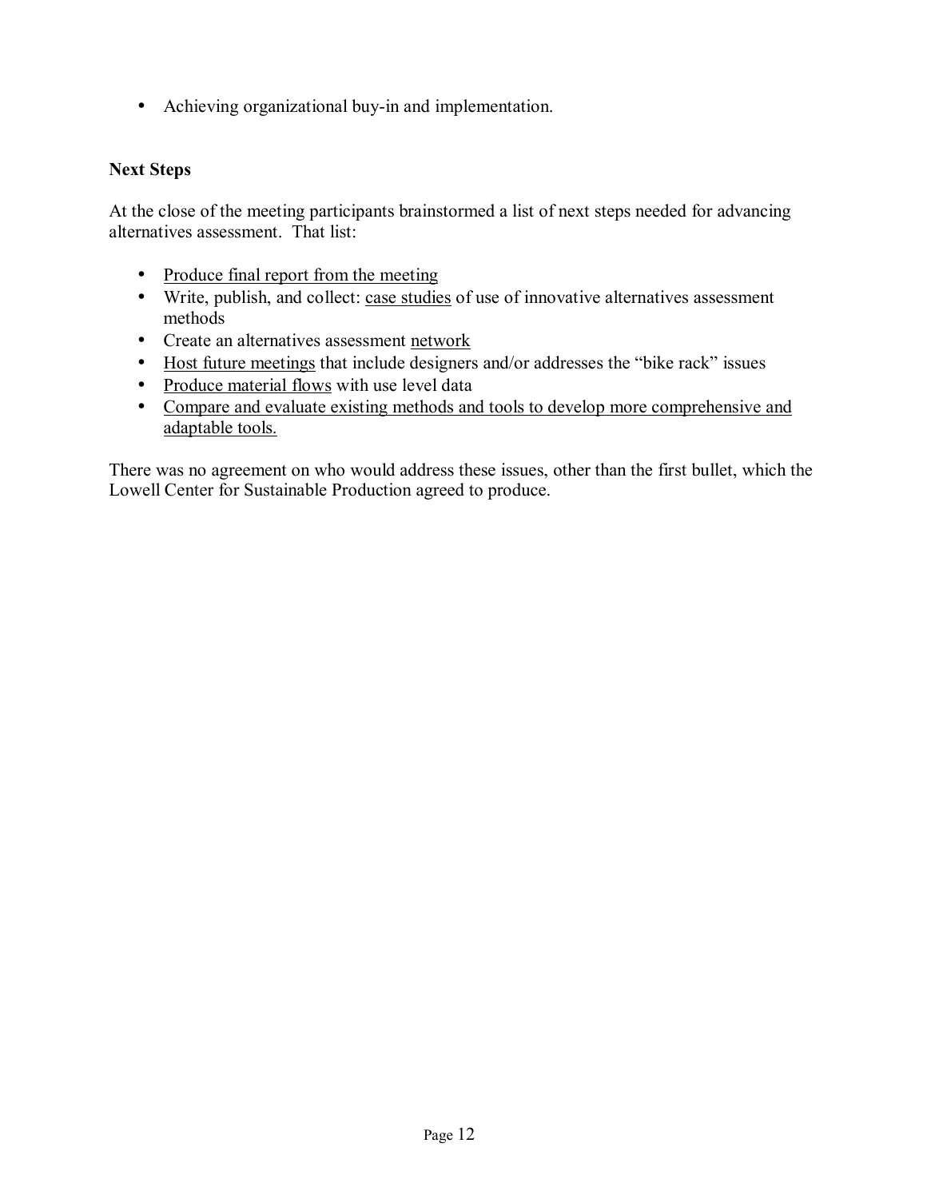- Achieving organizational buy-in and implementation.

**Next Steps**

At the close of the meeting participants brainstormed a list of next steps needed for advancing alternatives assessment. That list:

- <u>Produce final report from the meeting</u>
- Write, publish, and collect: <u>case studies</u> of use of innovative alternatives assessment methods
- Create an alternatives assessment <u>network</u>
- <u>Host future meetings</u> that include designers and/or addresses the "bike rack" issues
- <u>Produce material flows</u> with use level data
- <u>Compare and evaluate existing methods and tools to develop more comprehensive and adaptable tools.</u>

There was no agreement on who would address these issues, other than the first bullet, which the Lowell Center for Sustainable Production agreed to produce.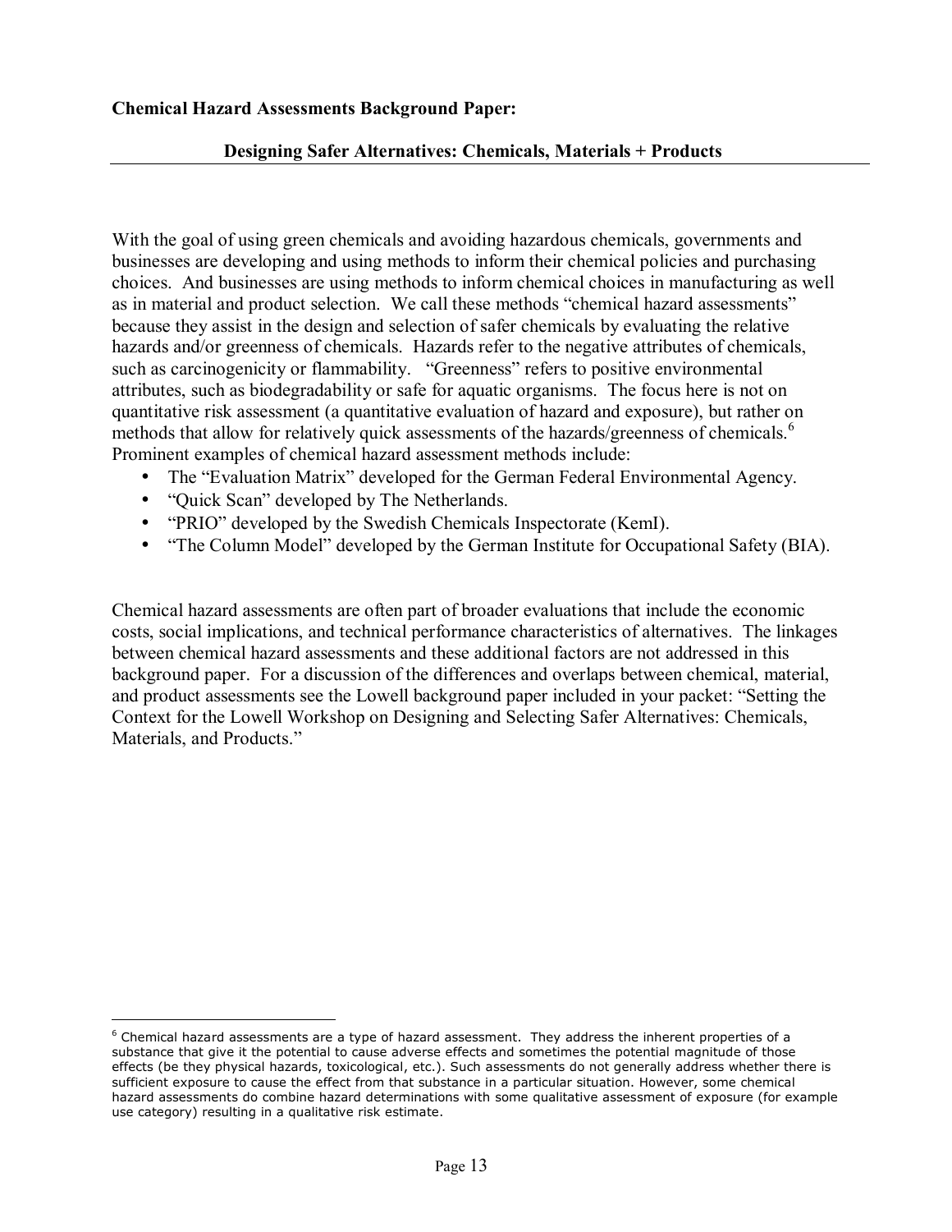**Chemical Hazard Assessments Background Paper:**

**Designing Safer Alternatives: Chemicals, Materials + Products**

With the goal of using green chemicals and avoiding hazardous chemicals, governments and businesses are developing and using methods to inform their chemical policies and purchasing choices. And businesses are using methods to inform chemical choices in manufacturing as well as in material and product selection. We call these methods "chemical hazard assessments" because they assist in the design and selection of safer chemicals by evaluating the relative hazards and/or greenness of chemicals. Hazards refer to the negative attributes of chemicals, such as carcinogenicity or flammability. "Greenness" refers to positive environmental attributes, such as biodegradability or safe for aquatic organisms. The focus here is not on quantitative risk assessment (a quantitative evaluation of hazard and exposure), but rather on methods that allow for relatively quick assessments of the hazards/greenness of chemicals.[6] Prominent examples of chemical hazard assessment methods include:

- The "Evaluation Matrix" developed for the German Federal Environmental Agency.
- "Quick Scan" developed by The Netherlands.
- "PRIO" developed by the Swedish Chemicals Inspectorate (KemI).
- "The Column Model" developed by the German Institute for Occupational Safety (BIA).

Chemical hazard assessments are often part of broader evaluations that include the economic costs, social implications, and technical performance characteristics of alternatives. The linkages between chemical hazard assessments and these additional factors are not addressed in this background paper. For a discussion of the differences and overlaps between chemical, material, and product assessments see the Lowell background paper included in your packet: "Setting the Context for the Lowell Workshop on Designing and Selecting Safer Alternatives: Chemicals, Materials, and Products."

---

[6] Chemical hazard assessments are a type of hazard assessment. They address the inherent properties of a substance that give it the potential to cause adverse effects and sometimes the potential magnitude of those effects (be they physical hazards, toxicological, etc.). Such assessments do not generally address whether there is sufficient exposure to cause the effect from that substance in a particular situation. However, some chemical hazard assessments do combine hazard determinations with some qualitative assessment of exposure (for example use category) resulting in a qualitative risk estimate.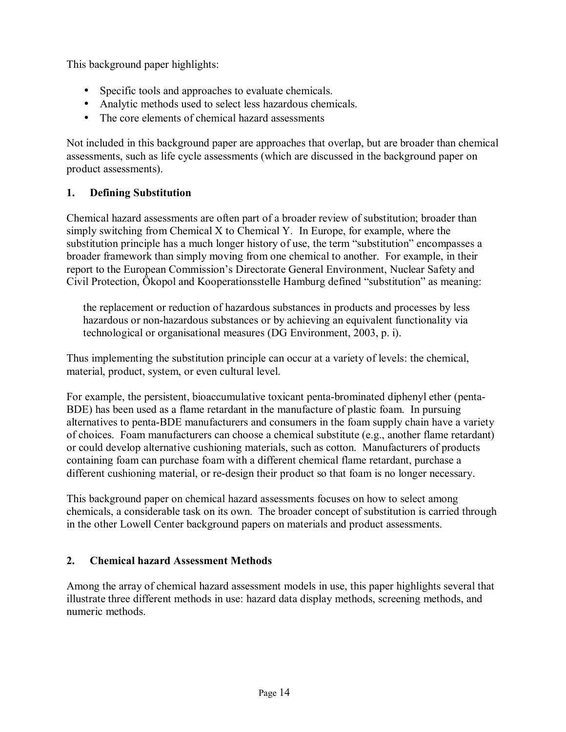This background paper highlights:

- Specific tools and approaches to evaluate chemicals.
- Analytic methods used to select less hazardous chemicals.
- The core elements of chemical hazard assessments

Not included in this background paper are approaches that overlap, but are broader than chemical assessments, such as life cycle assessments (which are discussed in the background paper on product assessments).

## 1. Defining Substitution

Chemical hazard assessments are often part of a broader review of substitution; broader than simply switching from Chemical X to Chemical Y. In Europe, for example, where the substitution principle has a much longer history of use, the term "substitution" encompasses a broader framework than simply moving from one chemical to another. For example, in their report to the European Commission's Directorate General Environment, Nuclear Safety and Civil Protection, Ökopol and Kooperationsstelle Hamburg defined "substitution" as meaning:

> the replacement or reduction of hazardous substances in products and processes by less hazardous or non-hazardous substances or by achieving an equivalent functionality via technological or organisational measures (DG Environment, 2003, p. i).

Thus implementing the substitution principle can occur at a variety of levels: the chemical, material, product, system, or even cultural level.

For example, the persistent, bioaccumulative toxicant penta-brominated diphenyl ether (penta-BDE) has been used as a flame retardant in the manufacture of plastic foam. In pursuing alternatives to penta-BDE manufacturers and consumers in the foam supply chain have a variety of choices. Foam manufacturers can choose a chemical substitute (e.g., another flame retardant) or could develop alternative cushioning materials, such as cotton. Manufacturers of products containing foam can purchase foam with a different chemical flame retardant, purchase a different cushioning material, or re-design their product so that foam is no longer necessary.

This background paper on chemical hazard assessments focuses on how to select among chemicals, a considerable task on its own. The broader concept of substitution is carried through in the other Lowell Center background papers on materials and product assessments.

## 2. Chemical hazard Assessment Methods

Among the array of chemical hazard assessment models in use, this paper highlights several that illustrate three different methods in use: hazard data display methods, screening methods, and numeric methods.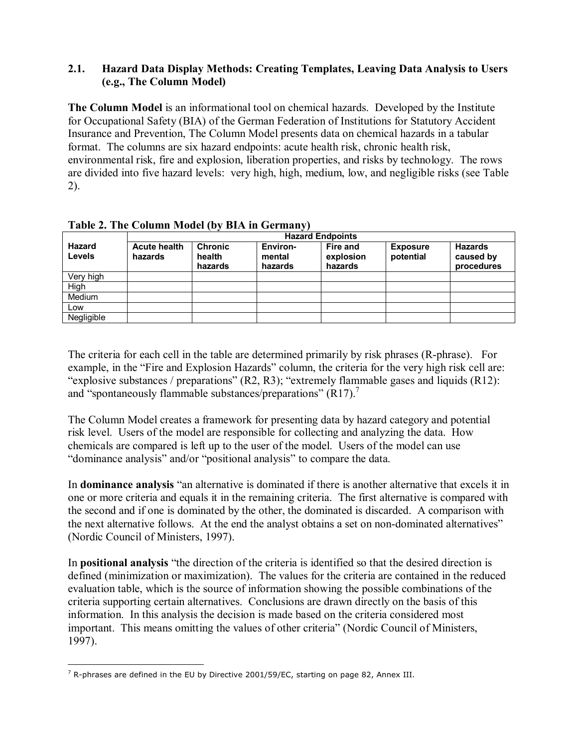### 2.1. Hazard Data Display Methods: Creating Templates, Leaving Data Analysis to Users (e.g., The Column Model)

**The Column Model** is an informational tool on chemical hazards. Developed by the Institute for Occupational Safety (BIA) of the German Federation of Institutions for Statutory Accident Insurance and Prevention, The Column Model presents data on chemical hazards in a tabular format. The columns are six hazard endpoints: acute health risk, chronic health risk, environmental risk, fire and explosion, liberation properties, and risks by technology. The rows are divided into five hazard levels: very high, high, medium, low, and negligible risks (see Table 2).

**Table 2. The Column Model (by BIA in Germany)**

| Hazard Levels | Hazard Endpoints | | | | | |
|---|---|---|---|---|---|---|
| | Acute health hazards | Chronic health hazards | Environ-mental hazards | Fire and explosion hazards | Exposure potential | Hazards caused by procedures |
| Very high | | | | | | |
| High | | | | | | |
| Medium | | | | | | |
| Low | | | | | | |
| Negligible | | | | | | |

The criteria for each cell in the table are determined primarily by risk phrases (R-phrase). For example, in the "Fire and Explosion Hazards" column, the criteria for the very high risk cell are: "explosive substances / preparations" (R2, R3); "extremely flammable gases and liquids (R12): and "spontaneously flammable substances/preparations" (R17).[7]

The Column Model creates a framework for presenting data by hazard category and potential risk level. Users of the model are responsible for collecting and analyzing the data. How chemicals are compared is left up to the user of the model. Users of the model can use "dominance analysis" and/or "positional analysis" to compare the data.

In **dominance analysis** "an alternative is dominated if there is another alternative that excels it in one or more criteria and equals it in the remaining criteria. The first alternative is compared with the second and if one is dominated by the other, the dominated is discarded. A comparison with the next alternative follows. At the end the analyst obtains a set on non-dominated alternatives" (Nordic Council of Ministers, 1997).

In **positional analysis** "the direction of the criteria is identified so that the desired direction is defined (minimization or maximization). The values for the criteria are contained in the reduced evaluation table, which is the source of information showing the possible combinations of the criteria supporting certain alternatives. Conclusions are drawn directly on the basis of this information. In this analysis the decision is made based on the criteria considered most important. This means omitting the values of other criteria" (Nordic Council of Ministers, 1997).

---

[7] R-phrases are defined in the EU by Directive 2001/59/EC, starting on page 82, Annex III.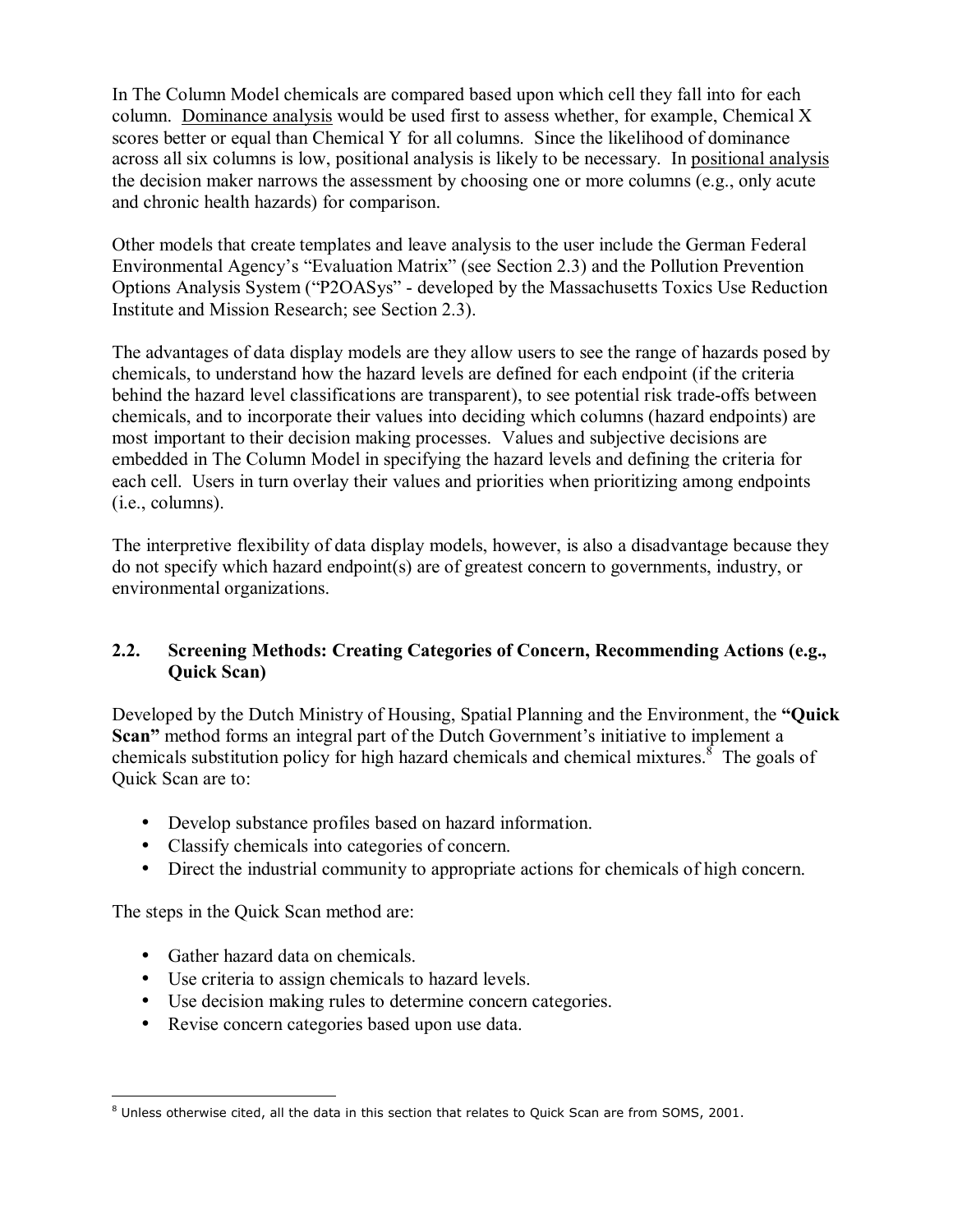In The Column Model chemicals are compared based upon which cell they fall into for each column. Dominance analysis would be used first to assess whether, for example, Chemical X scores better or equal than Chemical Y for all columns. Since the likelihood of dominance across all six columns is low, positional analysis is likely to be necessary. In positional analysis the decision maker narrows the assessment by choosing one or more columns (e.g., only acute and chronic health hazards) for comparison.

Other models that create templates and leave analysis to the user include the German Federal Environmental Agency's "Evaluation Matrix" (see Section 2.3) and the Pollution Prevention Options Analysis System ("P2OASys" - developed by the Massachusetts Toxics Use Reduction Institute and Mission Research; see Section 2.3).

The advantages of data display models are they allow users to see the range of hazards posed by chemicals, to understand how the hazard levels are defined for each endpoint (if the criteria behind the hazard level classifications are transparent), to see potential risk trade-offs between chemicals, and to incorporate their values into deciding which columns (hazard endpoints) are most important to their decision making processes. Values and subjective decisions are embedded in The Column Model in specifying the hazard levels and defining the criteria for each cell. Users in turn overlay their values and priorities when prioritizing among endpoints (i.e., columns).

The interpretive flexibility of data display models, however, is also a disadvantage because they do not specify which hazard endpoint(s) are of greatest concern to governments, industry, or environmental organizations.

## 2.2. Screening Methods: Creating Categories of Concern, Recommending Actions (e.g., Quick Scan)

Developed by the Dutch Ministry of Housing, Spatial Planning and the Environment, the **"Quick Scan"** method forms an integral part of the Dutch Government's initiative to implement a chemicals substitution policy for high hazard chemicals and chemical mixtures.[8] The goals of Quick Scan are to:

- Develop substance profiles based on hazard information.
- Classify chemicals into categories of concern.
- Direct the industrial community to appropriate actions for chemicals of high concern.

The steps in the Quick Scan method are:

- Gather hazard data on chemicals.
- Use criteria to assign chemicals to hazard levels.
- Use decision making rules to determine concern categories.
- Revise concern categories based upon use data.

---

[8] Unless otherwise cited, all the data in this section that relates to Quick Scan are from SOMS, 2001.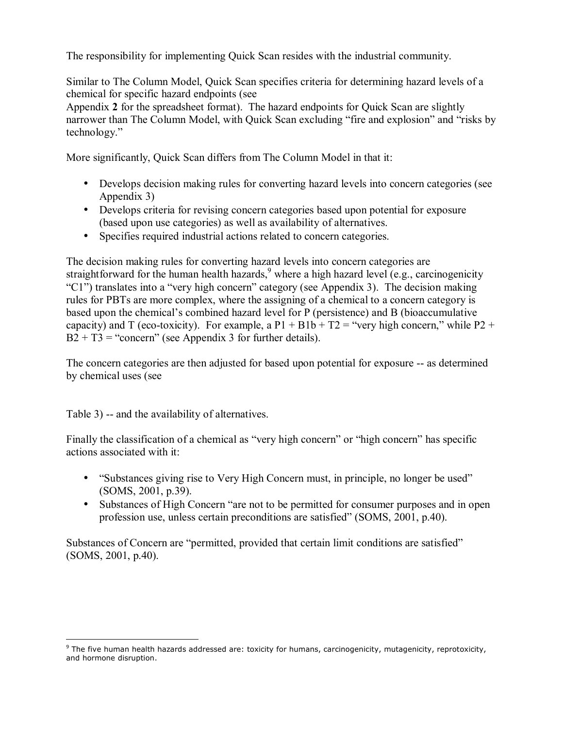The responsibility for implementing Quick Scan resides with the industrial community.

Similar to The Column Model, Quick Scan specifies criteria for determining hazard levels of a chemical for specific hazard endpoints (see Appendix **2** for the spreadsheet format). The hazard endpoints for Quick Scan are slightly narrower than The Column Model, with Quick Scan excluding "fire and explosion" and "risks by technology."

More significantly, Quick Scan differs from The Column Model in that it:

- Develops decision making rules for converting hazard levels into concern categories (see Appendix 3)
- Develops criteria for revising concern categories based upon potential for exposure (based upon use categories) as well as availability of alternatives.
- Specifies required industrial actions related to concern categories.

The decision making rules for converting hazard levels into concern categories are straightforward for the human health hazards,[9] where a high hazard level (e.g., carcinogenicity "C1") translates into a "very high concern" category (see Appendix 3). The decision making rules for PBTs are more complex, where the assigning of a chemical to a concern category is based upon the chemical's combined hazard level for P (persistence) and B (bioaccumulative capacity) and T (eco-toxicity). For example, a P1 + B1b + T2 = "very high concern," while P2 + B2 + T3 = "concern" (see Appendix 3 for further details).

The concern categories are then adjusted for based upon potential for exposure -- as determined by chemical uses (see Table 3) -- and the availability of alternatives.

Finally the classification of a chemical as "very high concern" or "high concern" has specific actions associated with it:

- "Substances giving rise to Very High Concern must, in principle, no longer be used" (SOMS, 2001, p.39).
- Substances of High Concern "are not to be permitted for consumer purposes and in open profession use, unless certain preconditions are satisfied" (SOMS, 2001, p.40).

Substances of Concern are "permitted, provided that certain limit conditions are satisfied" (SOMS, 2001, p.40).

---

[9] The five human health hazards addressed are: toxicity for humans, carcinogenicity, mutagenicity, reprotoxicity, and hormone disruption.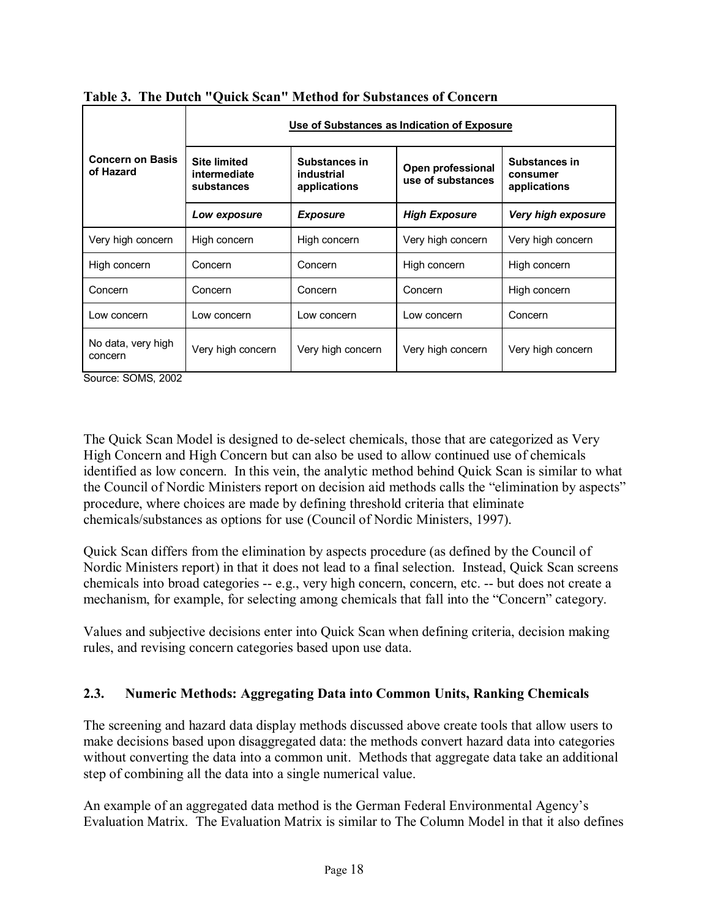**Table 3. The Dutch "Quick Scan" Method for Substances of Concern**

| Concern on Basis of Hazard | Use of Substances as Indication of Exposure | | | |
|---|---|---|---|---|
| | **Site limited intermediate substances** | **Substances in industrial applications** | **Open professional use of substances** | **Substances in consumer applications** |
| | ***Low exposure*** | ***Exposure*** | ***High Exposure*** | ***Very high exposure*** |
| Very high concern | High concern | High concern | Very high concern | Very high concern |
| High concern | Concern | Concern | High concern | High concern |
| Concern | Concern | Concern | Concern | High concern |
| Low concern | Low concern | Low concern | Low concern | Concern |
| No data, very high concern | Very high concern | Very high concern | Very high concern | Very high concern |

Source: SOMS, 2002

The Quick Scan Model is designed to de-select chemicals, those that are categorized as Very High Concern and High Concern but can also be used to allow continued use of chemicals identified as low concern. In this vein, the analytic method behind Quick Scan is similar to what the Council of Nordic Ministers report on decision aid methods calls the "elimination by aspects" procedure, where choices are made by defining threshold criteria that eliminate chemicals/substances as options for use (Council of Nordic Ministers, 1997).

Quick Scan differs from the elimination by aspects procedure (as defined by the Council of Nordic Ministers report) in that it does not lead to a final selection. Instead, Quick Scan screens chemicals into broad categories -- e.g., very high concern, concern, etc. -- but does not create a mechanism, for example, for selecting among chemicals that fall into the "Concern" category.

Values and subjective decisions enter into Quick Scan when defining criteria, decision making rules, and revising concern categories based upon use data.

### 2.3. Numeric Methods: Aggregating Data into Common Units, Ranking Chemicals

The screening and hazard data display methods discussed above create tools that allow users to make decisions based upon disaggregated data: the methods convert hazard data into categories without converting the data into a common unit. Methods that aggregate data take an additional step of combining all the data into a single numerical value.

An example of an aggregated data method is the German Federal Environmental Agency's Evaluation Matrix. The Evaluation Matrix is similar to The Column Model in that it also defines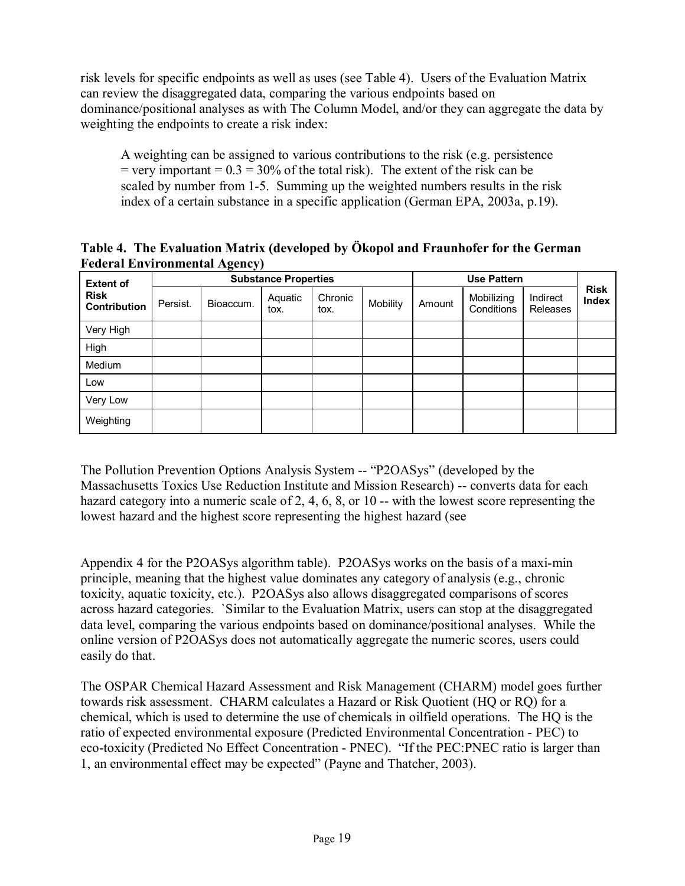risk levels for specific endpoints as well as uses (see Table 4). Users of the Evaluation Matrix can review the disaggregated data, comparing the various endpoints based on dominance/positional analyses as with The Column Model, and/or they can aggregate the data by weighting the endpoints to create a risk index:

> A weighting can be assigned to various contributions to the risk (e.g. persistence = very important = 0.3 = 30% of the total risk). The extent of the risk can be scaled by number from 1-5. Summing up the weighted numbers results in the risk index of a certain substance in a specific application (German EPA, 2003a, p.19).

**Table 4. The Evaluation Matrix (developed by Ökopol and Fraunhofer for the German Federal Environmental Agency)**

| Extent of Risk Contribution | Substance Properties | | | | | Use Pattern | | | Risk Index |
|---|---|---|---|---|---|---|---|---|---|
| | Persist. | Bioaccum. | Aquatic tox. | Chronic tox. | Mobility | Amount | Mobilizing Conditions | Indirect Releases | |
| Very High | | | | | | | | | |
| High | | | | | | | | | |
| Medium | | | | | | | | | |
| Low | | | | | | | | | |
| Very Low | | | | | | | | | |
| Weighting | | | | | | | | | |

The Pollution Prevention Options Analysis System -- "P2OASys" (developed by the Massachusetts Toxics Use Reduction Institute and Mission Research) -- converts data for each hazard category into a numeric scale of 2, 4, 6, 8, or 10 -- with the lowest score representing the lowest hazard and the highest score representing the highest hazard (see

Appendix 4 for the P2OASys algorithm table). P2OASys works on the basis of a maxi-min principle, meaning that the highest value dominates any category of analysis (e.g., chronic toxicity, aquatic toxicity, etc.). P2OASys also allows disaggregated comparisons of scores across hazard categories. `Similar to the Evaluation Matrix, users can stop at the disaggregated data level, comparing the various endpoints based on dominance/positional analyses. While the online version of P2OASys does not automatically aggregate the numeric scores, users could easily do that.

The OSPAR Chemical Hazard Assessment and Risk Management (CHARM) model goes further towards risk assessment. CHARM calculates a Hazard or Risk Quotient (HQ or RQ) for a chemical, which is used to determine the use of chemicals in oilfield operations. The HQ is the ratio of expected environmental exposure (Predicted Environmental Concentration - PEC) to eco-toxicity (Predicted No Effect Concentration - PNEC). "If the PEC:PNEC ratio is larger than 1, an environmental effect may be expected" (Payne and Thatcher, 2003).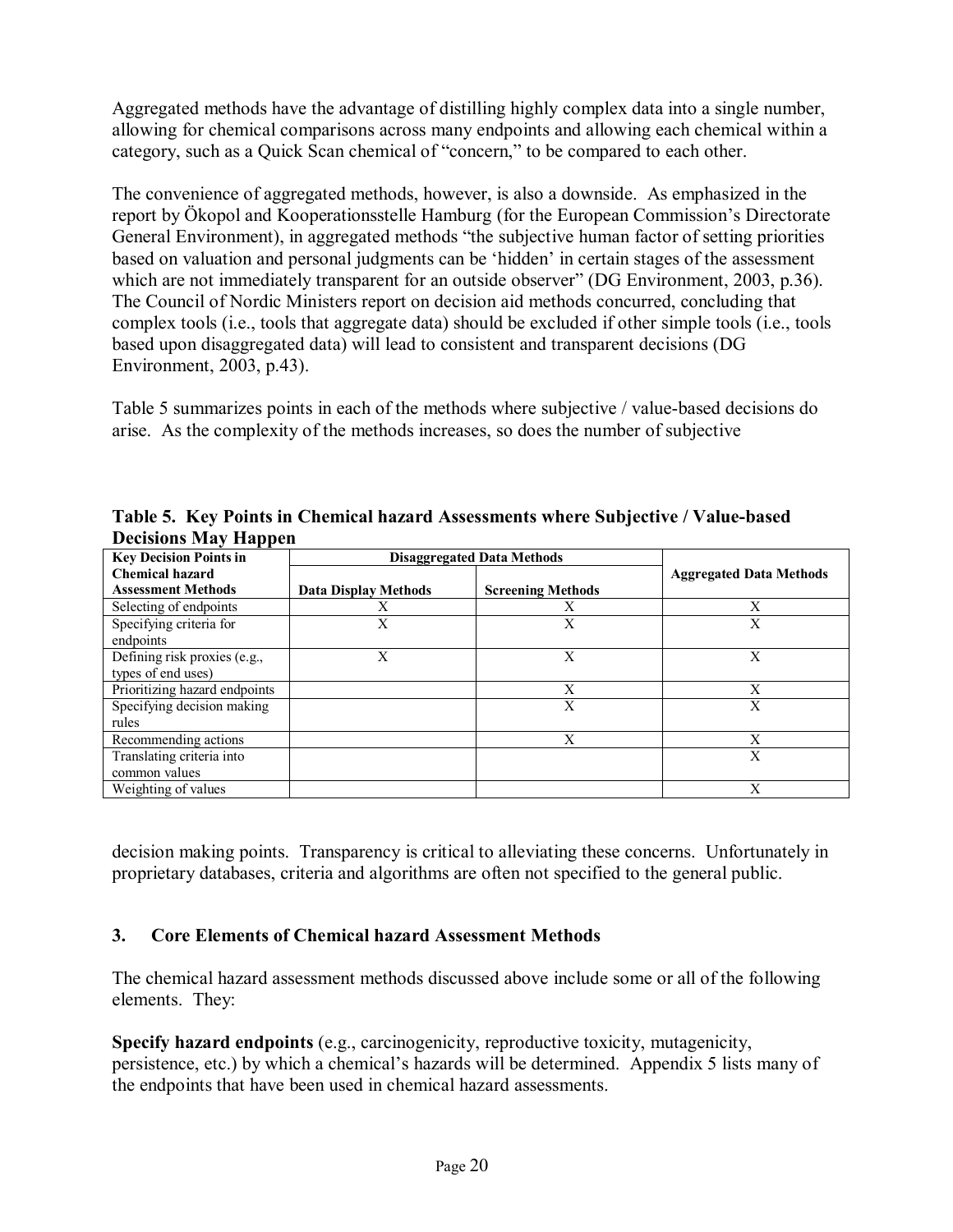Aggregated methods have the advantage of distilling highly complex data into a single number, allowing for chemical comparisons across many endpoints and allowing each chemical within a category, such as a Quick Scan chemical of "concern," to be compared to each other.

The convenience of aggregated methods, however, is also a downside. As emphasized in the report by Ökopol and Kooperationsstelle Hamburg (for the European Commission's Directorate General Environment), in aggregated methods "the subjective human factor of setting priorities based on valuation and personal judgments can be 'hidden' in certain stages of the assessment which are not immediately transparent for an outside observer" (DG Environment, 2003, p.36). The Council of Nordic Ministers report on decision aid methods concurred, concluding that complex tools (i.e., tools that aggregate data) should be excluded if other simple tools (i.e., tools based upon disaggregated data) will lead to consistent and transparent decisions (DG Environment, 2003, p.43).

Table 5 summarizes points in each of the methods where subjective / value-based decisions do arise. As the complexity of the methods increases, so does the number of subjective decision making points. Transparency is critical to alleviating these concerns. Unfortunately in proprietary databases, criteria and algorithms are often not specified to the general public.

**Table 5. Key Points in Chemical hazard Assessments where Subjective / Value-based Decisions May Happen**

| Key Decision Points in Chemical hazard Assessment Methods | Disaggregated Data Methods | | Aggregated Data Methods |
|---|---|---|---|
| | Data Display Methods | Screening Methods | |
| Selecting of endpoints | X | X | X |
| Specifying criteria for endpoints | X | X | X |
| Defining risk proxies (e.g., types of end uses) | X | X | X |
| Prioritizing hazard endpoints | | X | X |
| Specifying decision making rules | | X | X |
| Recommending actions | | X | X |
| Translating criteria into common values | | | X |
| Weighting of values | | | X |

## 3. Core Elements of Chemical hazard Assessment Methods

The chemical hazard assessment methods discussed above include some or all of the following elements. They:

**Specify hazard endpoints** (e.g., carcinogenicity, reproductive toxicity, mutagenicity, persistence, etc.) by which a chemical's hazards will be determined. Appendix 5 lists many of the endpoints that have been used in chemical hazard assessments.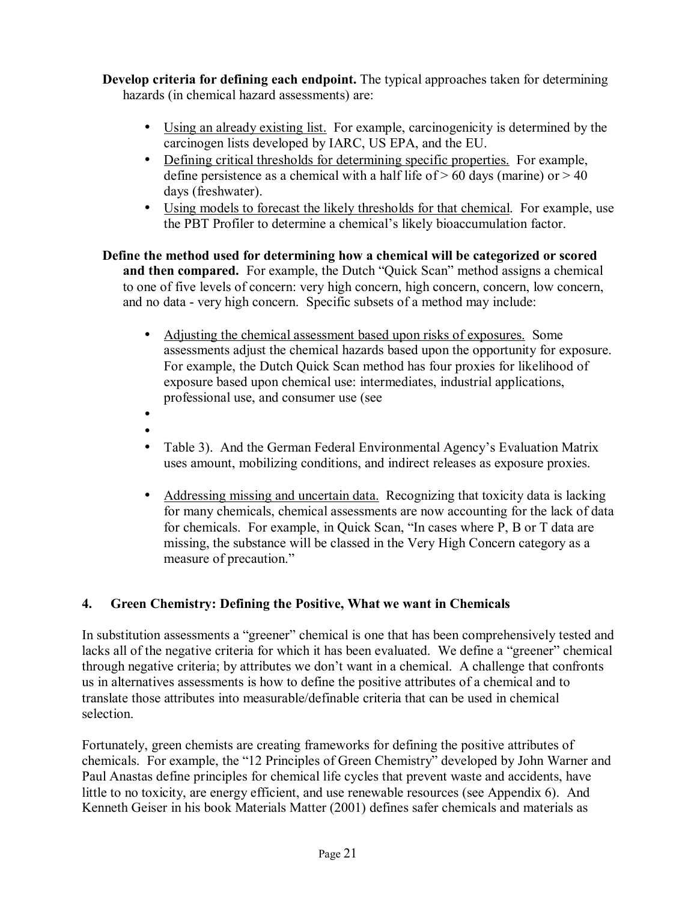**Develop criteria for defining each endpoint.** The typical approaches taken for determining hazards (in chemical hazard assessments) are:

- Using an already existing list. For example, carcinogenicity is determined by the carcinogen lists developed by IARC, US EPA, and the EU.
- Defining critical thresholds for determining specific properties. For example, define persistence as a chemical with a half life of > 60 days (marine) or > 40 days (freshwater).
- Using models to forecast the likely thresholds for that chemical. For example, use the PBT Profiler to determine a chemical's likely bioaccumulation factor.

**Define the method used for determining how a chemical will be categorized or scored and then compared.** For example, the Dutch "Quick Scan" method assigns a chemical to one of five levels of concern: very high concern, high concern, concern, low concern, and no data - very high concern. Specific subsets of a method may include:

- Adjusting the chemical assessment based upon risks of exposures. Some assessments adjust the chemical hazards based upon the opportunity for exposure. For example, the Dutch Quick Scan method has four proxies for likelihood of exposure based upon chemical use: intermediates, industrial applications, professional use, and consumer use (see
- 
- 
- Table 3). And the German Federal Environmental Agency's Evaluation Matrix uses amount, mobilizing conditions, and indirect releases as exposure proxies.

- Addressing missing and uncertain data. Recognizing that toxicity data is lacking for many chemicals, chemical assessments are now accounting for the lack of data for chemicals. For example, in Quick Scan, "In cases where P, B or T data are missing, the substance will be classed in the Very High Concern category as a measure of precaution."

## 4. Green Chemistry: Defining the Positive, What we want in Chemicals

In substitution assessments a "greener" chemical is one that has been comprehensively tested and lacks all of the negative criteria for which it has been evaluated. We define a "greener" chemical through negative criteria; by attributes we don't want in a chemical. A challenge that confronts us in alternatives assessments is how to define the positive attributes of a chemical and to translate those attributes into measurable/definable criteria that can be used in chemical selection.

Fortunately, green chemists are creating frameworks for defining the positive attributes of chemicals. For example, the "12 Principles of Green Chemistry" developed by John Warner and Paul Anastas define principles for chemical life cycles that prevent waste and accidents, have little to no toxicity, are energy efficient, and use renewable resources (see Appendix 6). And Kenneth Geiser in his book Materials Matter (2001) defines safer chemicals and materials as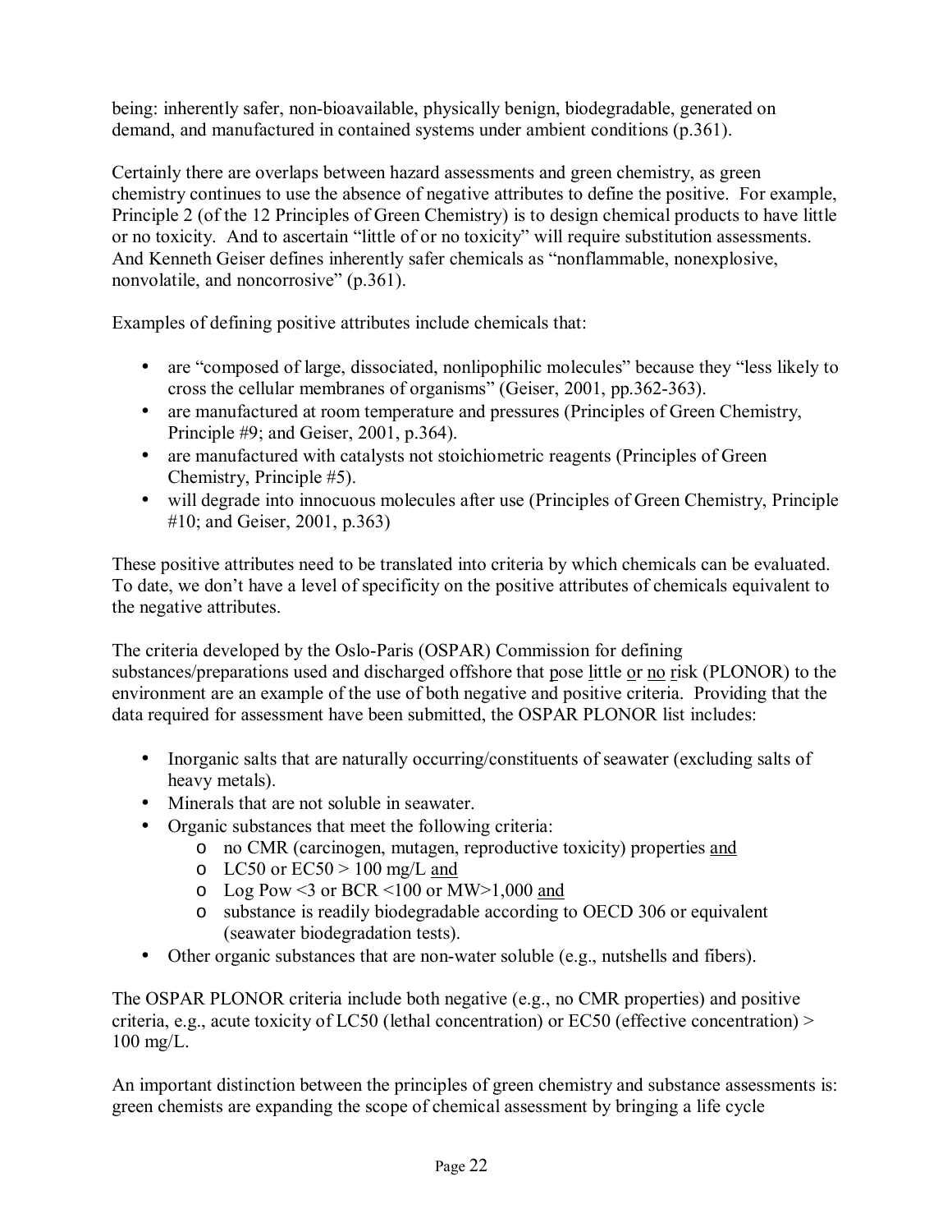being: inherently safer, non-bioavailable, physically benign, biodegradable, generated on demand, and manufactured in contained systems under ambient conditions (p.361).

Certainly there are overlaps between hazard assessments and green chemistry, as green chemistry continues to use the absence of negative attributes to define the positive. For example, Principle 2 (of the 12 Principles of Green Chemistry) is to design chemical products to have little or no toxicity. And to ascertain "little of or no toxicity" will require substitution assessments. And Kenneth Geiser defines inherently safer chemicals as "nonflammable, nonexplosive, nonvolatile, and noncorrosive" (p.361).

Examples of defining positive attributes include chemicals that:

- are "composed of large, dissociated, nonlipophilic molecules" because they "less likely to cross the cellular membranes of organisms" (Geiser, 2001, pp.362-363).
- are manufactured at room temperature and pressures (Principles of Green Chemistry, Principle #9; and Geiser, 2001, p.364).
- are manufactured with catalysts not stoichiometric reagents (Principles of Green Chemistry, Principle #5).
- will degrade into innocuous molecules after use (Principles of Green Chemistry, Principle #10; and Geiser, 2001, p.363)

These positive attributes need to be translated into criteria by which chemicals can be evaluated. To date, we don't have a level of specificity on the positive attributes of chemicals equivalent to the negative attributes.

The criteria developed by the Oslo-Paris (OSPAR) Commission for defining substances/preparations used and discharged offshore that pose little or no risk (PLONOR) to the environment are an example of the use of both negative and positive criteria. Providing that the data required for assessment have been submitted, the OSPAR PLONOR list includes:

- Inorganic salts that are naturally occurring/constituents of seawater (excluding salts of heavy metals).
- Minerals that are not soluble in seawater.
- Organic substances that meet the following criteria:
  - no CMR (carcinogen, mutagen, reproductive toxicity) properties and
  - LC50 or EC50 > 100 mg/L and
  - Log Pow <3 or BCR <100 or MW>1,000 and
  - substance is readily biodegradable according to OECD 306 or equivalent (seawater biodegradation tests).
- Other organic substances that are non-water soluble (e.g., nutshells and fibers).

The OSPAR PLONOR criteria include both negative (e.g., no CMR properties) and positive criteria, e.g., acute toxicity of LC50 (lethal concentration) or EC50 (effective concentration) > 100 mg/L.

An important distinction between the principles of green chemistry and substance assessments is: green chemists are expanding the scope of chemical assessment by bringing a life cycle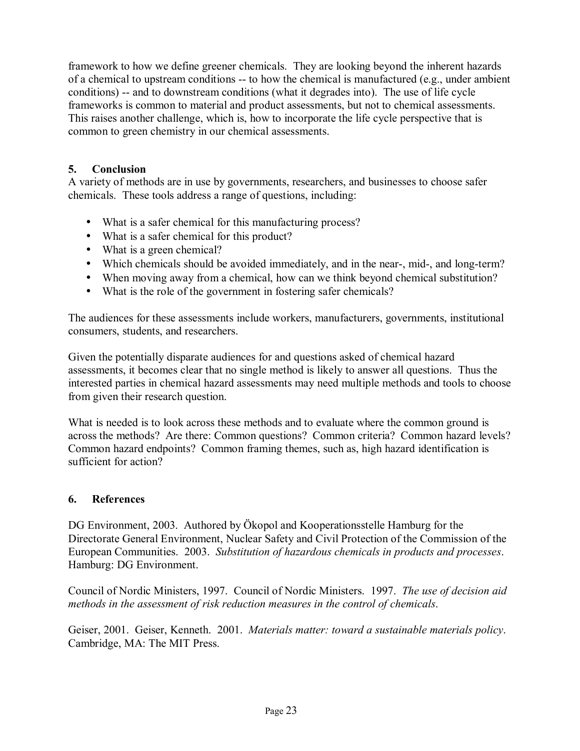framework to how we define greener chemicals. They are looking beyond the inherent hazards of a chemical to upstream conditions -- to how the chemical is manufactured (e.g., under ambient conditions) -- and to downstream conditions (what it degrades into). The use of life cycle frameworks is common to material and product assessments, but not to chemical assessments. This raises another challenge, which is, how to incorporate the life cycle perspective that is common to green chemistry in our chemical assessments.

## 5. Conclusion

A variety of methods are in use by governments, researchers, and businesses to choose safer chemicals. These tools address a range of questions, including:

- What is a safer chemical for this manufacturing process?
- What is a safer chemical for this product?
- What is a green chemical?
- Which chemicals should be avoided immediately, and in the near-, mid-, and long-term?
- When moving away from a chemical, how can we think beyond chemical substitution?
- What is the role of the government in fostering safer chemicals?

The audiences for these assessments include workers, manufacturers, governments, institutional consumers, students, and researchers.

Given the potentially disparate audiences for and questions asked of chemical hazard assessments, it becomes clear that no single method is likely to answer all questions. Thus the interested parties in chemical hazard assessments may need multiple methods and tools to choose from given their research question.

What is needed is to look across these methods and to evaluate where the common ground is across the methods? Are there: Common questions? Common criteria? Common hazard levels? Common hazard endpoints? Common framing themes, such as, high hazard identification is sufficient for action?

## 6. References

DG Environment, 2003. Authored by Ökopol and Kooperationsstelle Hamburg for the Directorate General Environment, Nuclear Safety and Civil Protection of the Commission of the European Communities. 2003. *Substitution of hazardous chemicals in products and processes*. Hamburg: DG Environment.

Council of Nordic Ministers, 1997. Council of Nordic Ministers. 1997. *The use of decision aid methods in the assessment of risk reduction measures in the control of chemicals*.

Geiser, 2001. Geiser, Kenneth. 2001. *Materials matter: toward a sustainable materials policy*. Cambridge, MA: The MIT Press.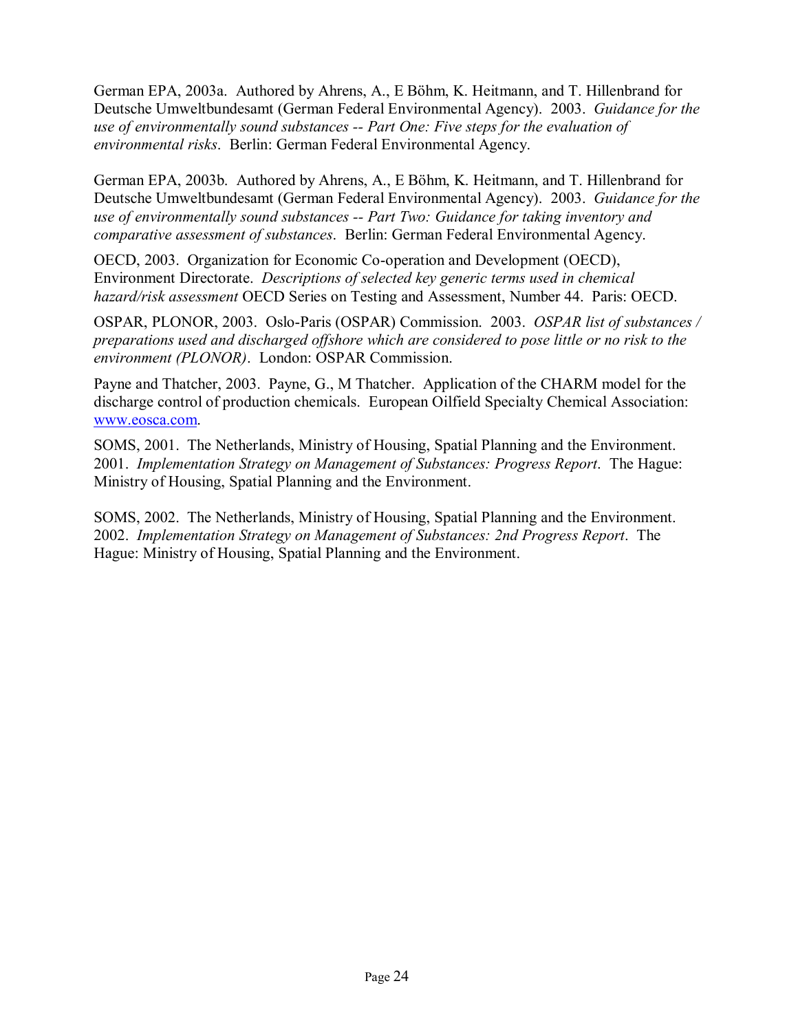German EPA, 2003a. Authored by Ahrens, A., E Böhm, K. Heitmann, and T. Hillenbrand for Deutsche Umweltbundesamt (German Federal Environmental Agency). 2003. *Guidance for the use of environmentally sound substances -- Part One: Five steps for the evaluation of environmental risks*. Berlin: German Federal Environmental Agency.

German EPA, 2003b. Authored by Ahrens, A., E Böhm, K. Heitmann, and T. Hillenbrand for Deutsche Umweltbundesamt (German Federal Environmental Agency). 2003. *Guidance for the use of environmentally sound substances -- Part Two: Guidance for taking inventory and comparative assessment of substances*. Berlin: German Federal Environmental Agency.

OECD, 2003. Organization for Economic Co-operation and Development (OECD), Environment Directorate. *Descriptions of selected key generic terms used in chemical hazard/risk assessment* OECD Series on Testing and Assessment, Number 44. Paris: OECD.

OSPAR, PLONOR, 2003. Oslo-Paris (OSPAR) Commission. 2003. *OSPAR list of substances / preparations used and discharged offshore which are considered to pose little or no risk to the environment (PLONOR)*. London: OSPAR Commission.

Payne and Thatcher, 2003. Payne, G., M Thatcher. Application of the CHARM model for the discharge control of production chemicals. European Oilfield Specialty Chemical Association: www.eosca.com.

SOMS, 2001. The Netherlands, Ministry of Housing, Spatial Planning and the Environment. 2001. *Implementation Strategy on Management of Substances: Progress Report*. The Hague: Ministry of Housing, Spatial Planning and the Environment.

SOMS, 2002. The Netherlands, Ministry of Housing, Spatial Planning and the Environment. 2002. *Implementation Strategy on Management of Substances: 2nd Progress Report*. The Hague: Ministry of Housing, Spatial Planning and the Environment.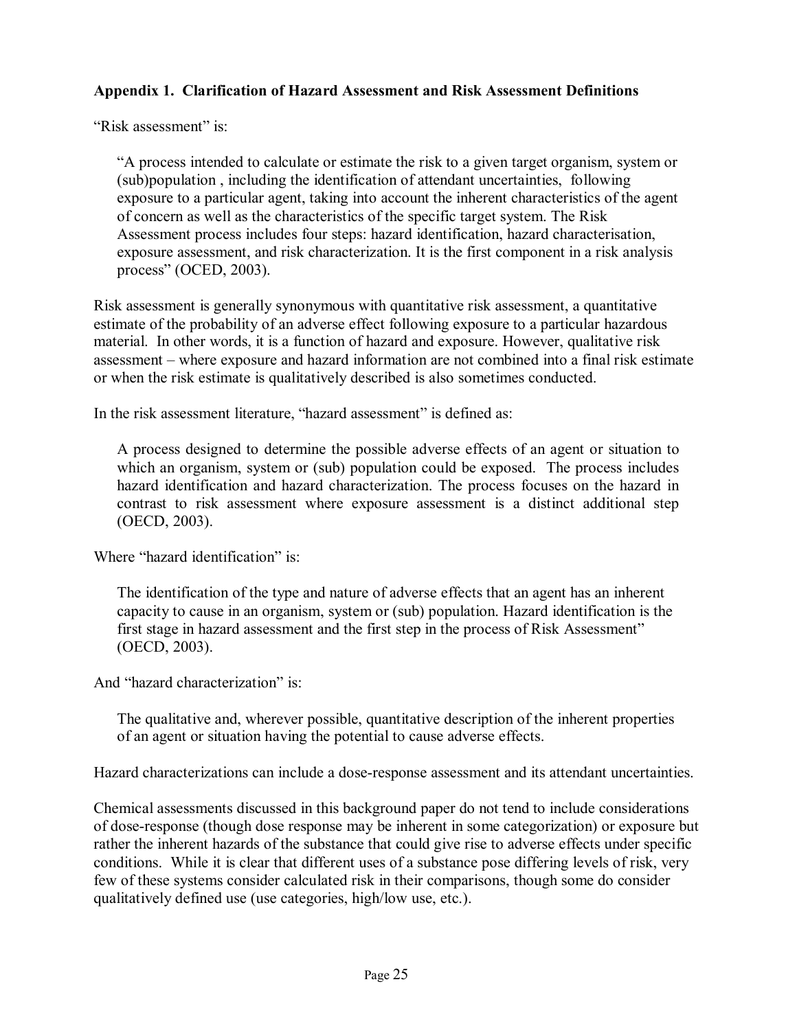### Appendix 1. Clarification of Hazard Assessment and Risk Assessment Definitions

"Risk assessment" is:

> "A process intended to calculate or estimate the risk to a given target organism, system or (sub)population , including the identification of attendant uncertainties, following exposure to a particular agent, taking into account the inherent characteristics of the agent of concern as well as the characteristics of the specific target system. The Risk Assessment process includes four steps: hazard identification, hazard characterisation, exposure assessment, and risk characterization. It is the first component in a risk analysis process" (OCED, 2003).

Risk assessment is generally synonymous with quantitative risk assessment, a quantitative estimate of the probability of an adverse effect following exposure to a particular hazardous material. In other words, it is a function of hazard and exposure. However, qualitative risk assessment – where exposure and hazard information are not combined into a final risk estimate or when the risk estimate is qualitatively described is also sometimes conducted.

In the risk assessment literature, "hazard assessment" is defined as:

> A process designed to determine the possible adverse effects of an agent or situation to which an organism, system or (sub) population could be exposed. The process includes hazard identification and hazard characterization. The process focuses on the hazard in contrast to risk assessment where exposure assessment is a distinct additional step (OECD, 2003).

Where "hazard identification" is:

> The identification of the type and nature of adverse effects that an agent has an inherent capacity to cause in an organism, system or (sub) population. Hazard identification is the first stage in hazard assessment and the first step in the process of Risk Assessment" (OECD, 2003).

And "hazard characterization" is:

> The qualitative and, wherever possible, quantitative description of the inherent properties of an agent or situation having the potential to cause adverse effects.

Hazard characterizations can include a dose-response assessment and its attendant uncertainties.

Chemical assessments discussed in this background paper do not tend to include considerations of dose-response (though dose response may be inherent in some categorization) or exposure but rather the inherent hazards of the substance that could give rise to adverse effects under specific conditions. While it is clear that different uses of a substance pose differing levels of risk, very few of these systems consider calculated risk in their comparisons, though some do consider qualitatively defined use (use categories, high/low use, etc.).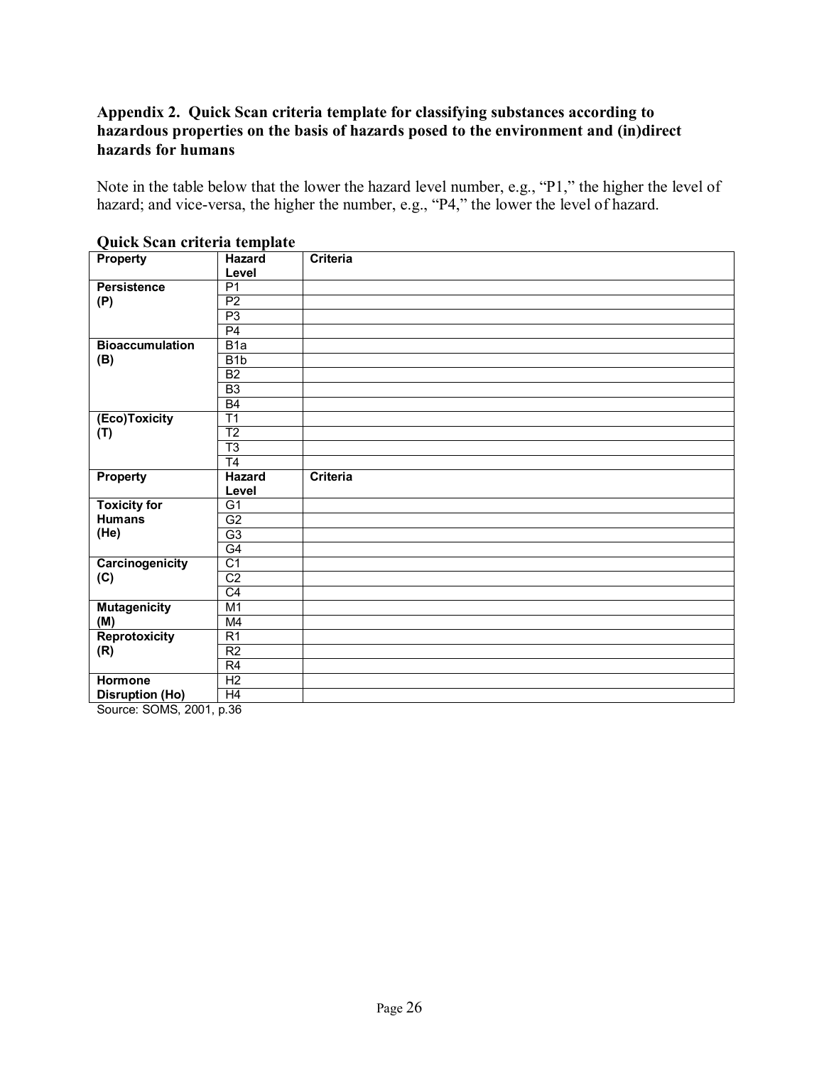### Appendix 2. Quick Scan criteria template for classifying substances according to hazardous properties on the basis of hazards posed to the environment and (in)direct hazards for humans

Note in the table below that the lower the hazard level number, e.g., "P1," the higher the level of hazard; and vice-versa, the higher the number, e.g., "P4," the lower the level of hazard.

**Quick Scan criteria template**

| Property | Hazard Level | Criteria |
|---|---|---|
| **Persistence (P)** | P1 | |
| | P2 | |
| | P3 | |
| | P4 | |
| **Bioaccumulation (B)** | B1a | |
| | B1b | |
| | B2 | |
| | B3 | |
| | B4 | |
| **(Eco)Toxicity (T)** | T1 | |
| | T2 | |
| | T3 | |
| | T4 | |
| **Property** | **Hazard Level** | **Criteria** |
| **Toxicity for Humans (He)** | G1 | |
| | G2 | |
| | G3 | |
| | G4 | |
| **Carcinogenicity (C)** | C1 | |
| | C2 | |
| | C4 | |
| **Mutagenicity (M)** | M1 | |
| | M4 | |
| **Reprotoxicity (R)** | R1 | |
| | R2 | |
| | R4 | |
| **Hormone Disruption (Ho)** | H2 | |
| | H4 | |

Source: SOMS, 2001, p.36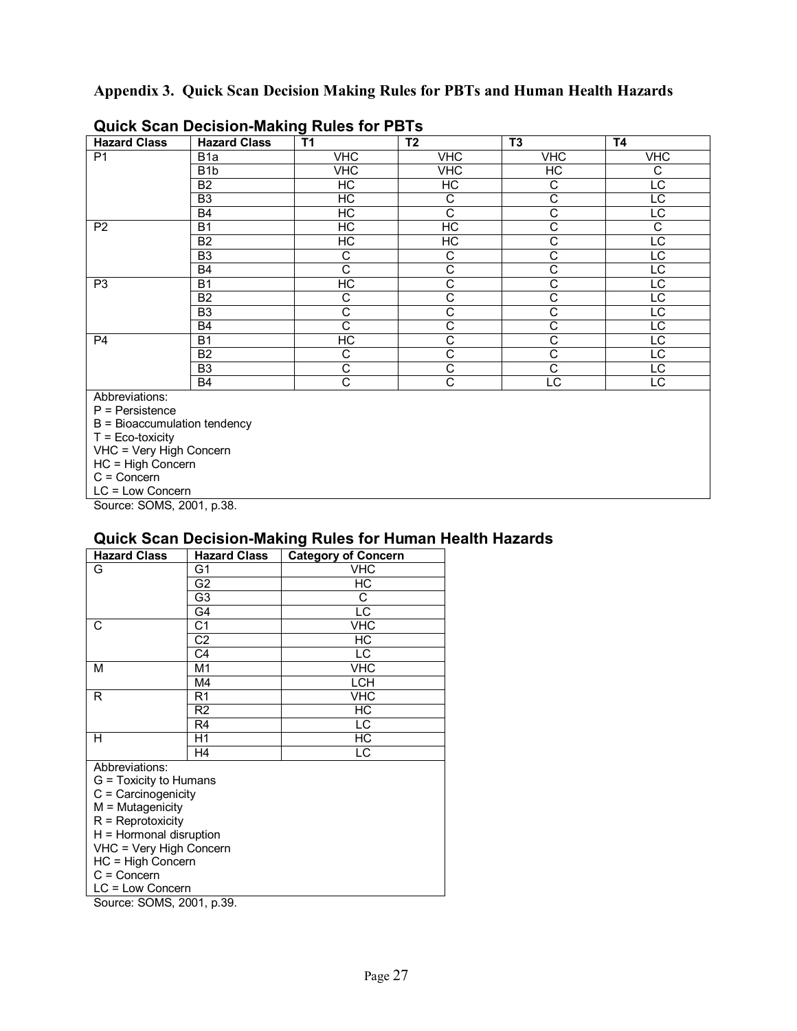## Appendix 3. Quick Scan Decision Making Rules for PBTs and Human Health Hazards

### Quick Scan Decision-Making Rules for PBTs

| Hazard Class | Hazard Class | T1 | T2 | T3 | T4 |
|---|---|---|---|---|---|
| P1 | B1a | VHC | VHC | VHC | VHC |
| | B1b | VHC | VHC | HC | C |
| | B2 | HC | HC | C | LC |
| | B3 | HC | C | C | LC |
| | B4 | HC | C | C | LC |
| P2 | B1 | HC | HC | C | C |
| | B2 | HC | HC | C | LC |
| | B3 | C | C | C | LC |
| | B4 | C | C | C | LC |
| P3 | B1 | HC | C | C | LC |
| | B2 | C | C | C | LC |
| | B3 | C | C | C | LC |
| | B4 | C | C | C | LC |
| P4 | B1 | HC | C | C | LC |
| | B2 | C | C | C | LC |
| | B3 | C | C | C | LC |
| | B4 | C | C | LC | LC |

Abbreviations:
P = Persistence
B = Bioaccumulation tendency
T = Eco-toxicity
VHC = Very High Concern
HC = High Concern
C = Concern
LC = Low Concern

Source: SOMS, 2001, p.38.

### Quick Scan Decision-Making Rules for Human Health Hazards

| Hazard Class | Hazard Class | Category of Concern |
|---|---|---|
| G | G1 | VHC |
| | G2 | HC |
| | G3 | C |
| | G4 | LC |
| C | C1 | VHC |
| | C2 | HC |
| | C4 | LC |
| M | M1 | VHC |
| | M4 | LCH |
| R | R1 | VHC |
| | R2 | HC |
| | R4 | LC |
| H | H1 | HC |
| | H4 | LC |

Abbreviations:
G = Toxicity to Humans
C = Carcinogenicity
M = Mutagenicity
R = Reprotoxicity
H = Hormonal disruption
VHC = Very High Concern
HC = High Concern
C = Concern
LC = Low Concern

Source: SOMS, 2001, p.39.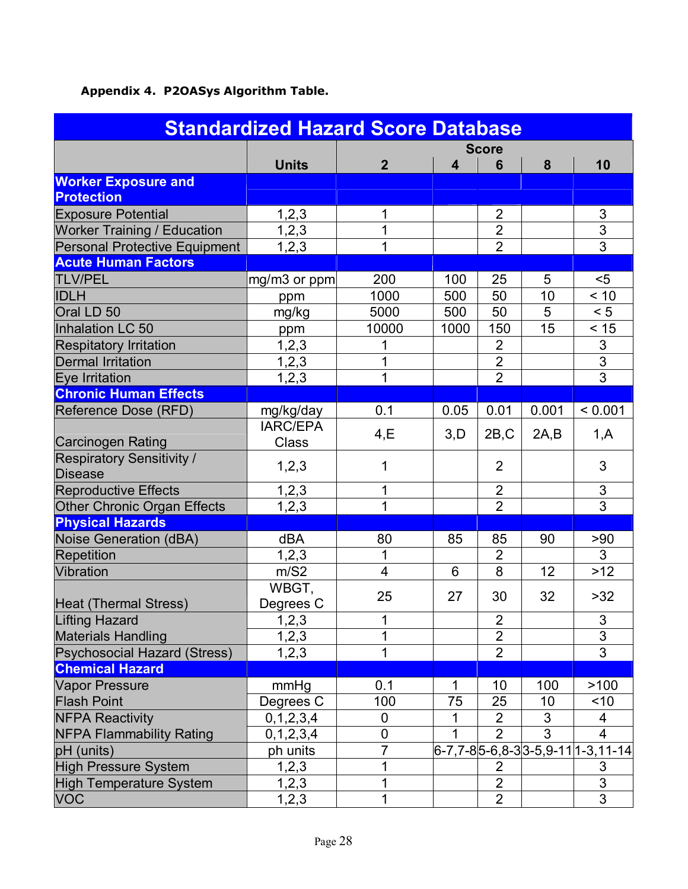**Appendix 4. P2OASys Algorithm Table.**

| Standardized Hazard Score Database | | | | | | |
|---|---|---|---|---|---|---|
| | | Score | | | | |
| | Units | 2 | 4 | 6 | 8 | 10 |
| **Worker Exposure and Protection** | | | | | | |
| Exposure Potential | 1,2,3 | 1 | | 2 | | 3 |
| Worker Training / Education | 1,2,3 | 1 | | 2 | | 3 |
| Personal Protective Equipment | 1,2,3 | 1 | | 2 | | 3 |
| **Acute Human Factors** | | | | | | |
| TLV/PEL | mg/m3 or ppm | 200 | 100 | 25 | 5 | <5 |
| IDLH | ppm | 1000 | 500 | 50 | 10 | < 10 |
| Oral LD 50 | mg/kg | 5000 | 500 | 50 | 5 | < 5 |
| Inhalation LC 50 | ppm | 10000 | 1000 | 150 | 15 | < 15 |
| Respitatory Irritation | 1,2,3 | 1 | | 2 | | 3 |
| Dermal Irritation | 1,2,3 | 1 | | 2 | | 3 |
| Eye Irritation | 1,2,3 | 1 | | 2 | | 3 |
| **Chronic Human Effects** | | | | | | |
| Reference Dose (RFD) | mg/kg/day | 0.1 | 0.05 | 0.01 | 0.001 | < 0.001 |
| Carcinogen Rating | IARC/EPA Class | 4,E | 3,D | 2B,C | 2A,B | 1,A |
| Respiratory Sensitivity / Disease | 1,2,3 | 1 | | 2 | | 3 |
| Reproductive Effects | 1,2,3 | 1 | | 2 | | 3 |
| Other Chronic Organ Effects | 1,2,3 | 1 | | 2 | | 3 |
| **Physical Hazards** | | | | | | |
| Noise Generation (dBA) | dBA | 80 | 85 | 85 | 90 | >90 |
| Repetition | 1,2,3 | 1 | | 2 | | 3 |
| Vibration | m/S2 | 4 | 6 | 8 | 12 | >12 |
| Heat (Thermal Stress) | WBGT, Degrees C | 25 | 27 | 30 | 32 | >32 |
| Lifting Hazard | 1,2,3 | 1 | | 2 | | 3 |
| Materials Handling | 1,2,3 | 1 | | 2 | | 3 |
| Psychosocial Hazard (Stress) | 1,2,3 | 1 | | 2 | | 3 |
| **Chemical Hazard** | | | | | | |
| Vapor Pressure | mmHg | 0.1 | 1 | 10 | 100 | >100 |
| Flash Point | Degrees C | 100 | 75 | 25 | 10 | <10 |
| NFPA Reactivity | 0,1,2,3,4 | 0 | 1 | 2 | 3 | 4 |
| NFPA Flammability Rating | 0,1,2,3,4 | 0 | 1 | 2 | 3 | 4 |
| pH (units) | ph units | 7 | 6-7,7-8 | 5-6,8-3 | 3-5,9-11 | 1-3,11-14 |
| High Pressure System | 1,2,3 | 1 | | 2 | | 3 |
| High Temperature System | 1,2,3 | 1 | | 2 | | 3 |
| VOC | 1,2,3 | 1 | | 2 | | 3 |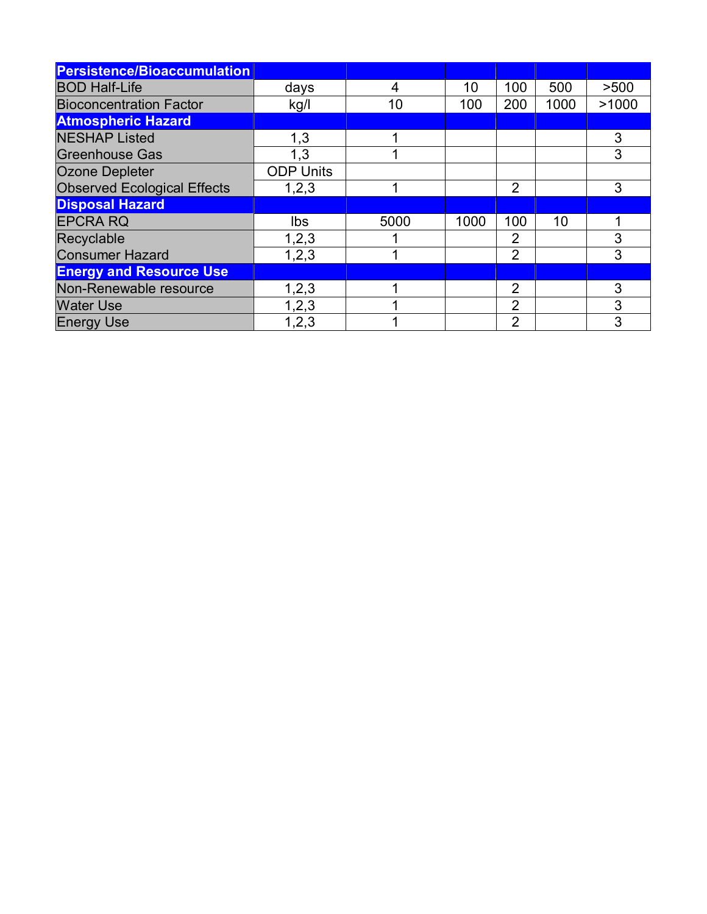| Persistence/Bioaccumulation | | | | | | |
|---|---|---|---|---|---|---|
| BOD Half-Life | days | 4 | 10 | 100 | 500 | >500 |
| Bioconcentration Factor | kg/l | 10 | 100 | 200 | 1000 | >1000 |
| **Atmospheric Hazard** | | | | | | |
| NESHAP Listed | 1,3 | 1 | | | | 3 |
| Greenhouse Gas | 1,3 | 1 | | | | 3 |
| Ozone Depleter | ODP Units | | | | | |
| Observed Ecological Effects | 1,2,3 | 1 | | 2 | | 3 |
| **Disposal Hazard** | | | | | | |
| EPCRA RQ | lbs | 5000 | 1000 | 100 | 10 | 1 |
| Recyclable | 1,2,3 | 1 | | 2 | | 3 |
| Consumer Hazard | 1,2,3 | 1 | | 2 | | 3 |
| **Energy and Resource Use** | | | | | | |
| Non-Renewable resource | 1,2,3 | 1 | | 2 | | 3 |
| Water Use | 1,2,3 | 1 | | 2 | | 3 |
| Energy Use | 1,2,3 | 1 | | 2 | | 3 |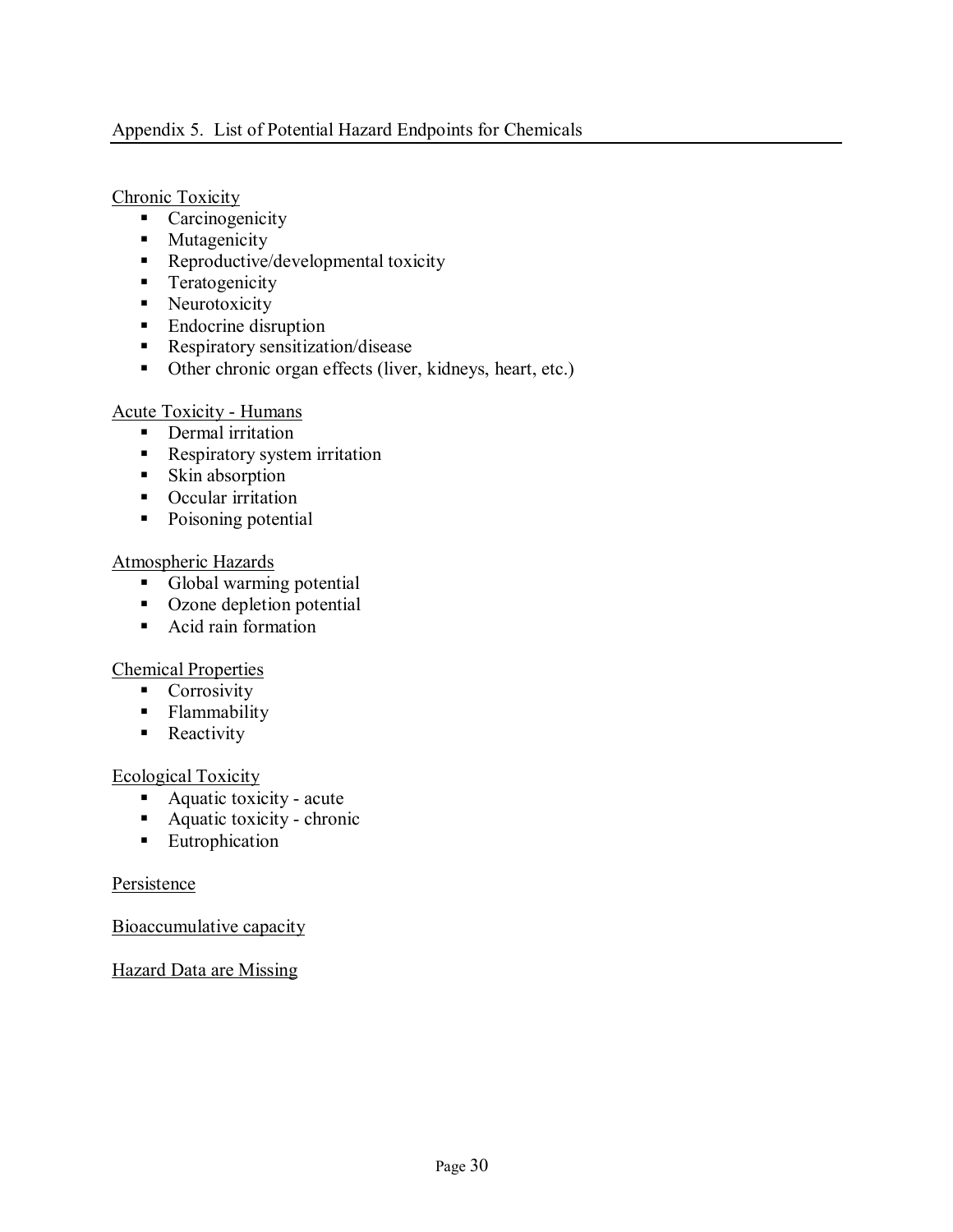## Appendix 5. List of Potential Hazard Endpoints for Chemicals

Chronic Toxicity

- Carcinogenicity
- Mutagenicity
- Reproductive/developmental toxicity
- Teratogenicity
- Neurotoxicity
- Endocrine disruption
- Respiratory sensitization/disease
- Other chronic organ effects (liver, kidneys, heart, etc.)

Acute Toxicity - Humans

- Dermal irritation
- Respiratory system irritation
- Skin absorption
- Occular irritation
- Poisoning potential

Atmospheric Hazards

- Global warming potential
- Ozone depletion potential
- Acid rain formation

Chemical Properties

- Corrosivity
- Flammability
- Reactivity

Ecological Toxicity

- Aquatic toxicity - acute
- Aquatic toxicity - chronic
- Eutrophication

Persistence

Bioaccumulative capacity

Hazard Data are Missing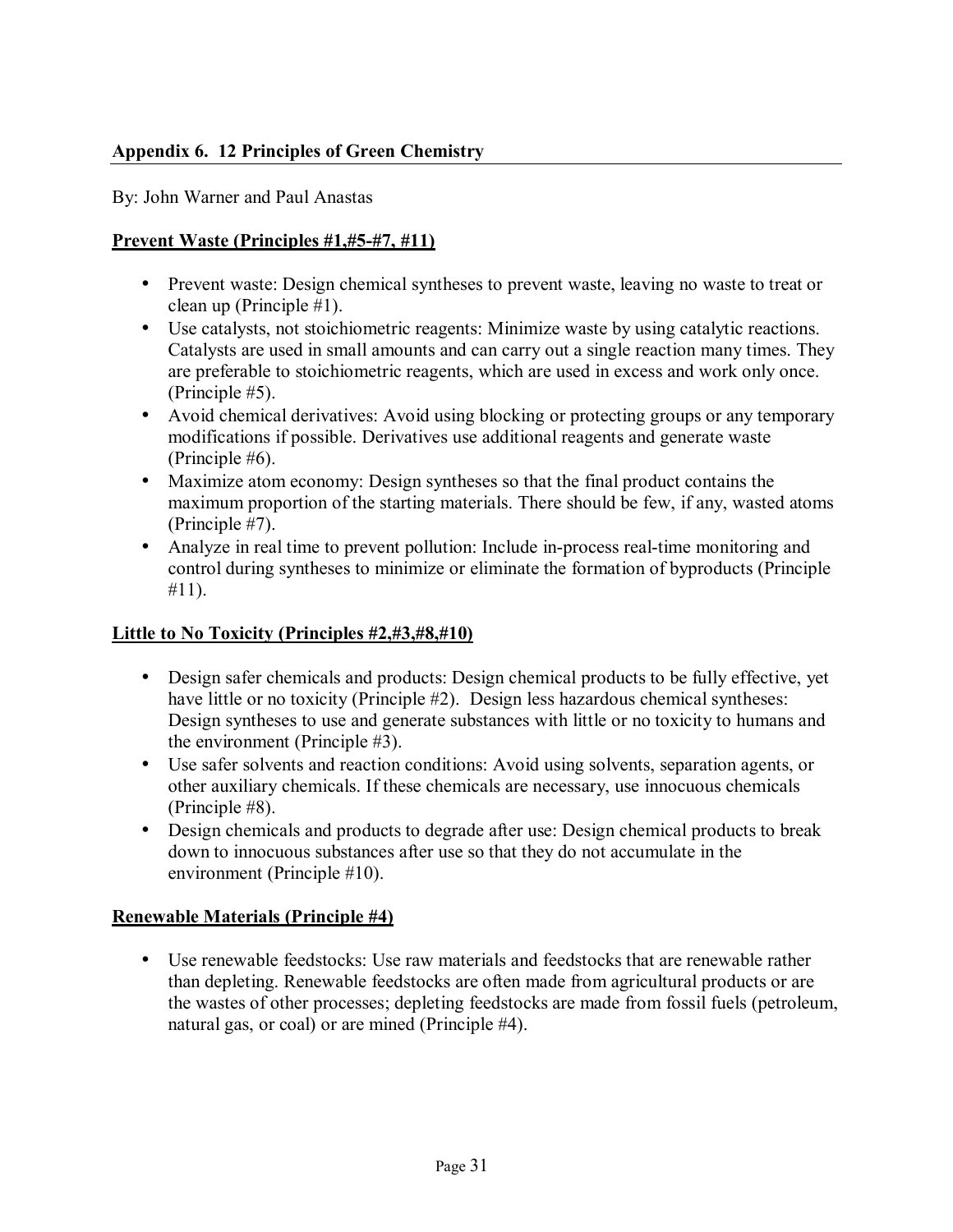## Appendix 6. 12 Principles of Green Chemistry

By: John Warner and Paul Anastas

### Prevent Waste (Principles #1,#5-#7, #11)

- Prevent waste: Design chemical syntheses to prevent waste, leaving no waste to treat or clean up (Principle #1).
- Use catalysts, not stoichiometric reagents: Minimize waste by using catalytic reactions. Catalysts are used in small amounts and can carry out a single reaction many times. They are preferable to stoichiometric reagents, which are used in excess and work only once. (Principle #5).
- Avoid chemical derivatives: Avoid using blocking or protecting groups or any temporary modifications if possible. Derivatives use additional reagents and generate waste (Principle #6).
- Maximize atom economy: Design syntheses so that the final product contains the maximum proportion of the starting materials. There should be few, if any, wasted atoms (Principle #7).
- Analyze in real time to prevent pollution: Include in-process real-time monitoring and control during syntheses to minimize or eliminate the formation of byproducts (Principle #11).

### Little to No Toxicity (Principles #2,#3,#8,#10)

- Design safer chemicals and products: Design chemical products to be fully effective, yet have little or no toxicity (Principle #2). Design less hazardous chemical syntheses: Design syntheses to use and generate substances with little or no toxicity to humans and the environment (Principle #3).
- Use safer solvents and reaction conditions: Avoid using solvents, separation agents, or other auxiliary chemicals. If these chemicals are necessary, use innocuous chemicals (Principle #8).
- Design chemicals and products to degrade after use: Design chemical products to break down to innocuous substances after use so that they do not accumulate in the environment (Principle #10).

### Renewable Materials (Principle #4)

- Use renewable feedstocks: Use raw materials and feedstocks that are renewable rather than depleting. Renewable feedstocks are often made from agricultural products or are the wastes of other processes; depleting feedstocks are made from fossil fuels (petroleum, natural gas, or coal) or are mined (Principle #4).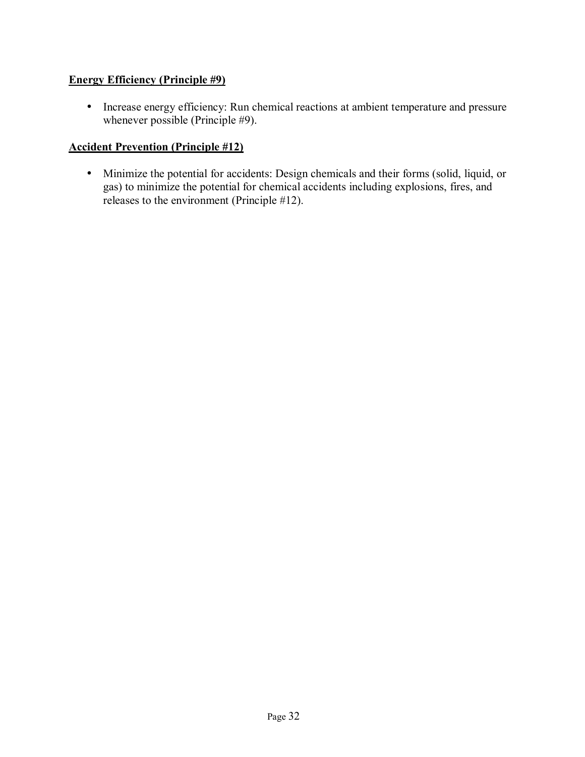**Energy Efficiency (Principle #9)**

- Increase energy efficiency: Run chemical reactions at ambient temperature and pressure whenever possible (Principle #9).

**Accident Prevention (Principle #12)**

- Minimize the potential for accidents: Design chemicals and their forms (solid, liquid, or gas) to minimize the potential for chemical accidents including explosions, fires, and releases to the environment (Principle #12).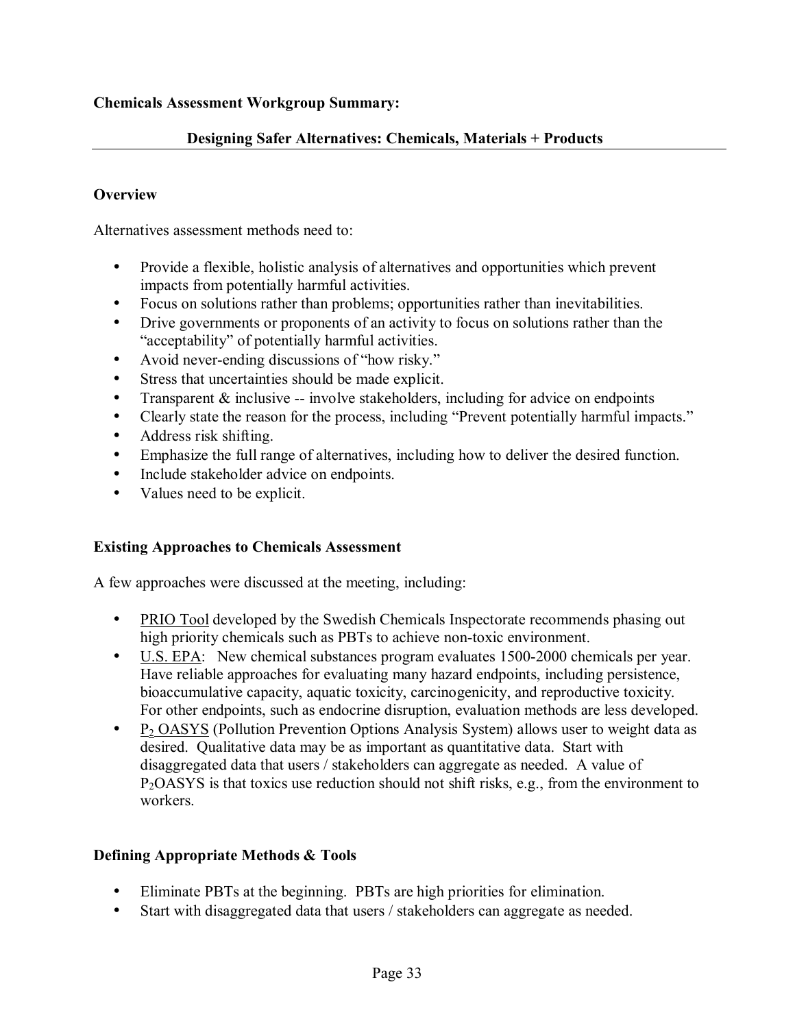**Chemicals Assessment Workgroup Summary:**

**Designing Safer Alternatives: Chemicals, Materials + Products**

## Overview

Alternatives assessment methods need to:

- Provide a flexible, holistic analysis of alternatives and opportunities which prevent impacts from potentially harmful activities.
- Focus on solutions rather than problems; opportunities rather than inevitabilities.
- Drive governments or proponents of an activity to focus on solutions rather than the "acceptability" of potentially harmful activities.
- Avoid never-ending discussions of "how risky."
- Stress that uncertainties should be made explicit.
- Transparent & inclusive -- involve stakeholders, including for advice on endpoints
- Clearly state the reason for the process, including "Prevent potentially harmful impacts."
- Address risk shifting.
- Emphasize the full range of alternatives, including how to deliver the desired function.
- Include stakeholder advice on endpoints.
- Values need to be explicit.

## Existing Approaches to Chemicals Assessment

A few approaches were discussed at the meeting, including:

- PRIO Tool developed by the Swedish Chemicals Inspectorate recommends phasing out high priority chemicals such as PBTs to achieve non-toxic environment.
- U.S. EPA: New chemical substances program evaluates 1500-2000 chemicals per year. Have reliable approaches for evaluating many hazard endpoints, including persistence, bioaccumulative capacity, aquatic toxicity, carcinogenicity, and reproductive toxicity. For other endpoints, such as endocrine disruption, evaluation methods are less developed.
- $P_2$ OASYS (Pollution Prevention Options Analysis System) allows user to weight data as desired. Qualitative data may be as important as quantitative data. Start with disaggregated data that users / stakeholders can aggregate as needed. A value of $P_2$OASYS is that toxics use reduction should not shift risks, e.g., from the environment to workers.

## Defining Appropriate Methods & Tools

- Eliminate PBTs at the beginning. PBTs are high priorities for elimination.
- Start with disaggregated data that users / stakeholders can aggregate as needed.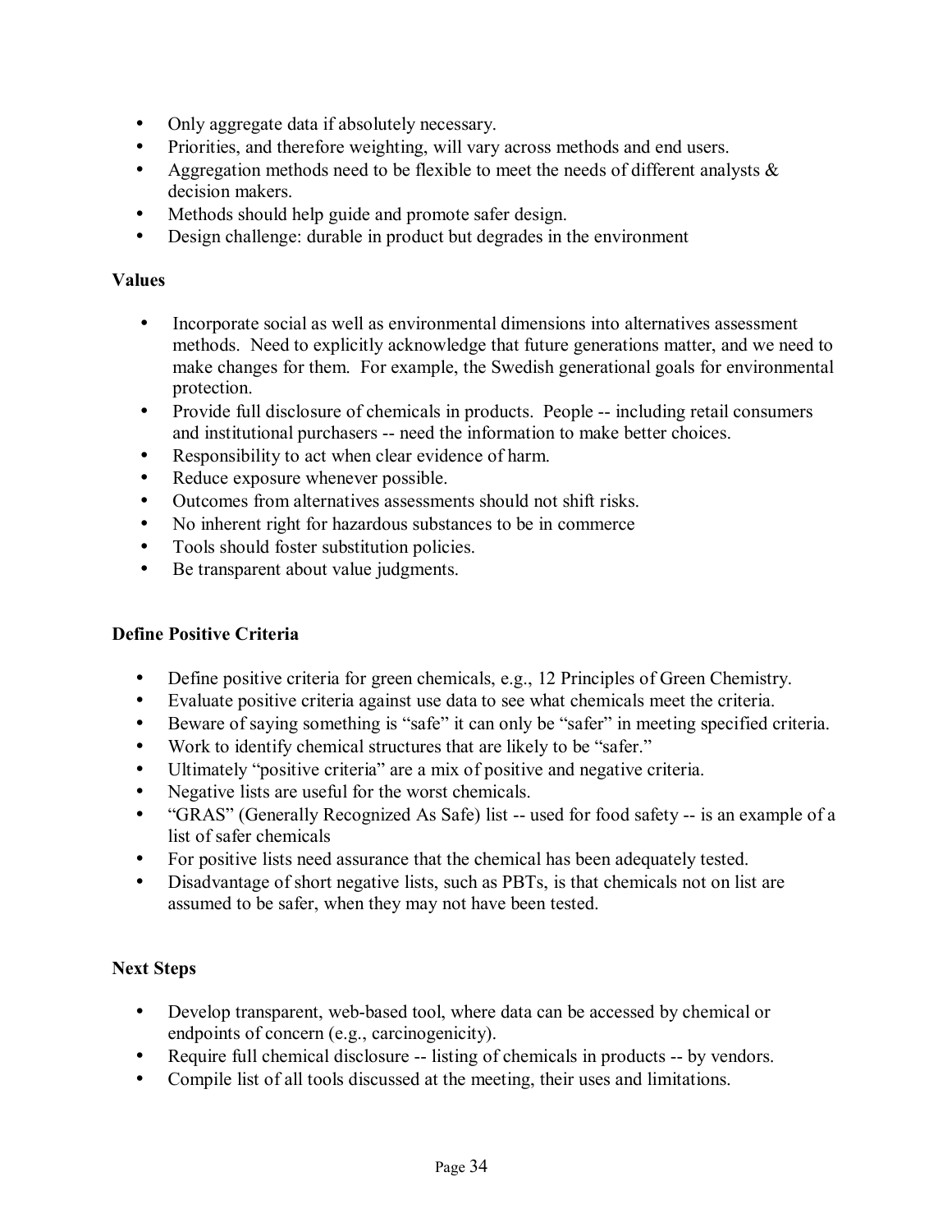- Only aggregate data if absolutely necessary.
- Priorities, and therefore weighting, will vary across methods and end users.
- Aggregation methods need to be flexible to meet the needs of different analysts & decision makers.
- Methods should help guide and promote safer design.
- Design challenge: durable in product but degrades in the environment

**Values**

- Incorporate social as well as environmental dimensions into alternatives assessment methods. Need to explicitly acknowledge that future generations matter, and we need to make changes for them. For example, the Swedish generational goals for environmental protection.
- Provide full disclosure of chemicals in products. People -- including retail consumers and institutional purchasers -- need the information to make better choices.
- Responsibility to act when clear evidence of harm.
- Reduce exposure whenever possible.
- Outcomes from alternatives assessments should not shift risks.
- No inherent right for hazardous substances to be in commerce
- Tools should foster substitution policies.
- Be transparent about value judgments.

**Define Positive Criteria**

- Define positive criteria for green chemicals, e.g., 12 Principles of Green Chemistry.
- Evaluate positive criteria against use data to see what chemicals meet the criteria.
- Beware of saying something is "safe" it can only be "safer" in meeting specified criteria.
- Work to identify chemical structures that are likely to be "safer."
- Ultimately "positive criteria" are a mix of positive and negative criteria.
- Negative lists are useful for the worst chemicals.
- "GRAS" (Generally Recognized As Safe) list -- used for food safety -- is an example of a list of safer chemicals
- For positive lists need assurance that the chemical has been adequately tested.
- Disadvantage of short negative lists, such as PBTs, is that chemicals not on list are assumed to be safer, when they may not have been tested.

**Next Steps**

- Develop transparent, web-based tool, where data can be accessed by chemical or endpoints of concern (e.g., carcinogenicity).
- Require full chemical disclosure -- listing of chemicals in products -- by vendors.
- Compile list of all tools discussed at the meeting, their uses and limitations.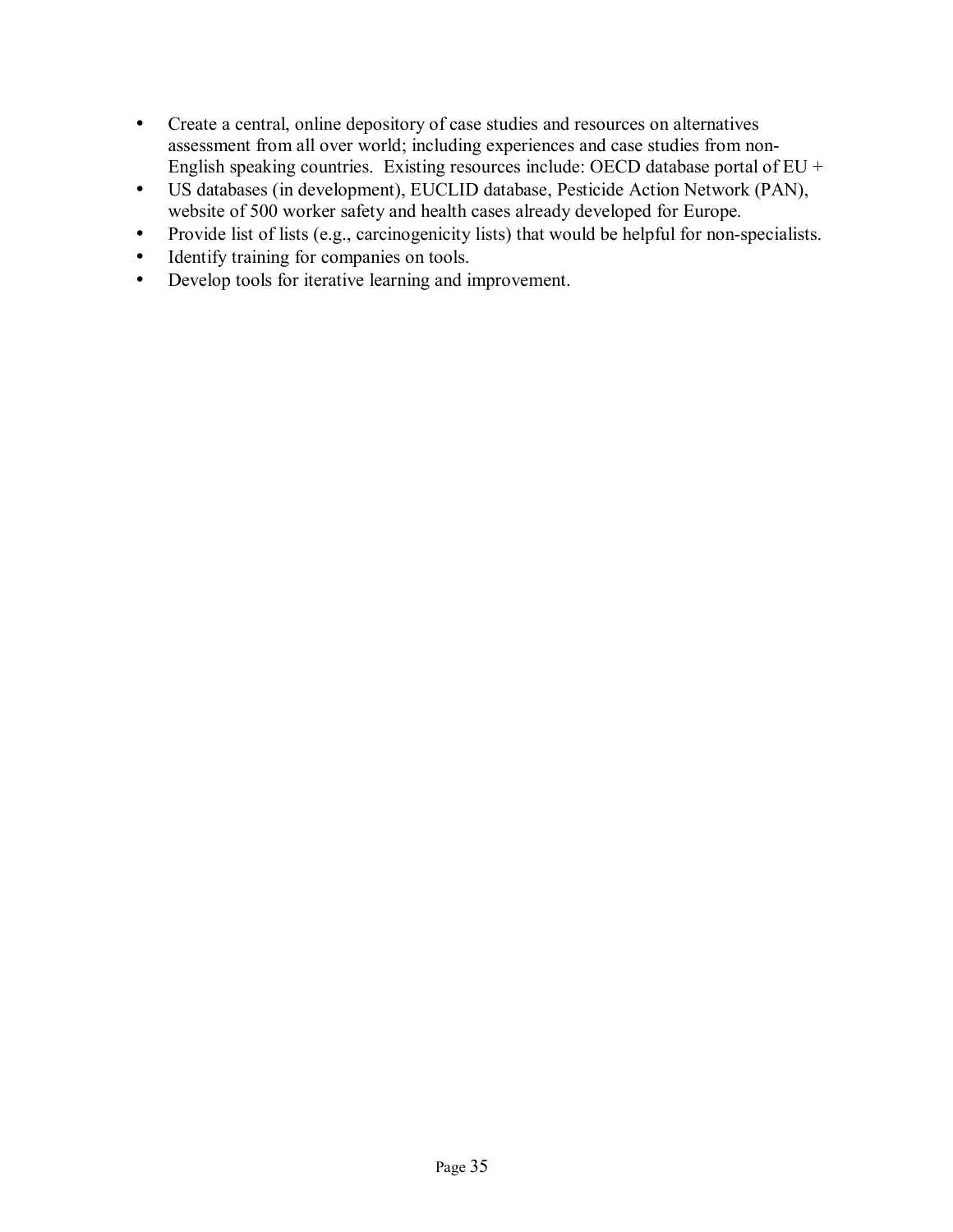- Create a central, online depository of case studies and resources on alternatives assessment from all over world; including experiences and case studies from non-English speaking countries. Existing resources include: OECD database portal of EU +
- US databases (in development), EUCLID database, Pesticide Action Network (PAN), website of 500 worker safety and health cases already developed for Europe.
- Provide list of lists (e.g., carcinogenicity lists) that would be helpful for non-specialists.
- Identify training for companies on tools.
- Develop tools for iterative learning and improvement.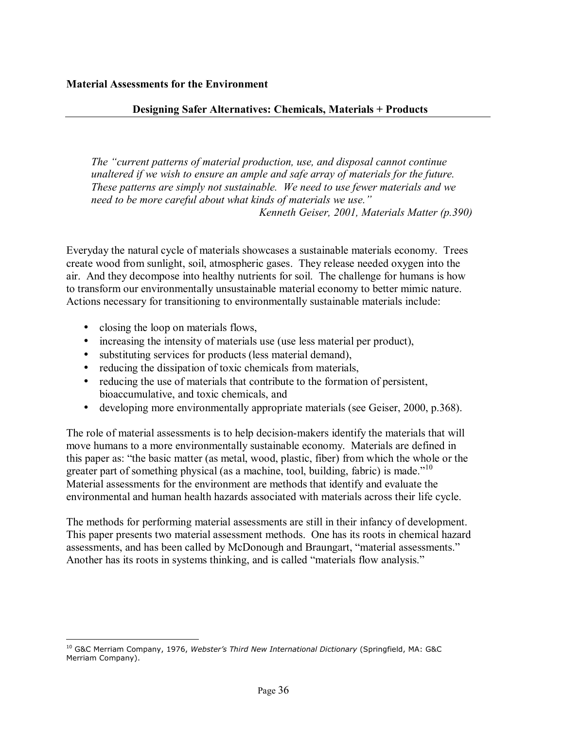**Material Assessments for the Environment**

The "*current patterns of material production, use, and disposal cannot continue unaltered if we wish to ensure an ample and safe array of materials for the future. These patterns are simply not sustainable. We need to use fewer materials and we need to be more careful about what kinds of materials we use.*"

*Kenneth Geiser, 2001, Materials Matter (p.390)*

Everyday the natural cycle of materials showcases a sustainable materials economy. Trees create wood from sunlight, soil, atmospheric gases. They release needed oxygen into the air. And they decompose into healthy nutrients for soil. The challenge for humans is how to transform our environmentally unsustainable material economy to better mimic nature. Actions necessary for transitioning to environmentally sustainable materials include:

- closing the loop on materials flows,
- increasing the intensity of materials use (use less material per product),
- substituting services for products (less material demand),
- reducing the dissipation of toxic chemicals from materials,
- reducing the use of materials that contribute to the formation of persistent, bioaccumulative, and toxic chemicals, and
- developing more environmentally appropriate materials (see Geiser, 2000, p.368).

The role of material assessments is to help decision-makers identify the materials that will move humans to a more environmentally sustainable economy. Materials are defined in this paper as: "the basic matter (as metal, wood, plastic, fiber) from which the whole or the greater part of something physical (as a machine, tool, building, fabric) is made."[10] Material assessments for the environment are methods that identify and evaluate the environmental and human health hazards associated with materials across their life cycle.

The methods for performing material assessments are still in their infancy of development. This paper presents two material assessment methods. One has its roots in chemical hazard assessments, and has been called by McDonough and Braungart, "material assessments." Another has its roots in systems thinking, and is called "materials flow analysis."

[10] G&C Merriam Company, 1976, *Webster's Third New International Dictionary* (Springfield, MA: G&C Merriam Company).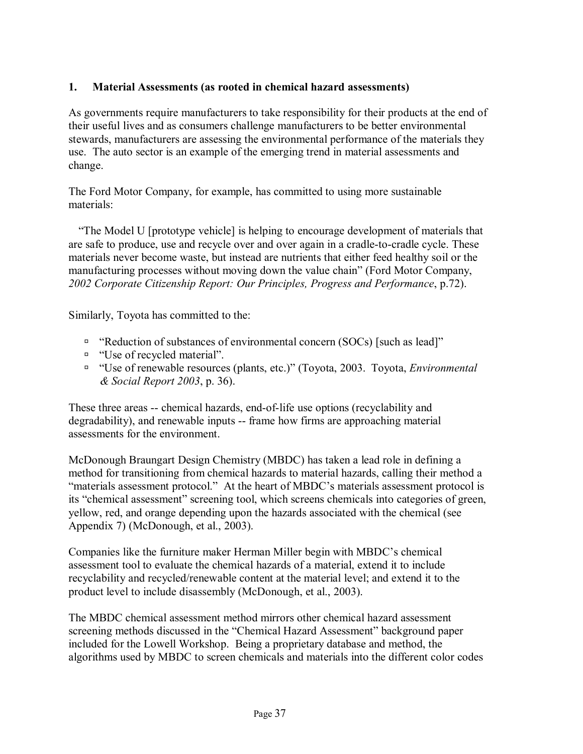## 1. Material Assessments (as rooted in chemical hazard assessments)

As governments require manufacturers to take responsibility for their products at the end of their useful lives and as consumers challenge manufacturers to be better environmental stewards, manufacturers are assessing the environmental performance of the materials they use. The auto sector is an example of the emerging trend in material assessments and change.

The Ford Motor Company, for example, has committed to using more sustainable materials:

"The Model U [prototype vehicle] is helping to encourage development of materials that are safe to produce, use and recycle over and over again in a cradle-to-cradle cycle. These materials never become waste, but instead are nutrients that either feed healthy soil or the manufacturing processes without moving down the value chain" (Ford Motor Company, *2002 Corporate Citizenship Report: Our Principles, Progress and Performance*, p.72).

Similarly, Toyota has committed to the:

- "Reduction of substances of environmental concern (SOCs) [such as lead]"
- "Use of recycled material".
- "Use of renewable resources (plants, etc.)" (Toyota, 2003. Toyota, *Environmental & Social Report 2003*, p. 36).

These three areas -- chemical hazards, end-of-life use options (recyclability and degradability), and renewable inputs -- frame how firms are approaching material assessments for the environment.

McDonough Braungart Design Chemistry (MBDC) has taken a lead role in defining a method for transitioning from chemical hazards to material hazards, calling their method a "materials assessment protocol." At the heart of MBDC's materials assessment protocol is its "chemical assessment" screening tool, which screens chemicals into categories of green, yellow, red, and orange depending upon the hazards associated with the chemical (see Appendix 7) (McDonough, et al., 2003).

Companies like the furniture maker Herman Miller begin with MBDC's chemical assessment tool to evaluate the chemical hazards of a material, extend it to include recyclability and recycled/renewable content at the material level; and extend it to the product level to include disassembly (McDonough, et al., 2003).

The MBDC chemical assessment method mirrors other chemical hazard assessment screening methods discussed in the "Chemical Hazard Assessment" background paper included for the Lowell Workshop. Being a proprietary database and method, the algorithms used by MBDC to screen chemicals and materials into the different color codes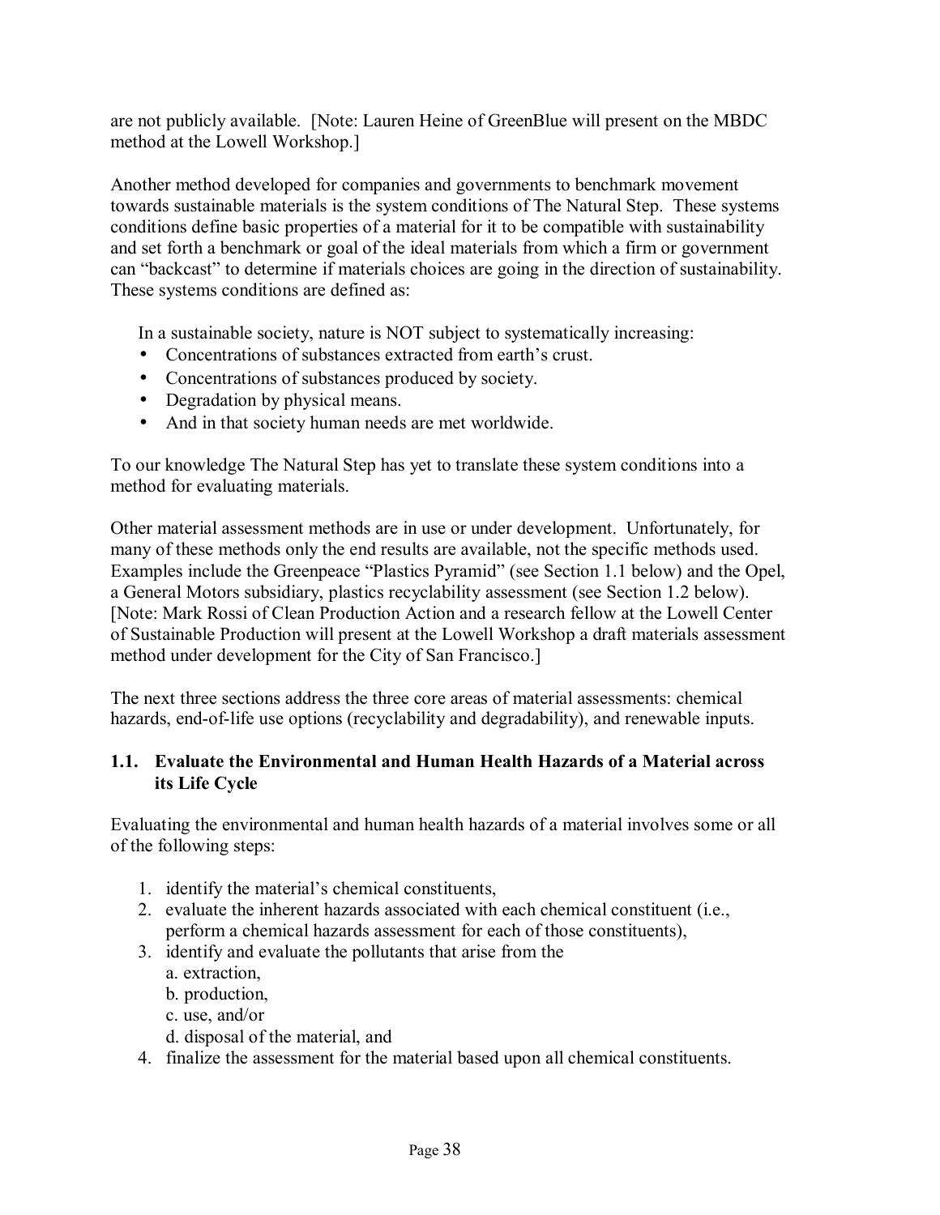are not publicly available. [Note: Lauren Heine of GreenBlue will present on the MBDC method at the Lowell Workshop.]

Another method developed for companies and governments to benchmark movement towards sustainable materials is the system conditions of The Natural Step. These systems conditions define basic properties of a material for it to be compatible with sustainability and set forth a benchmark or goal of the ideal materials from which a firm or government can "backcast" to determine if materials choices are going in the direction of sustainability. These systems conditions are defined as:

In a sustainable society, nature is NOT subject to systematically increasing:

- Concentrations of substances extracted from earth's crust.
- Concentrations of substances produced by society.
- Degradation by physical means.
- And in that society human needs are met worldwide.

To our knowledge The Natural Step has yet to translate these system conditions into a method for evaluating materials.

Other material assessment methods are in use or under development. Unfortunately, for many of these methods only the end results are available, not the specific methods used. Examples include the Greenpeace "Plastics Pyramid" (see Section 1.1 below) and the Opel, a General Motors subsidiary, plastics recyclability assessment (see Section 1.2 below). [Note: Mark Rossi of Clean Production Action and a research fellow at the Lowell Center of Sustainable Production will present at the Lowell Workshop a draft materials assessment method under development for the City of San Francisco.]

The next three sections address the three core areas of material assessments: chemical hazards, end-of-life use options (recyclability and degradability), and renewable inputs.

### 1.1. Evaluate the Environmental and Human Health Hazards of a Material across its Life Cycle

Evaluating the environmental and human health hazards of a material involves some or all of the following steps:

1. identify the material's chemical constituents,
2. evaluate the inherent hazards associated with each chemical constituent (i.e., perform a chemical hazards assessment for each of those constituents),
3. identify and evaluate the pollutants that arise from the
   a. extraction,
   b. production,
   c. use, and/or
   d. disposal of the material, and
4. finalize the assessment for the material based upon all chemical constituents.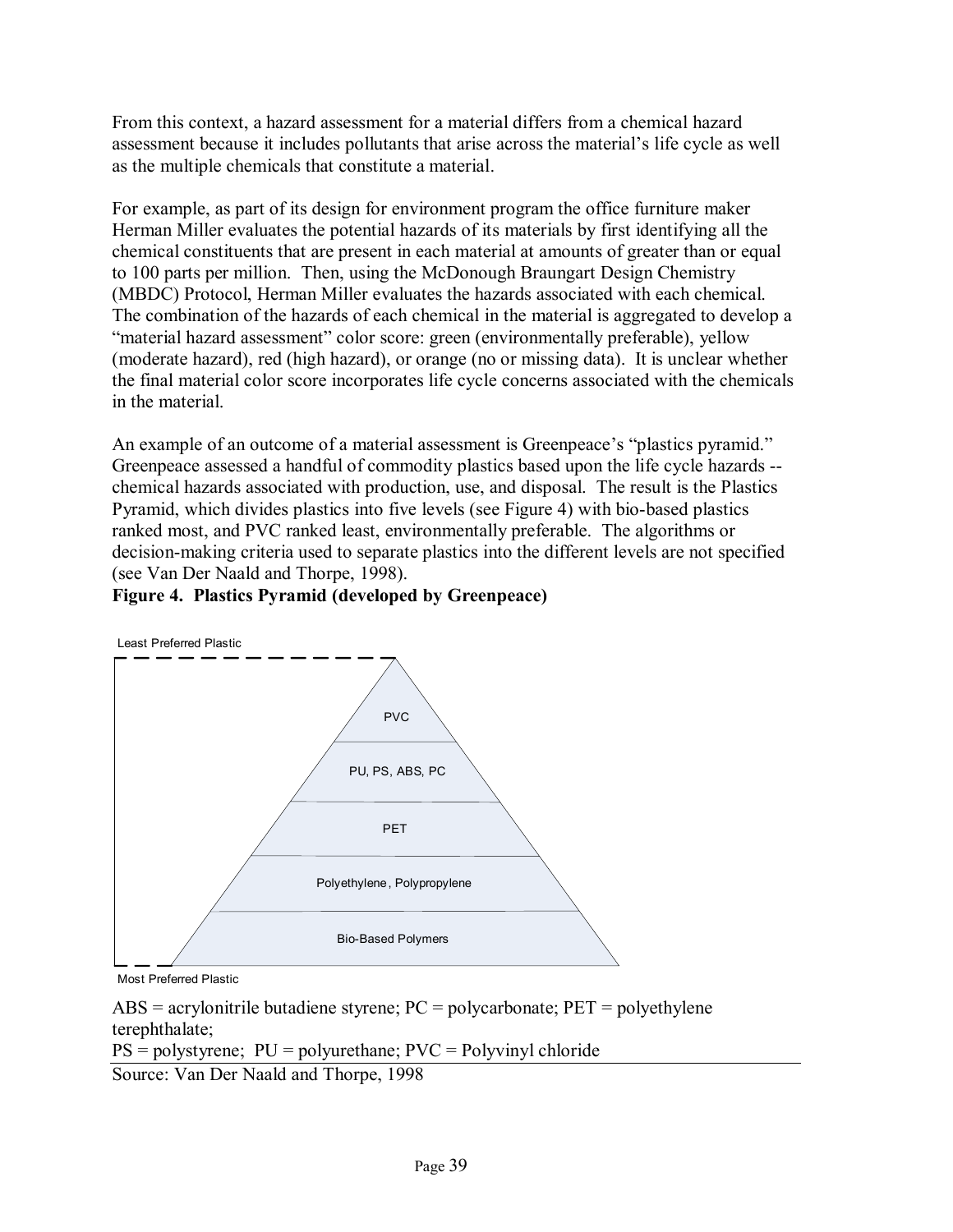From this context, a hazard assessment for a material differs from a chemical hazard assessment because it includes pollutants that arise across the material's life cycle as well as the multiple chemicals that constitute a material.

For example, as part of its design for environment program the office furniture maker Herman Miller evaluates the potential hazards of its materials by first identifying all the chemical constituents that are present in each material at amounts of greater than or equal to 100 parts per million. Then, using the McDonough Braungart Design Chemistry (MBDC) Protocol, Herman Miller evaluates the hazards associated with each chemical. The combination of the hazards of each chemical in the material is aggregated to develop a "material hazard assessment" color score: green (environmentally preferable), yellow (moderate hazard), red (high hazard), or orange (no or missing data). It is unclear whether the final material color score incorporates life cycle concerns associated with the chemicals in the material.

An example of an outcome of a material assessment is Greenpeace's "plastics pyramid." Greenpeace assessed a handful of commodity plastics based upon the life cycle hazards -- chemical hazards associated with production, use, and disposal. The result is the Plastics Pyramid, which divides plastics into five levels (see Figure 4) with bio-based plastics ranked most, and PVC ranked least, environmentally preferable. The algorithms or decision-making criteria used to separate plastics into the different levels are not specified (see Van Der Naald and Thorpe, 1998).

**Figure 4. Plastics Pyramid (developed by Greenpeace)**

Least Preferred Plastic

- PVC
- PU, PS, ABS, PC
- PET
- Polyethylene, Polypropylene
- Bio-Based Polymers

Most Preferred Plastic

ABS = acrylonitrile butadiene styrene; PC = polycarbonate; PET = polyethylene terephthalate;
PS = polystyrene; PU = polyurethane; PVC = Polyvinyl chloride

Source: Van Der Naald and Thorpe, 1998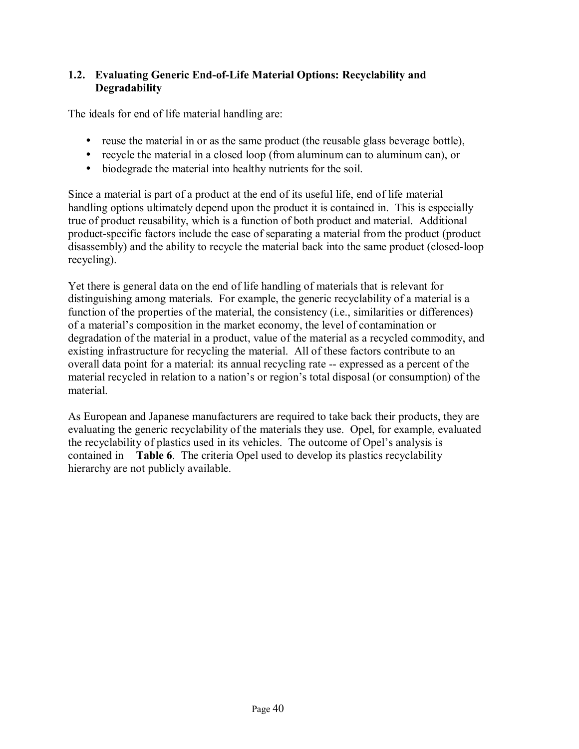## 1.2. Evaluating Generic End-of-Life Material Options: Recyclability and Degradability

The ideals for end of life material handling are:

- reuse the material in or as the same product (the reusable glass beverage bottle),
- recycle the material in a closed loop (from aluminum can to aluminum can), or
- biodegrade the material into healthy nutrients for the soil.

Since a material is part of a product at the end of its useful life, end of life material handling options ultimately depend upon the product it is contained in. This is especially true of product reusability, which is a function of both product and material. Additional product-specific factors include the ease of separating a material from the product (product disassembly) and the ability to recycle the material back into the same product (closed-loop recycling).

Yet there is general data on the end of life handling of materials that is relevant for distinguishing among materials. For example, the generic recyclability of a material is a function of the properties of the material, the consistency (i.e., similarities or differences) of a material's composition in the market economy, the level of contamination or degradation of the material in a product, value of the material as a recycled commodity, and existing infrastructure for recycling the material. All of these factors contribute to an overall data point for a material: its annual recycling rate -- expressed as a percent of the material recycled in relation to a nation's or region's total disposal (or consumption) of the material.

As European and Japanese manufacturers are required to take back their products, they are evaluating the generic recyclability of the materials they use. Opel, for example, evaluated the recyclability of plastics used in its vehicles. The outcome of Opel's analysis is contained in **Table 6**. The criteria Opel used to develop its plastics recyclability hierarchy are not publicly available.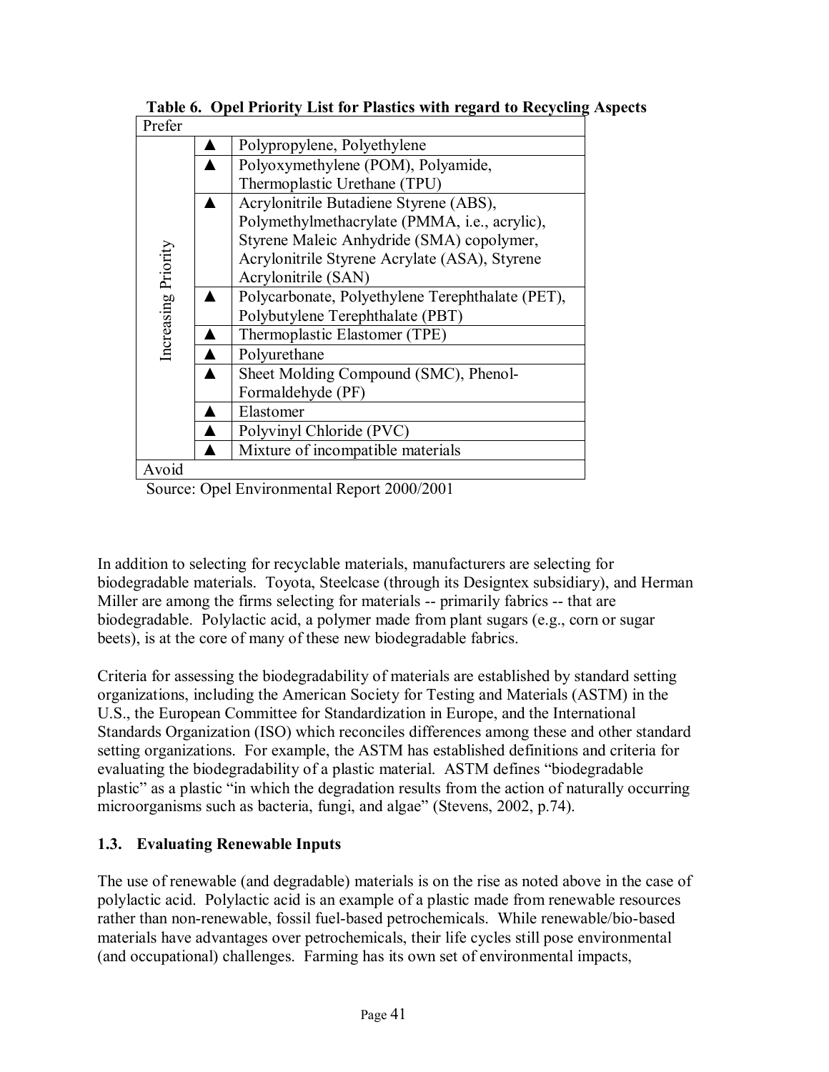**Table 6. Opel Priority List for Plastics with regard to Recycling Aspects**

| Prefer | | |
|---|---|---|
| Increasing Priority | ▲ | Polypropylene, Polyethylene |
| | ▲ | Polyoxymethylene (POM), Polyamide, Thermoplastic Urethane (TPU) |
| | ▲ | Acrylonitrile Butadiene Styrene (ABS), Polymethylmethacrylate (PMMA, i.e., acrylic), Styrene Maleic Anhydride (SMA) copolymer, Acrylonitrile Styrene Acrylate (ASA), Styrene Acrylonitrile (SAN) |
| | ▲ | Polycarbonate, Polyethylene Terephthalate (PET), Polybutylene Terephthalate (PBT) |
| | ▲ | Thermoplastic Elastomer (TPE) |
| | ▲ | Polyurethane |
| | ▲ | Sheet Molding Compound (SMC), Phenol-Formaldehyde (PF) |
| | ▲ | Elastomer |
| | ▲ | Polyvinyl Chloride (PVC) |
| | ▲ | Mixture of incompatible materials |
| Avoid | | |

Source: Opel Environmental Report 2000/2001

In addition to selecting for recyclable materials, manufacturers are selecting for biodegradable materials. Toyota, Steelcase (through its Designtex subsidiary), and Herman Miller are among the firms selecting for materials -- primarily fabrics -- that are biodegradable. Polylactic acid, a polymer made from plant sugars (e.g., corn or sugar beets), is at the core of many of these new biodegradable fabrics.

Criteria for assessing the biodegradability of materials are established by standard setting organizations, including the American Society for Testing and Materials (ASTM) in the U.S., the European Committee for Standardization in Europe, and the International Standards Organization (ISO) which reconciles differences among these and other standard setting organizations. For example, the ASTM has established definitions and criteria for evaluating the biodegradability of a plastic material. ASTM defines "biodegradable plastic" as a plastic "in which the degradation results from the action of naturally occurring microorganisms such as bacteria, fungi, and algae" (Stevens, 2002, p.74).

### 1.3. Evaluating Renewable Inputs

The use of renewable (and degradable) materials is on the rise as noted above in the case of polylactic acid. Polylactic acid is an example of a plastic made from renewable resources rather than non-renewable, fossil fuel-based petrochemicals. While renewable/bio-based materials have advantages over petrochemicals, their life cycles still pose environmental (and occupational) challenges. Farming has its own set of environmental impacts,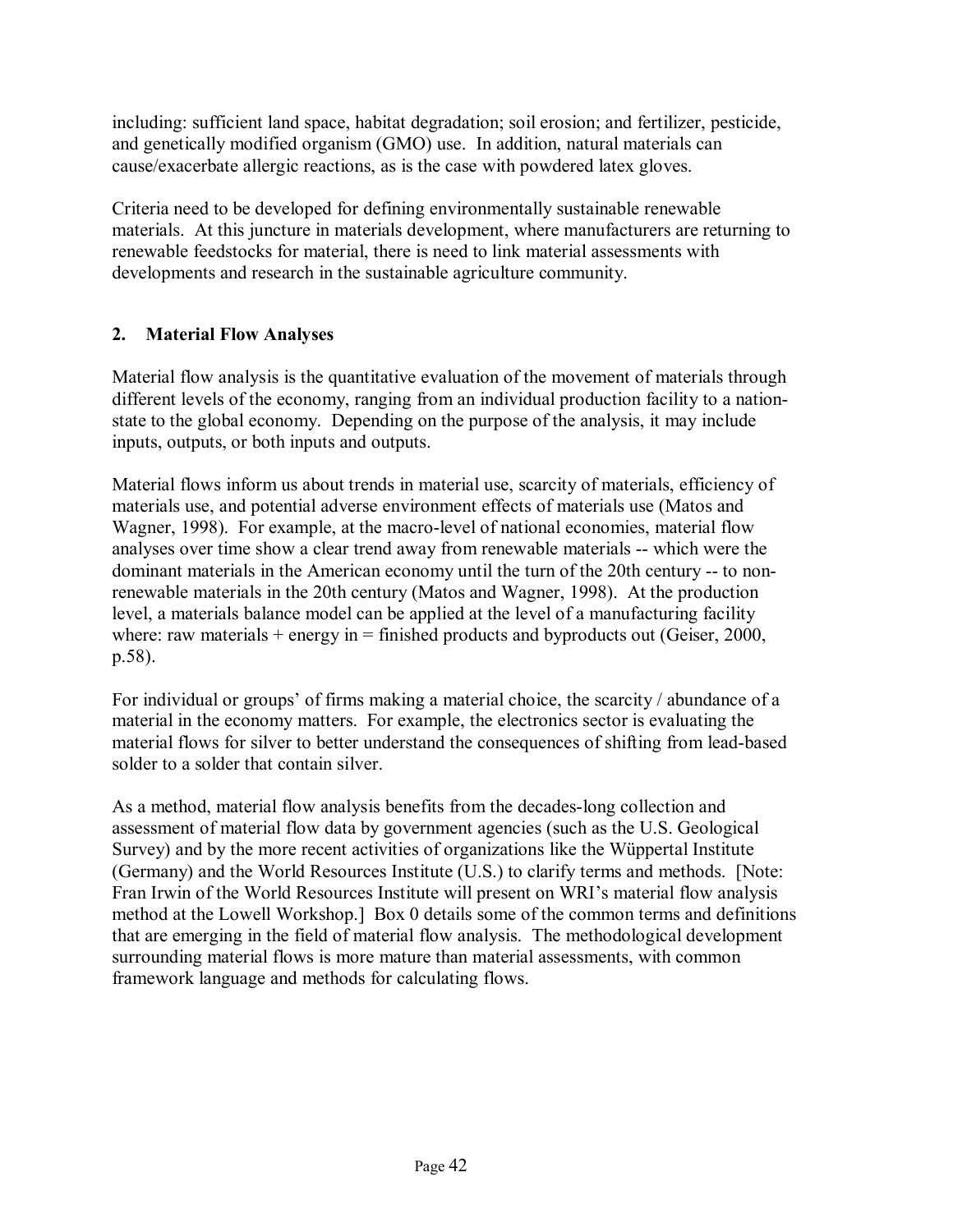including: sufficient land space, habitat degradation; soil erosion; and fertilizer, pesticide, and genetically modified organism (GMO) use. In addition, natural materials can cause/exacerbate allergic reactions, as is the case with powdered latex gloves.

Criteria need to be developed for defining environmentally sustainable renewable materials. At this juncture in materials development, where manufacturers are returning to renewable feedstocks for material, there is need to link material assessments with developments and research in the sustainable agriculture community.

## 2. Material Flow Analyses

Material flow analysis is the quantitative evaluation of the movement of materials through different levels of the economy, ranging from an individual production facility to a nation-state to the global economy. Depending on the purpose of the analysis, it may include inputs, outputs, or both inputs and outputs.

Material flows inform us about trends in material use, scarcity of materials, efficiency of materials use, and potential adverse environment effects of materials use (Matos and Wagner, 1998). For example, at the macro-level of national economies, material flow analyses over time show a clear trend away from renewable materials -- which were the dominant materials in the American economy until the turn of the 20th century -- to non-renewable materials in the 20th century (Matos and Wagner, 1998). At the production level, a materials balance model can be applied at the level of a manufacturing facility where: raw materials + energy in = finished products and byproducts out (Geiser, 2000, p.58).

For individual or groups' of firms making a material choice, the scarcity / abundance of a material in the economy matters. For example, the electronics sector is evaluating the material flows for silver to better understand the consequences of shifting from lead-based solder to a solder that contain silver.

As a method, material flow analysis benefits from the decades-long collection and assessment of material flow data by government agencies (such as the U.S. Geological Survey) and by the more recent activities of organizations like the Wüppertal Institute (Germany) and the World Resources Institute (U.S.) to clarify terms and methods. [Note: Fran Irwin of the World Resources Institute will present on WRI's material flow analysis method at the Lowell Workshop.] Box 0 details some of the common terms and definitions that are emerging in the field of material flow analysis. The methodological development surrounding material flows is more mature than material assessments, with common framework language and methods for calculating flows.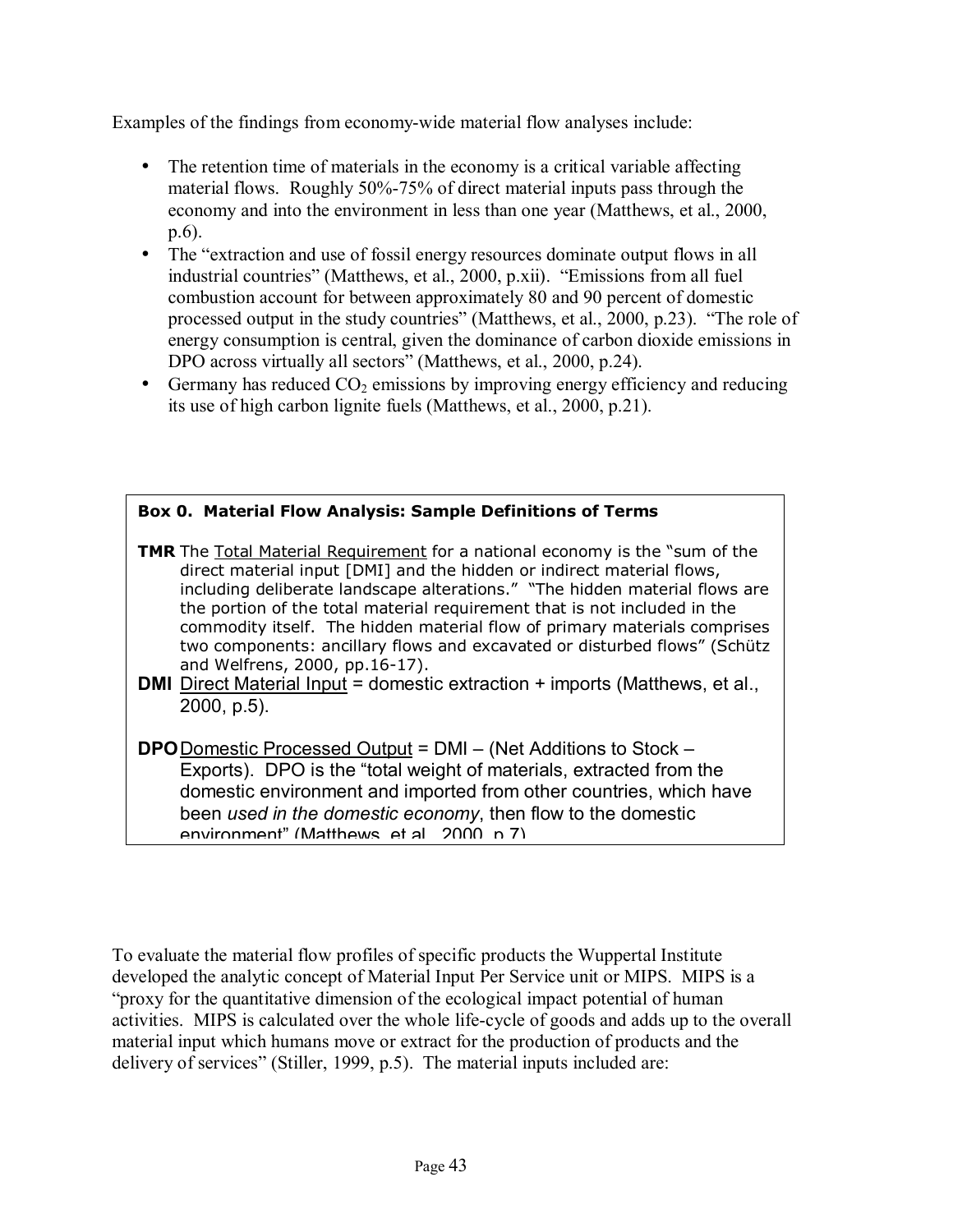Examples of the findings from economy-wide material flow analyses include:

- The retention time of materials in the economy is a critical variable affecting material flows. Roughly 50%-75% of direct material inputs pass through the economy and into the environment in less than one year (Matthews, et al., 2000, p.6).
- The "extraction and use of fossil energy resources dominate output flows in all industrial countries" (Matthews, et al., 2000, p.xii). "Emissions from all fuel combustion account for between approximately 80 and 90 percent of domestic processed output in the study countries" (Matthews, et al., 2000, p.23). "The role of energy consumption is central, given the dominance of carbon dioxide emissions in DPO across virtually all sectors" (Matthews, et al., 2000, p.24).
- Germany has reduced $CO_2$ emissions by improving energy efficiency and reducing its use of high carbon lignite fuels (Matthews, et al., 2000, p.21).

**Box 0. Material Flow Analysis: Sample Definitions of Terms**

**TMR** The Total Material Requirement for a national economy is the "sum of the direct material input [DMI] and the hidden or indirect material flows, including deliberate landscape alterations." "The hidden material flows are the portion of the total material requirement that is not included in the commodity itself. The hidden material flow of primary materials comprises two components: ancillary flows and excavated or disturbed flows" (Schütz and Welfrens, 2000, pp.16-17).

**DMI** Direct Material Input = domestic extraction + imports (Matthews, et al., 2000, p.5).

**DPO** Domestic Processed Output = DMI – (Net Additions to Stock – Exports). DPO is the "total weight of materials, extracted from the domestic environment and imported from other countries, which have been *used in the domestic economy*, then flow to the domestic environment" (Matthews, et al., 2000, p.7).

To evaluate the material flow profiles of specific products the Wuppertal Institute developed the analytic concept of Material Input Per Service unit or MIPS. MIPS is a "proxy for the quantitative dimension of the ecological impact potential of human activities. MIPS is calculated over the whole life-cycle of goods and adds up to the overall material input which humans move or extract for the production of products and the delivery of services" (Stiller, 1999, p.5). The material inputs included are: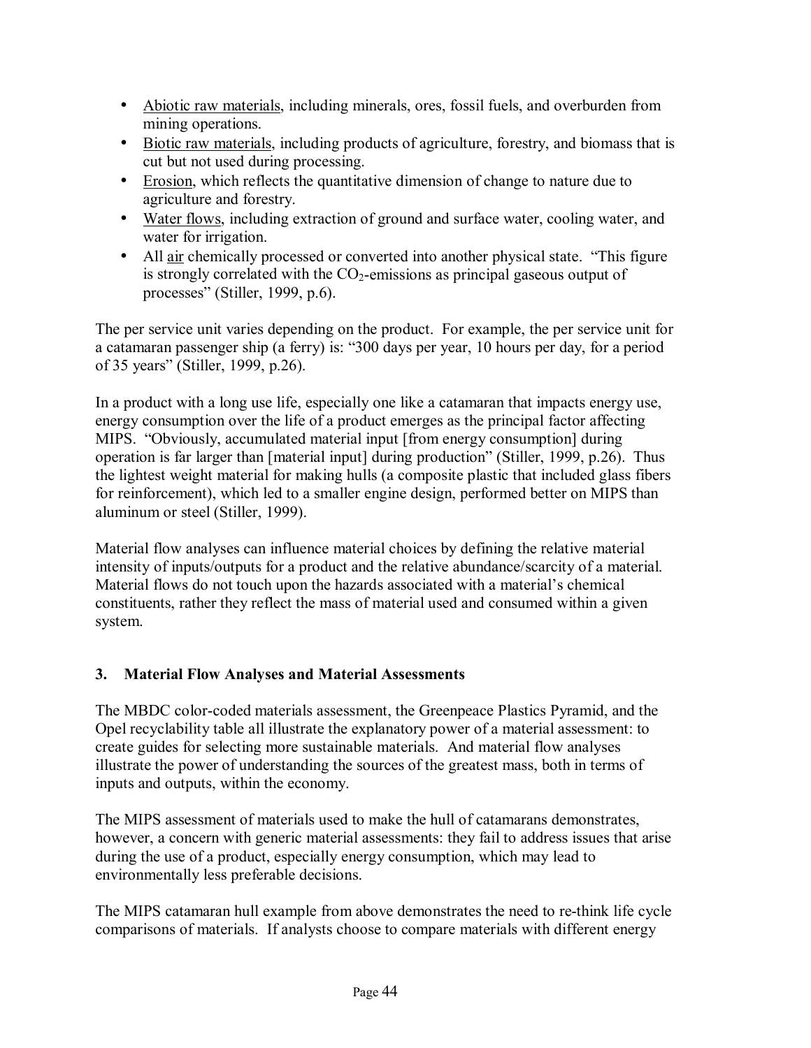- Abiotic raw materials, including minerals, ores, fossil fuels, and overburden from mining operations.
- Biotic raw materials, including products of agriculture, forestry, and biomass that is cut but not used during processing.
- Erosion, which reflects the quantitative dimension of change to nature due to agriculture and forestry.
- Water flows, including extraction of ground and surface water, cooling water, and water for irrigation.
- All air chemically processed or converted into another physical state. "This figure is strongly correlated with the $CO_2$-emissions as principal gaseous output of processes" (Stiller, 1999, p.6).

The per service unit varies depending on the product. For example, the per service unit for a catamaran passenger ship (a ferry) is: "300 days per year, 10 hours per day, for a period of 35 years" (Stiller, 1999, p.26).

In a product with a long use life, especially one like a catamaran that impacts energy use, energy consumption over the life of a product emerges as the principal factor affecting MIPS. "Obviously, accumulated material input [from energy consumption] during operation is far larger than [material input] during production" (Stiller, 1999, p.26). Thus the lightest weight material for making hulls (a composite plastic that included glass fibers for reinforcement), which led to a smaller engine design, performed better on MIPS than aluminum or steel (Stiller, 1999).

Material flow analyses can influence material choices by defining the relative material intensity of inputs/outputs for a product and the relative abundance/scarcity of a material. Material flows do not touch upon the hazards associated with a material's chemical constituents, rather they reflect the mass of material used and consumed within a given system.

### 3. Material Flow Analyses and Material Assessments

The MBDC color-coded materials assessment, the Greenpeace Plastics Pyramid, and the Opel recyclability table all illustrate the explanatory power of a material assessment: to create guides for selecting more sustainable materials. And material flow analyses illustrate the power of understanding the sources of the greatest mass, both in terms of inputs and outputs, within the economy.

The MIPS assessment of materials used to make the hull of catamarans demonstrates, however, a concern with generic material assessments: they fail to address issues that arise during the use of a product, especially energy consumption, which may lead to environmentally less preferable decisions.

The MIPS catamaran hull example from above demonstrates the need to re-think life cycle comparisons of materials. If analysts choose to compare materials with different energy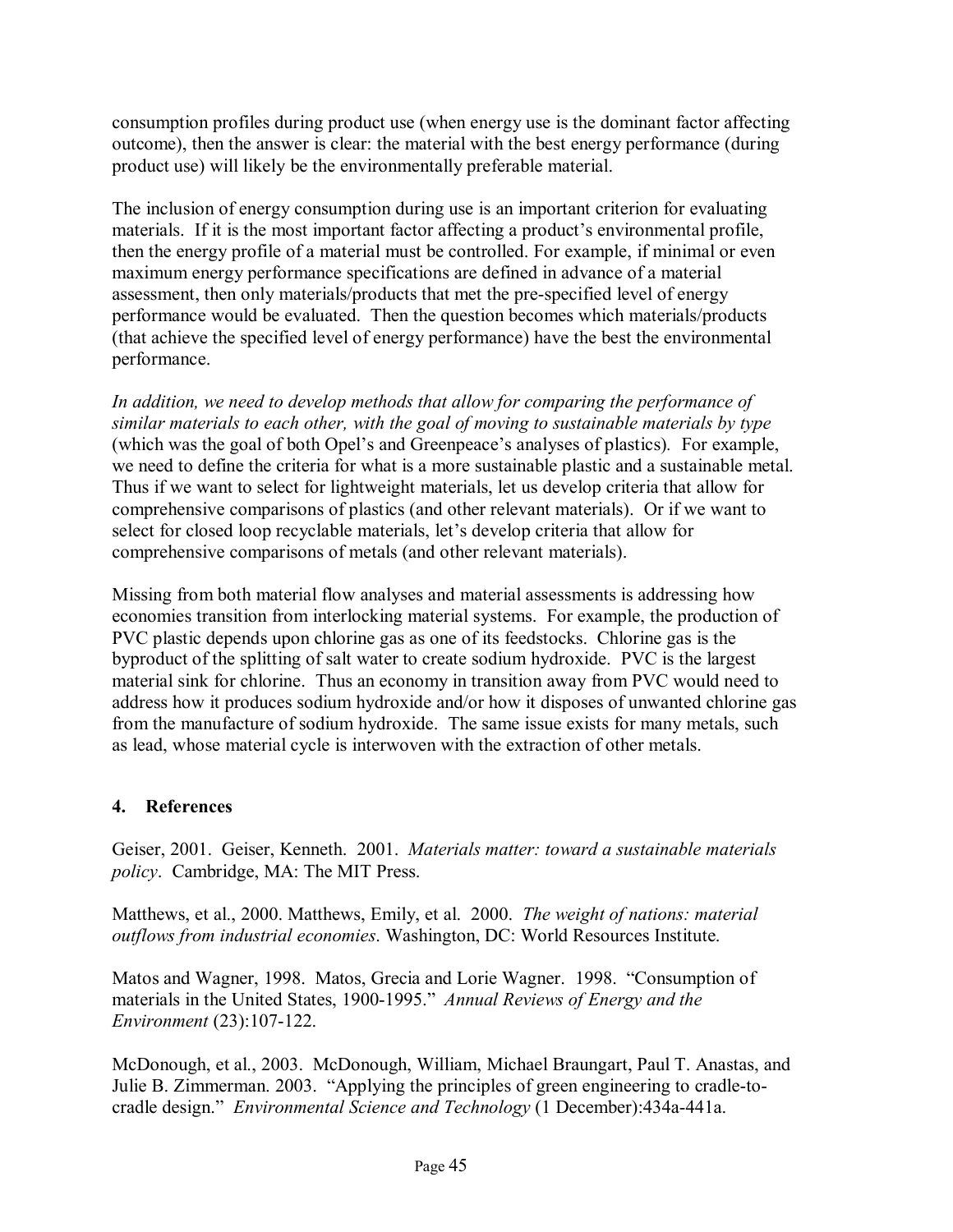consumption profiles during product use (when energy use is the dominant factor affecting outcome), then the answer is clear: the material with the best energy performance (during product use) will likely be the environmentally preferable material.

The inclusion of energy consumption during use is an important criterion for evaluating materials. If it is the most important factor affecting a product's environmental profile, then the energy profile of a material must be controlled. For example, if minimal or even maximum energy performance specifications are defined in advance of a material assessment, then only materials/products that met the pre-specified level of energy performance would be evaluated. Then the question becomes which materials/products (that achieve the specified level of energy performance) have the best the environmental performance.

*In addition, we need to develop methods that allow for comparing the performance of similar materials to each other, with the goal of moving to sustainable materials by type* (which was the goal of both Opel's and Greenpeace's analyses of plastics). For example, we need to define the criteria for what is a more sustainable plastic and a sustainable metal. Thus if we want to select for lightweight materials, let us develop criteria that allow for comprehensive comparisons of plastics (and other relevant materials). Or if we want to select for closed loop recyclable materials, let's develop criteria that allow for comprehensive comparisons of metals (and other relevant materials).

Missing from both material flow analyses and material assessments is addressing how economies transition from interlocking material systems. For example, the production of PVC plastic depends upon chlorine gas as one of its feedstocks. Chlorine gas is the byproduct of the splitting of salt water to create sodium hydroxide. PVC is the largest material sink for chlorine. Thus an economy in transition away from PVC would need to address how it produces sodium hydroxide and/or how it disposes of unwanted chlorine gas from the manufacture of sodium hydroxide. The same issue exists for many metals, such as lead, whose material cycle is interwoven with the extraction of other metals.

## 4. References

Geiser, 2001. Geiser, Kenneth. 2001. *Materials matter: toward a sustainable materials policy*. Cambridge, MA: The MIT Press.

Matthews, et al., 2000. Matthews, Emily, et al. 2000. *The weight of nations: material outflows from industrial economies*. Washington, DC: World Resources Institute.

Matos and Wagner, 1998. Matos, Grecia and Lorie Wagner. 1998. "Consumption of materials in the United States, 1900-1995." *Annual Reviews of Energy and the Environment* (23):107-122.

McDonough, et al., 2003. McDonough, William, Michael Braungart, Paul T. Anastas, and Julie B. Zimmerman. 2003. "Applying the principles of green engineering to cradle-to-cradle design." *Environmental Science and Technology* (1 December):434a-441a.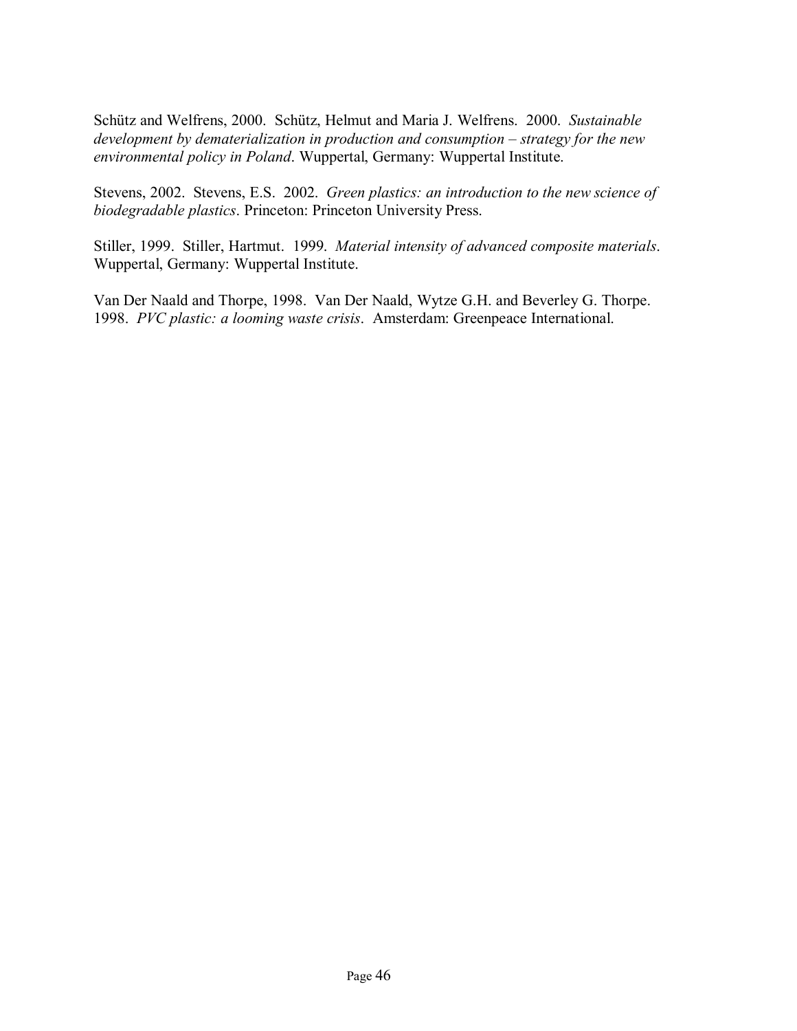Schütz and Welfrens, 2000. Schütz, Helmut and Maria J. Welfrens. 2000. *Sustainable development by dematerialization in production and consumption – strategy for the new environmental policy in Poland*. Wuppertal, Germany: Wuppertal Institute.

Stevens, 2002. Stevens, E.S. 2002. *Green plastics: an introduction to the new science of biodegradable plastics*. Princeton: Princeton University Press.

Stiller, 1999. Stiller, Hartmut. 1999. *Material intensity of advanced composite materials*. Wuppertal, Germany: Wuppertal Institute.

Van Der Naald and Thorpe, 1998. Van Der Naald, Wytze G.H. and Beverley G. Thorpe. 1998. *PVC plastic: a looming waste crisis*. Amsterdam: Greenpeace International.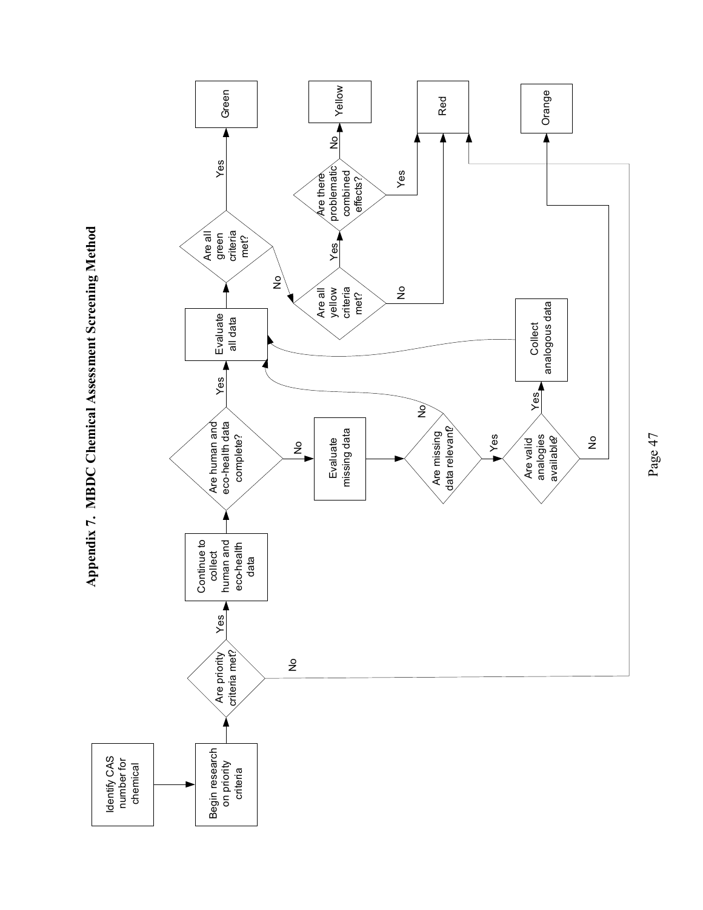# Appendix 7. MBDC Chemical Assessment Screening Method

- Identify CAS number for chemical → Begin research on priority criteria
- Begin research on priority criteria → Are priority criteria met?
  - Yes → Continue to collect human and eco-health data
  - No → Red
- Continue to collect human and eco-health data → Are human and eco-health data complete?
  - Yes → Evaluate all data
  - No → Evaluate missing data
- Evaluate missing data → Are missing data relevant?
  - No → Evaluate all data
  - Yes → Are valid analogies available?
- Are valid analogies available?
  - Yes → Collect analogous data → Evaluate all data
  - No → Orange
- Evaluate all data → Are all green criteria met?
  - Yes → Green
  - No → Are all yellow criteria met?
- Are all yellow criteria met?
  - Yes → Are there problematic combined effects?
  - No → Red
- Are there problematic combined effects?
  - No → Yellow
  - Yes → Red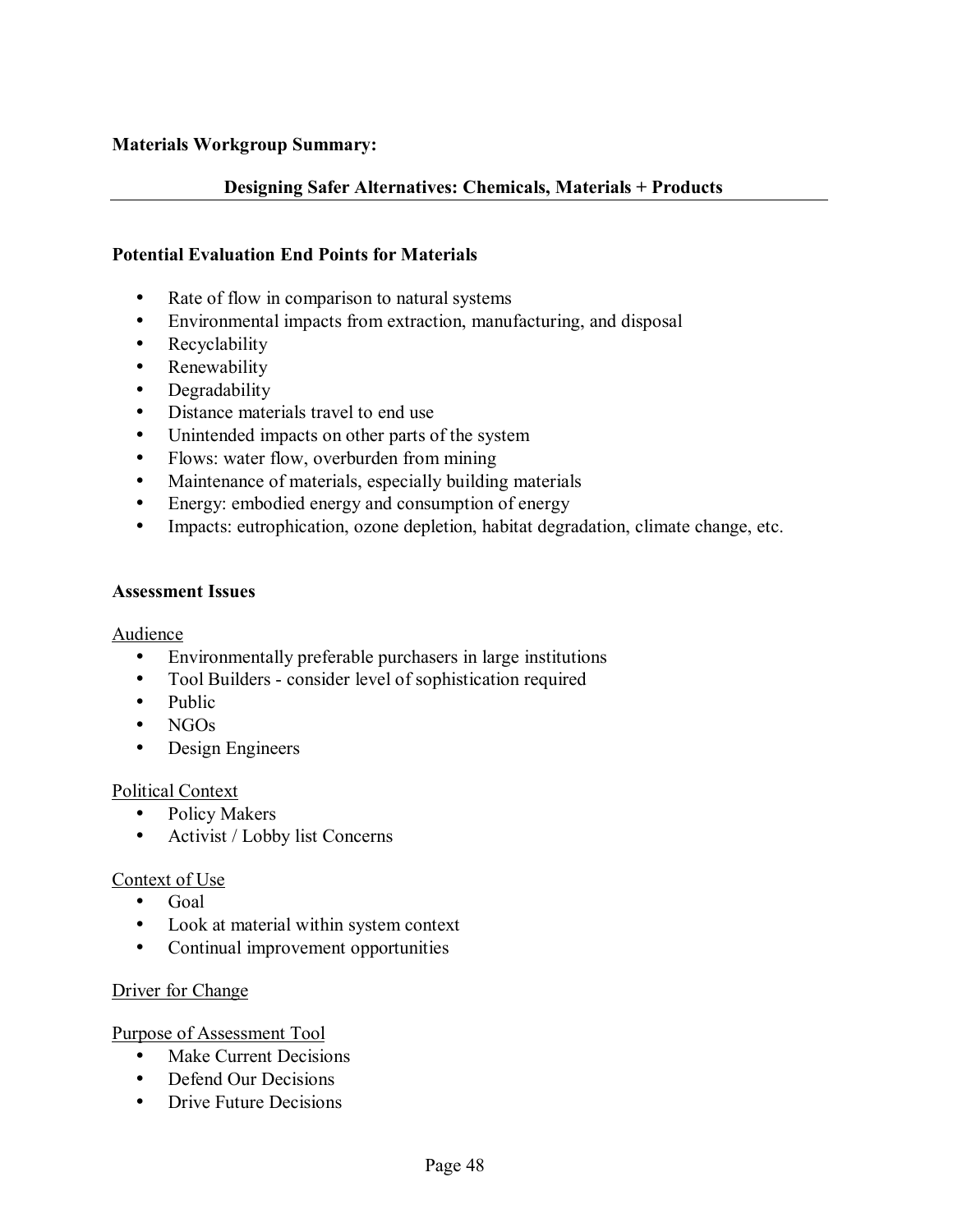**Materials Workgroup Summary:**

## Designing Safer Alternatives: Chemicals, Materials + Products

### Potential Evaluation End Points for Materials

- Rate of flow in comparison to natural systems
- Environmental impacts from extraction, manufacturing, and disposal
- Recyclability
- Renewability
- Degradability
- Distance materials travel to end use
- Unintended impacts on other parts of the system
- Flows: water flow, overburden from mining
- Maintenance of materials, especially building materials
- Energy: embodied energy and consumption of energy
- Impacts: eutrophication, ozone depletion, habitat degradation, climate change, etc.

### Assessment Issues

<u>Audience</u>

- Environmentally preferable purchasers in large institutions
- Tool Builders - consider level of sophistication required
- Public
- NGOs
- Design Engineers

<u>Political Context</u>

- Policy Makers
- Activist / Lobby list Concerns

<u>Context of Use</u>

- Goal
- Look at material within system context
- Continual improvement opportunities

<u>Driver for Change</u>

<u>Purpose of Assessment Tool</u>

- Make Current Decisions
- Defend Our Decisions
- Drive Future Decisions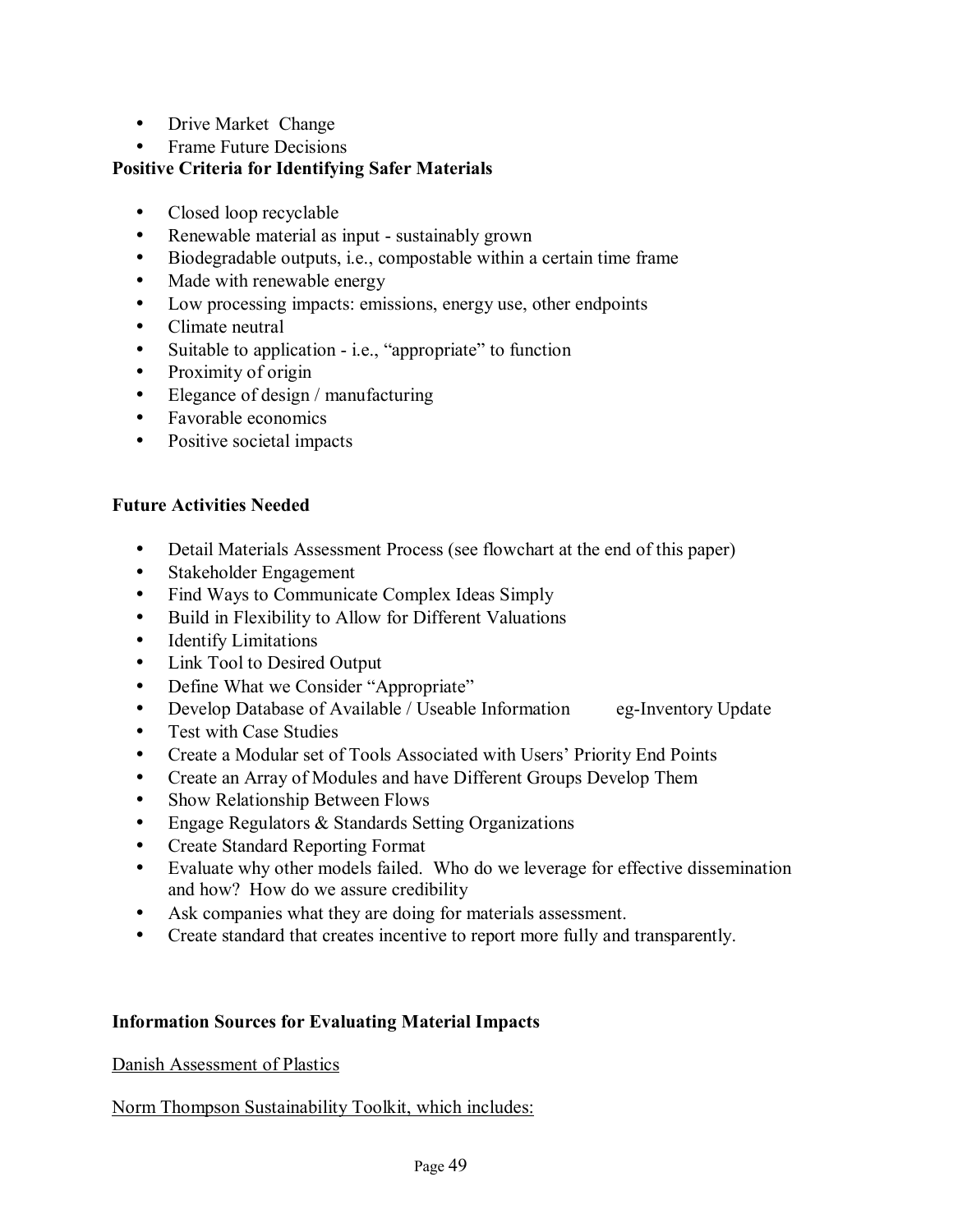- Drive Market Change
- Frame Future Decisions

**Positive Criteria for Identifying Safer Materials**

- Closed loop recyclable
- Renewable material as input - sustainably grown
- Biodegradable outputs, i.e., compostable within a certain time frame
- Made with renewable energy
- Low processing impacts: emissions, energy use, other endpoints
- Climate neutral
- Suitable to application - i.e., "appropriate" to function
- Proximity of origin
- Elegance of design / manufacturing
- Favorable economics
- Positive societal impacts

**Future Activities Needed**

- Detail Materials Assessment Process (see flowchart at the end of this paper)
- Stakeholder Engagement
- Find Ways to Communicate Complex Ideas Simply
- Build in Flexibility to Allow for Different Valuations
- Identify Limitations
- Link Tool to Desired Output
- Define What we Consider "Appropriate"
- Develop Database of Available / Useable Information eg-Inventory Update
- Test with Case Studies
- Create a Modular set of Tools Associated with Users' Priority End Points
- Create an Array of Modules and have Different Groups Develop Them
- Show Relationship Between Flows
- Engage Regulators & Standards Setting Organizations
- Create Standard Reporting Format
- Evaluate why other models failed. Who do we leverage for effective dissemination and how? How do we assure credibility
- Ask companies what they are doing for materials assessment.
- Create standard that creates incentive to report more fully and transparently.

**Information Sources for Evaluating Material Impacts**

<u>Danish Assessment of Plastics</u>

<u>Norm Thompson Sustainability Toolkit, which includes:</u>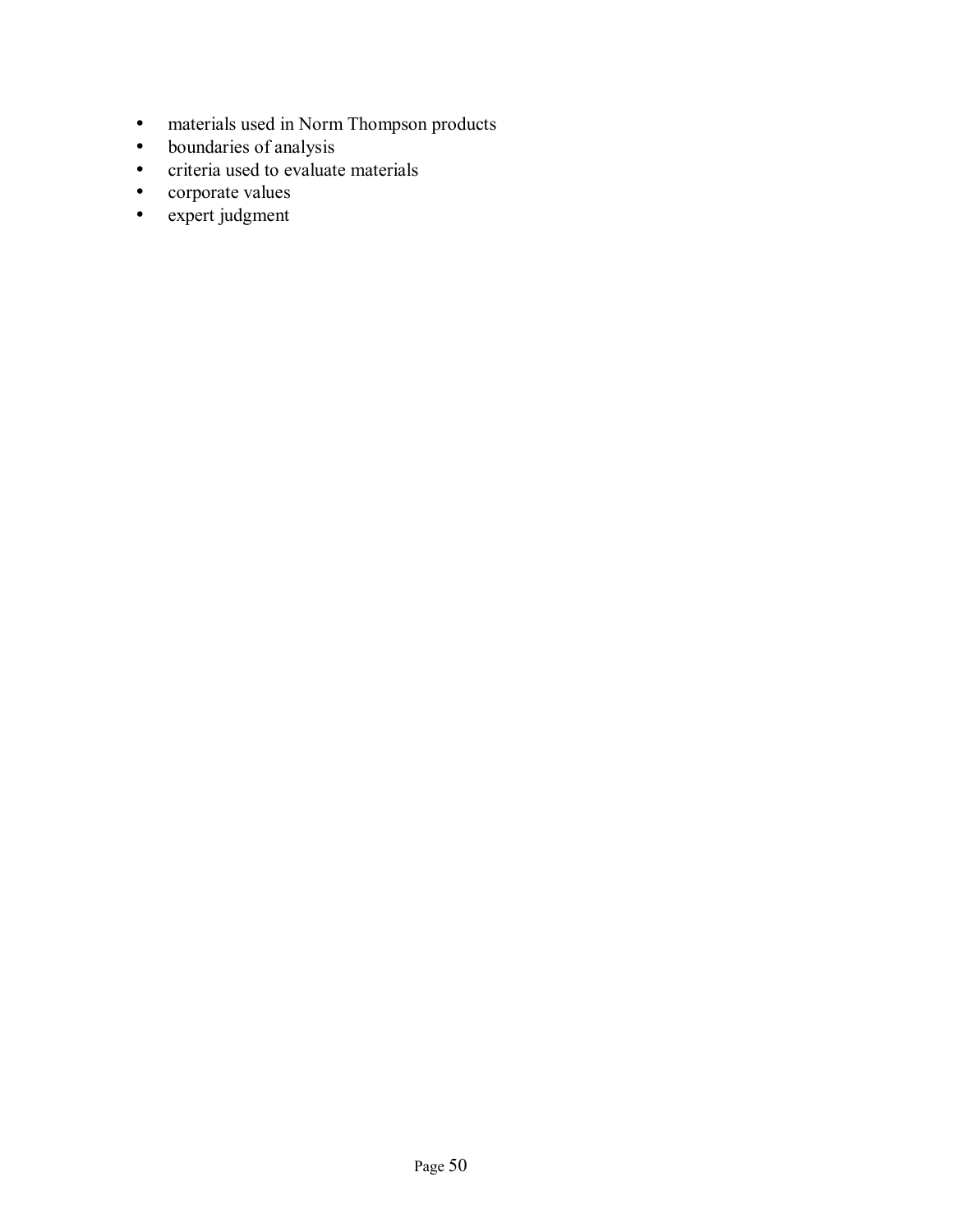- materials used in Norm Thompson products
- boundaries of analysis
- criteria used to evaluate materials
- corporate values
- expert judgment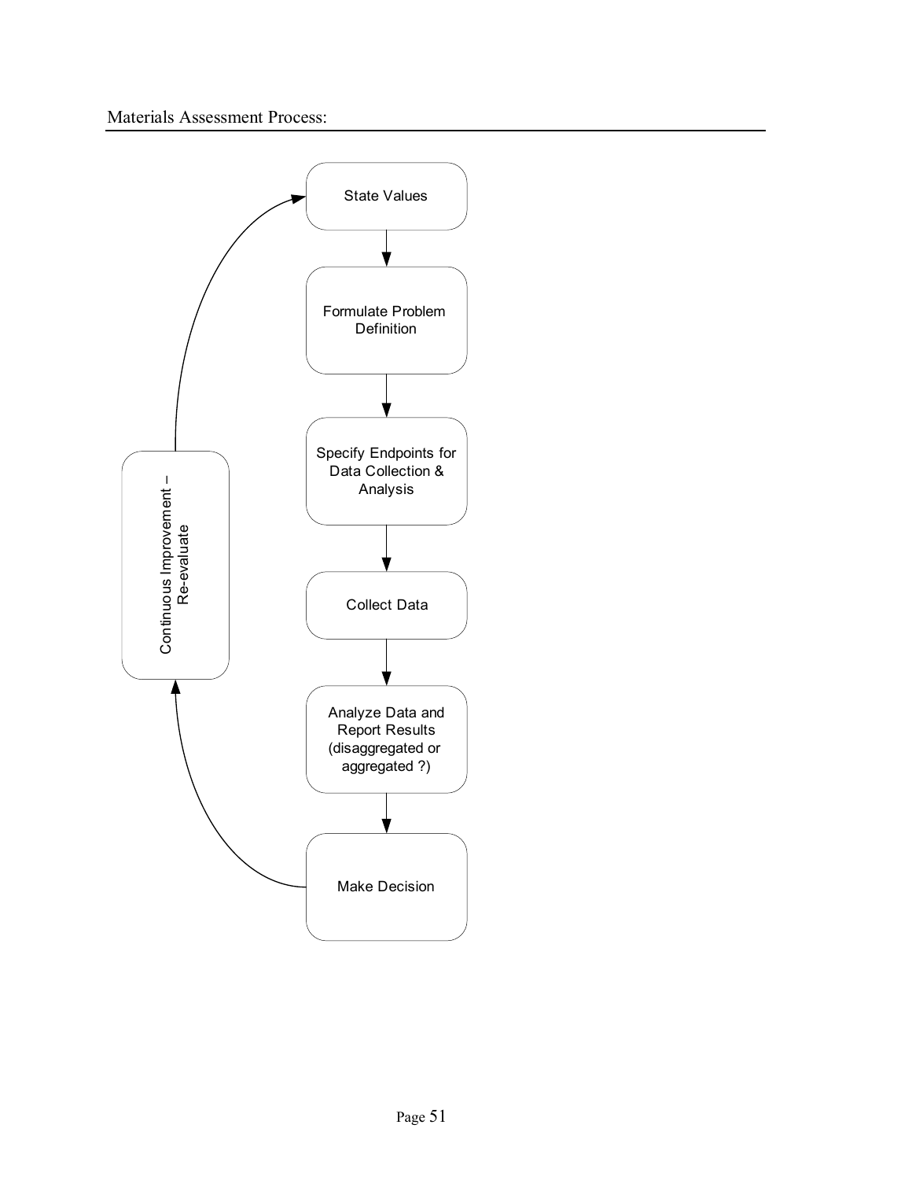Materials Assessment Process:

State Values

Formulate Problem Definition

Specify Endpoints for Data Collection & Analysis

Collect Data

Analyze Data and Report Results (disaggregated or aggregated ?)

Make Decision

Continuous Improvement – Re-evaluate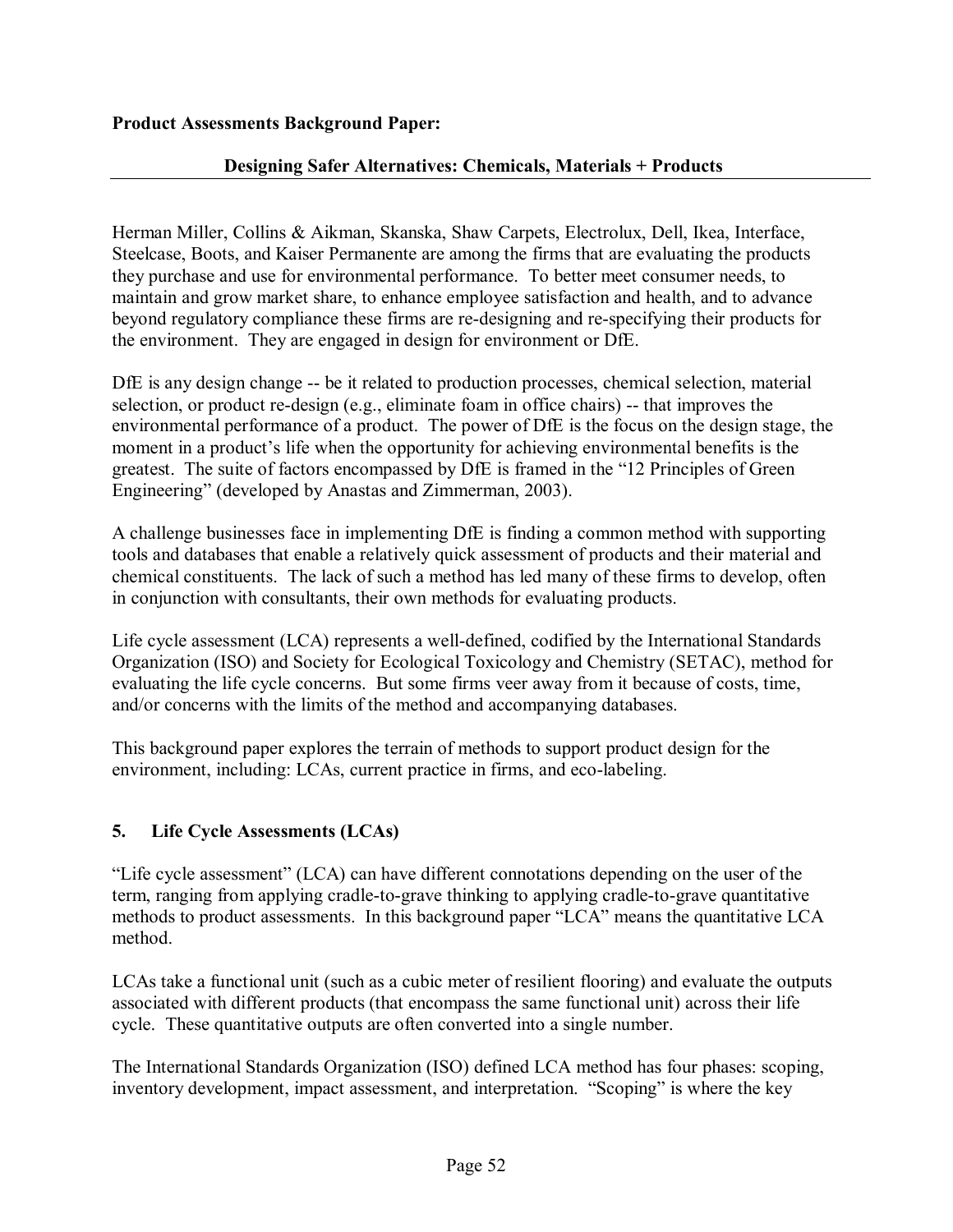**Product Assessments Background Paper:**

**Designing Safer Alternatives: Chemicals, Materials + Products**

Herman Miller, Collins & Aikman, Skanska, Shaw Carpets, Electrolux, Dell, Ikea, Interface, Steelcase, Boots, and Kaiser Permanente are among the firms that are evaluating the products they purchase and use for environmental performance. To better meet consumer needs, to maintain and grow market share, to enhance employee satisfaction and health, and to advance beyond regulatory compliance these firms are re-designing and re-specifying their products for the environment. They are engaged in design for environment or DfE.

DfE is any design change -- be it related to production processes, chemical selection, material selection, or product re-design (e.g., eliminate foam in office chairs) -- that improves the environmental performance of a product. The power of DfE is the focus on the design stage, the moment in a product's life when the opportunity for achieving environmental benefits is the greatest. The suite of factors encompassed by DfE is framed in the "12 Principles of Green Engineering" (developed by Anastas and Zimmerman, 2003).

A challenge businesses face in implementing DfE is finding a common method with supporting tools and databases that enable a relatively quick assessment of products and their material and chemical constituents. The lack of such a method has led many of these firms to develop, often in conjunction with consultants, their own methods for evaluating products.

Life cycle assessment (LCA) represents a well-defined, codified by the International Standards Organization (ISO) and Society for Ecological Toxicology and Chemistry (SETAC), method for evaluating the life cycle concerns. But some firms veer away from it because of costs, time, and/or concerns with the limits of the method and accompanying databases.

This background paper explores the terrain of methods to support product design for the environment, including: LCAs, current practice in firms, and eco-labeling.

## 5. Life Cycle Assessments (LCAs)

"Life cycle assessment" (LCA) can have different connotations depending on the user of the term, ranging from applying cradle-to-grave thinking to applying cradle-to-grave quantitative methods to product assessments. In this background paper "LCA" means the quantitative LCA method.

LCAs take a functional unit (such as a cubic meter of resilient flooring) and evaluate the outputs associated with different products (that encompass the same functional unit) across their life cycle. These quantitative outputs are often converted into a single number.

The International Standards Organization (ISO) defined LCA method has four phases: scoping, inventory development, impact assessment, and interpretation. "Scoping" is where the key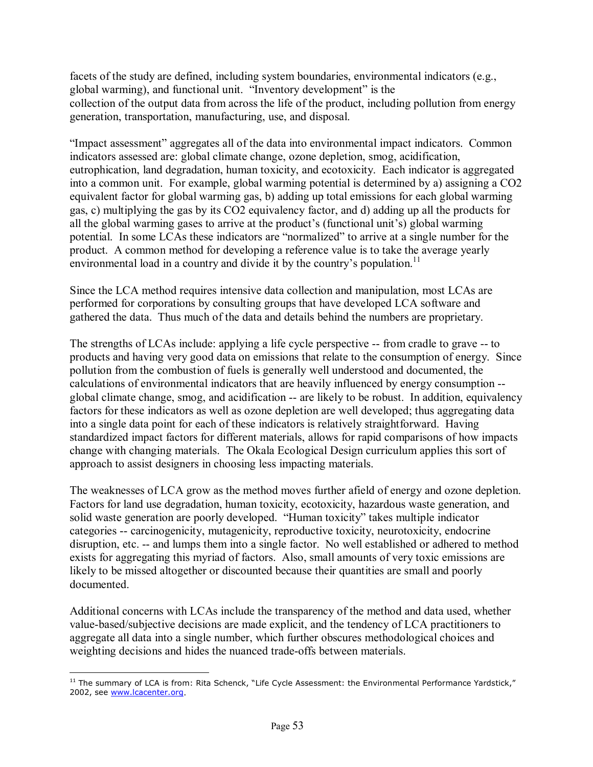facets of the study are defined, including system boundaries, environmental indicators (e.g., global warming), and functional unit. "Inventory development" is the collection of the output data from across the life of the product, including pollution from energy generation, transportation, manufacturing, use, and disposal.

"Impact assessment" aggregates all of the data into environmental impact indicators. Common indicators assessed are: global climate change, ozone depletion, smog, acidification, eutrophication, land degradation, human toxicity, and ecotoxicity. Each indicator is aggregated into a common unit. For example, global warming potential is determined by a) assigning a $CO_2$ equivalent factor for global warming gas, b) adding up total emissions for each global warming gas, c) multiplying the gas by its $CO_2$ equivalency factor, and d) adding up all the products for all the global warming gases to arrive at the product's (functional unit's) global warming potential. In some LCAs these indicators are "normalized" to arrive at a single number for the product. A common method for developing a reference value is to take the average yearly environmental load in a country and divide it by the country's population.[11]

Since the LCA method requires intensive data collection and manipulation, most LCAs are performed for corporations by consulting groups that have developed LCA software and gathered the data. Thus much of the data and details behind the numbers are proprietary.

The strengths of LCAs include: applying a life cycle perspective -- from cradle to grave -- to products and having very good data on emissions that relate to the consumption of energy. Since pollution from the combustion of fuels is generally well understood and documented, the calculations of environmental indicators that are heavily influenced by energy consumption -- global climate change, smog, and acidification -- are likely to be robust. In addition, equivalency factors for these indicators as well as ozone depletion are well developed; thus aggregating data into a single data point for each of these indicators is relatively straightforward. Having standardized impact factors for different materials, allows for rapid comparisons of how impacts change with changing materials. The Okala Ecological Design curriculum applies this sort of approach to assist designers in choosing less impacting materials.

The weaknesses of LCA grow as the method moves further afield of energy and ozone depletion. Factors for land use degradation, human toxicity, ecotoxicity, hazardous waste generation, and solid waste generation are poorly developed. "Human toxicity" takes multiple indicator categories -- carcinogenicity, mutagenicity, reproductive toxicity, neurotoxicity, endocrine disruption, etc. -- and lumps them into a single factor. No well established or adhered to method exists for aggregating this myriad of factors. Also, small amounts of very toxic emissions are likely to be missed altogether or discounted because their quantities are small and poorly documented.

Additional concerns with LCAs include the transparency of the method and data used, whether value-based/subjective decisions are made explicit, and the tendency of LCA practitioners to aggregate all data into a single number, which further obscures methodological choices and weighting decisions and hides the nuanced trade-offs between materials.

[11] The summary of LCA is from: Rita Schenck, "Life Cycle Assessment: the Environmental Performance Yardstick," 2002, see www.lcacenter.org.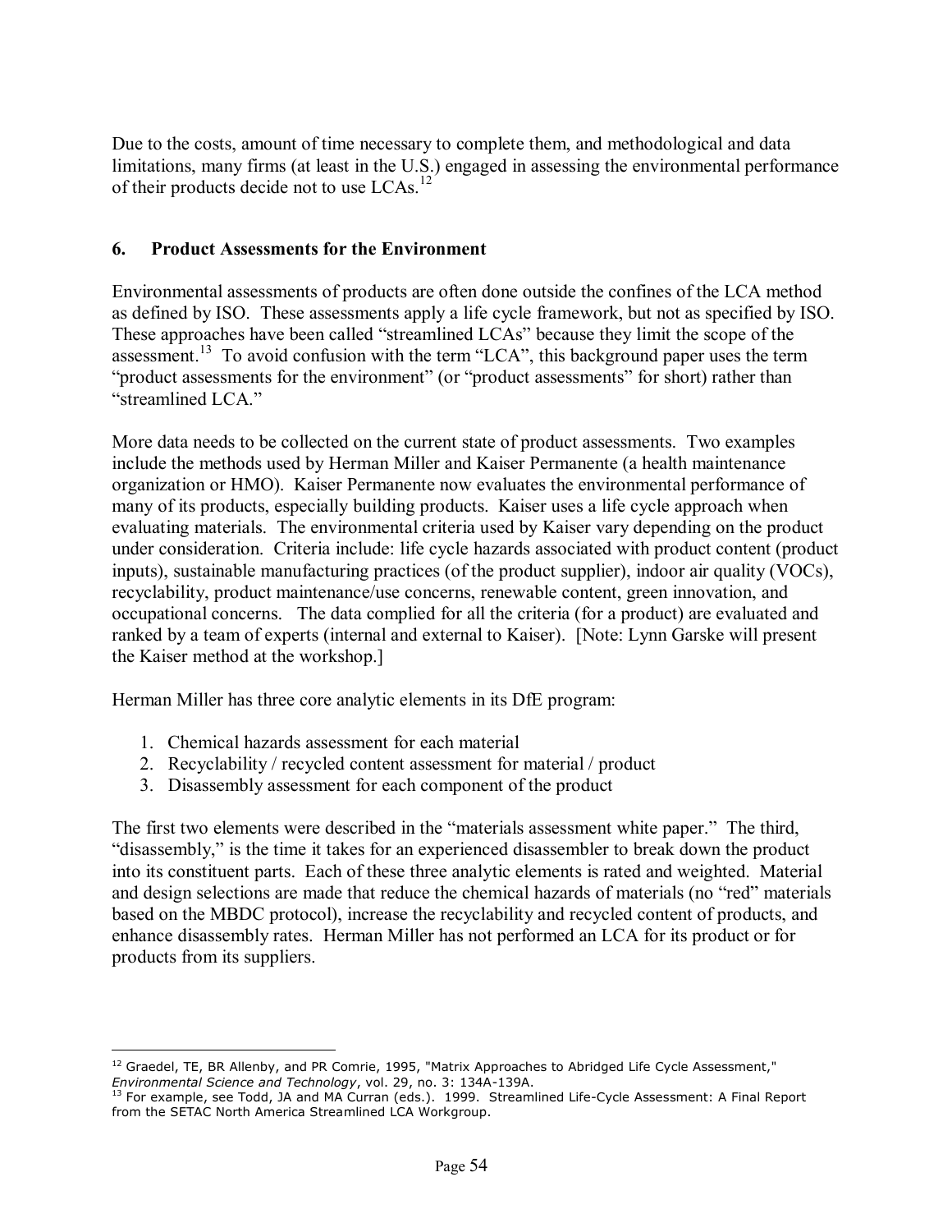Due to the costs, amount of time necessary to complete them, and methodological and data limitations, many firms (at least in the U.S.) engaged in assessing the environmental performance of their products decide not to use LCAs.[12]

## 6. Product Assessments for the Environment

Environmental assessments of products are often done outside the confines of the LCA method as defined by ISO. These assessments apply a life cycle framework, but not as specified by ISO. These approaches have been called "streamlined LCAs" because they limit the scope of the assessment.[13] To avoid confusion with the term "LCA", this background paper uses the term "product assessments for the environment" (or "product assessments" for short) rather than "streamlined LCA."

More data needs to be collected on the current state of product assessments. Two examples include the methods used by Herman Miller and Kaiser Permanente (a health maintenance organization or HMO). Kaiser Permanente now evaluates the environmental performance of many of its products, especially building products. Kaiser uses a life cycle approach when evaluating materials. The environmental criteria used by Kaiser vary depending on the product under consideration. Criteria include: life cycle hazards associated with product content (product inputs), sustainable manufacturing practices (of the product supplier), indoor air quality (VOCs), recyclability, product maintenance/use concerns, renewable content, green innovation, and occupational concerns. The data complied for all the criteria (for a product) are evaluated and ranked by a team of experts (internal and external to Kaiser). [Note: Lynn Garske will present the Kaiser method at the workshop.]

Herman Miller has three core analytic elements in its DfE program:

1. Chemical hazards assessment for each material
2. Recyclability / recycled content assessment for material / product
3. Disassembly assessment for each component of the product

The first two elements were described in the "materials assessment white paper." The third, "disassembly," is the time it takes for an experienced disassembler to break down the product into its constituent parts. Each of these three analytic elements is rated and weighted. Material and design selections are made that reduce the chemical hazards of materials (no "red" materials based on the MBDC protocol), increase the recyclability and recycled content of products, and enhance disassembly rates. Herman Miller has not performed an LCA for its product or for products from its suppliers.

---

[12] Graedel, TE, BR Allenby, and PR Comrie, 1995, "Matrix Approaches to Abridged Life Cycle Assessment," *Environmental Science and Technology*, vol. 29, no. 3: 134A-139A.

[13] For example, see Todd, JA and MA Curran (eds.). 1999. Streamlined Life-Cycle Assessment: A Final Report from the SETAC North America Streamlined LCA Workgroup.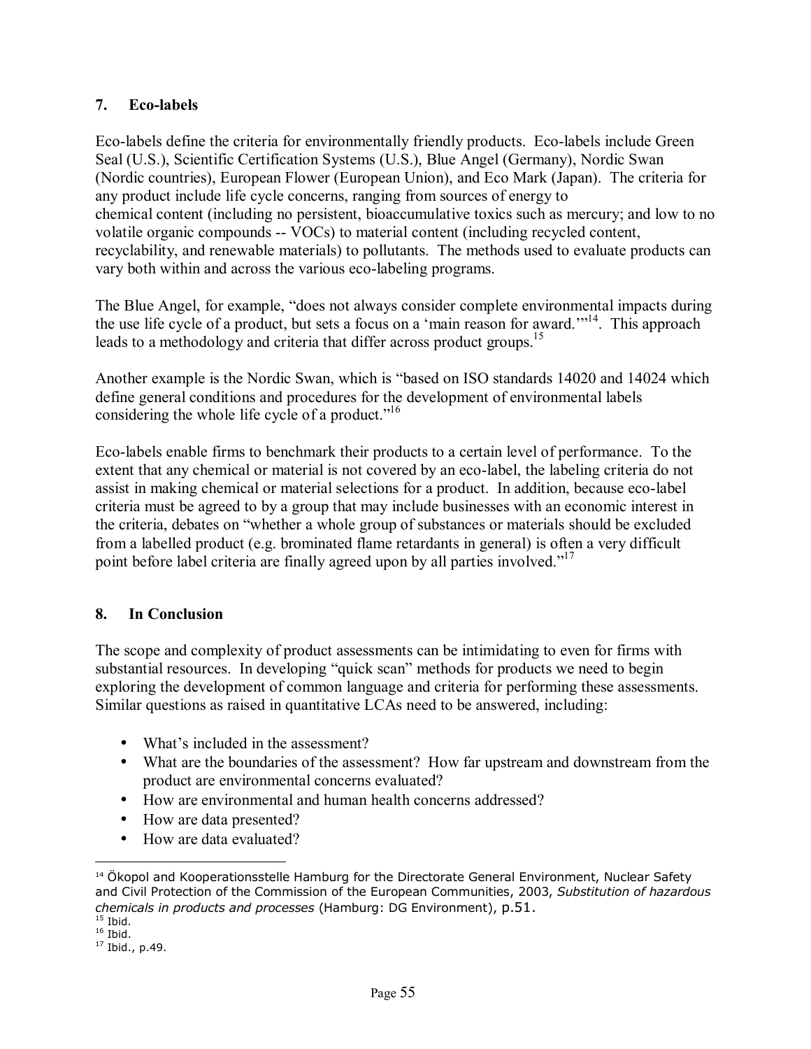## 7. Eco-labels

Eco-labels define the criteria for environmentally friendly products. Eco-labels include Green Seal (U.S.), Scientific Certification Systems (U.S.), Blue Angel (Germany), Nordic Swan (Nordic countries), European Flower (European Union), and Eco Mark (Japan). The criteria for any product include life cycle concerns, ranging from sources of energy to chemical content (including no persistent, bioaccumulative toxics such as mercury; and low to no volatile organic compounds -- VOCs) to material content (including recycled content, recyclability, and renewable materials) to pollutants. The methods used to evaluate products can vary both within and across the various eco-labeling programs.

The Blue Angel, for example, "does not always consider complete environmental impacts during the use life cycle of a product, but sets a focus on a 'main reason for award.'"[14]. This approach leads to a methodology and criteria that differ across product groups.[15]

Another example is the Nordic Swan, which is "based on ISO standards 14020 and 14024 which define general conditions and procedures for the development of environmental labels considering the whole life cycle of a product."[16]

Eco-labels enable firms to benchmark their products to a certain level of performance. To the extent that any chemical or material is not covered by an eco-label, the labeling criteria do not assist in making chemical or material selections for a product. In addition, because eco-label criteria must be agreed to by a group that may include businesses with an economic interest in the criteria, debates on "whether a whole group of substances or materials should be excluded from a labelled product (e.g. brominated flame retardants in general) is often a very difficult point before label criteria are finally agreed upon by all parties involved."[17]

## 8. In Conclusion

The scope and complexity of product assessments can be intimidating to even for firms with substantial resources. In developing "quick scan" methods for products we need to begin exploring the development of common language and criteria for performing these assessments. Similar questions as raised in quantitative LCAs need to be answered, including:

- What's included in the assessment?
- What are the boundaries of the assessment? How far upstream and downstream from the product are environmental concerns evaluated?
- How are environmental and human health concerns addressed?
- How are data presented?
- How are data evaluated?

---

[14] Ökopol and Kooperationsstelle Hamburg for the Directorate General Environment, Nuclear Safety and Civil Protection of the Commission of the European Communities, 2003, *Substitution of hazardous chemicals in products and processes* (Hamburg: DG Environment), p.51.
[15] Ibid.
[16] Ibid.
[17] Ibid., p.49.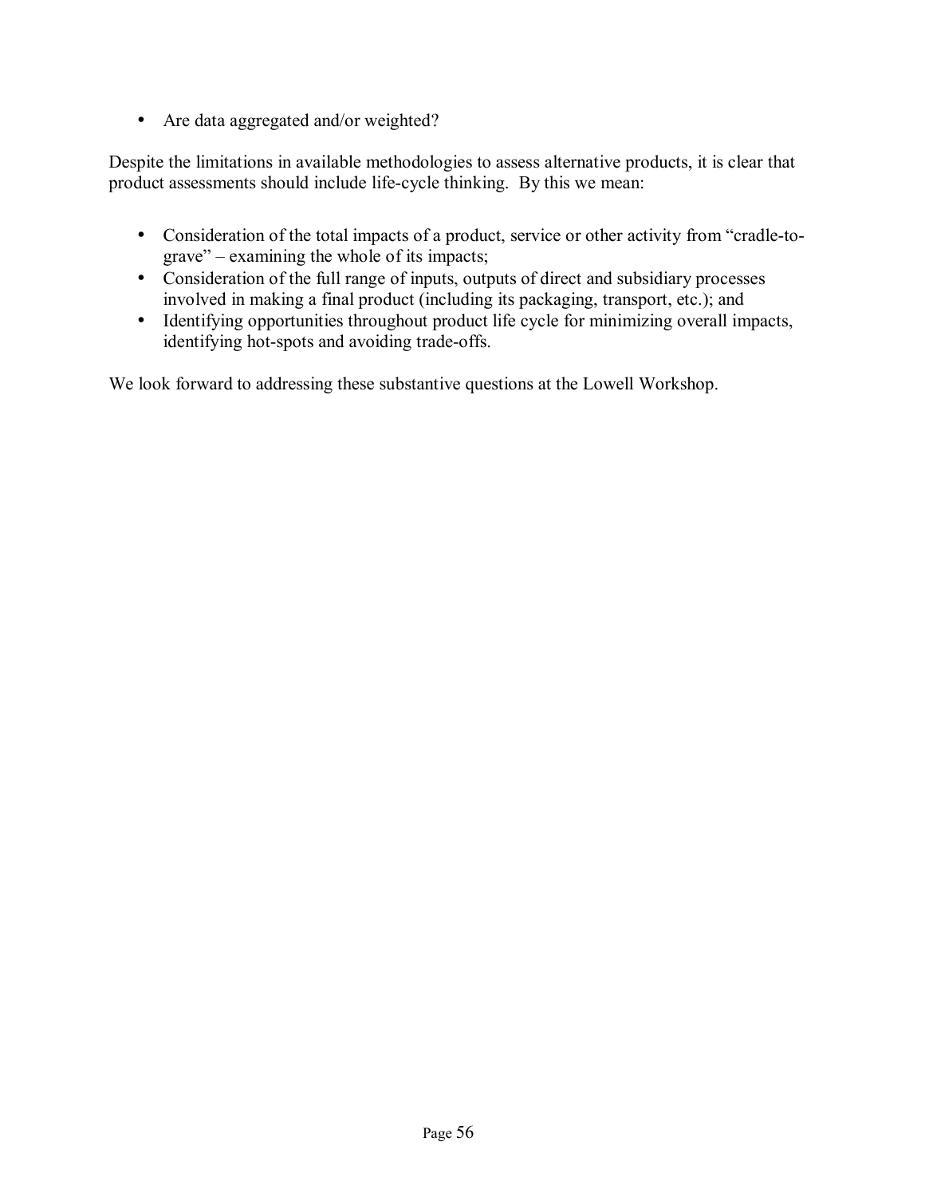- Are data aggregated and/or weighted?

Despite the limitations in available methodologies to assess alternative products, it is clear that product assessments should include life-cycle thinking. By this we mean:

- Consideration of the total impacts of a product, service or other activity from "cradle-to-grave" – examining the whole of its impacts;
- Consideration of the full range of inputs, outputs of direct and subsidiary processes involved in making a final product (including its packaging, transport, etc.); and
- Identifying opportunities throughout product life cycle for minimizing overall impacts, identifying hot-spots and avoiding trade-offs.

We look forward to addressing these substantive questions at the Lowell Workshop.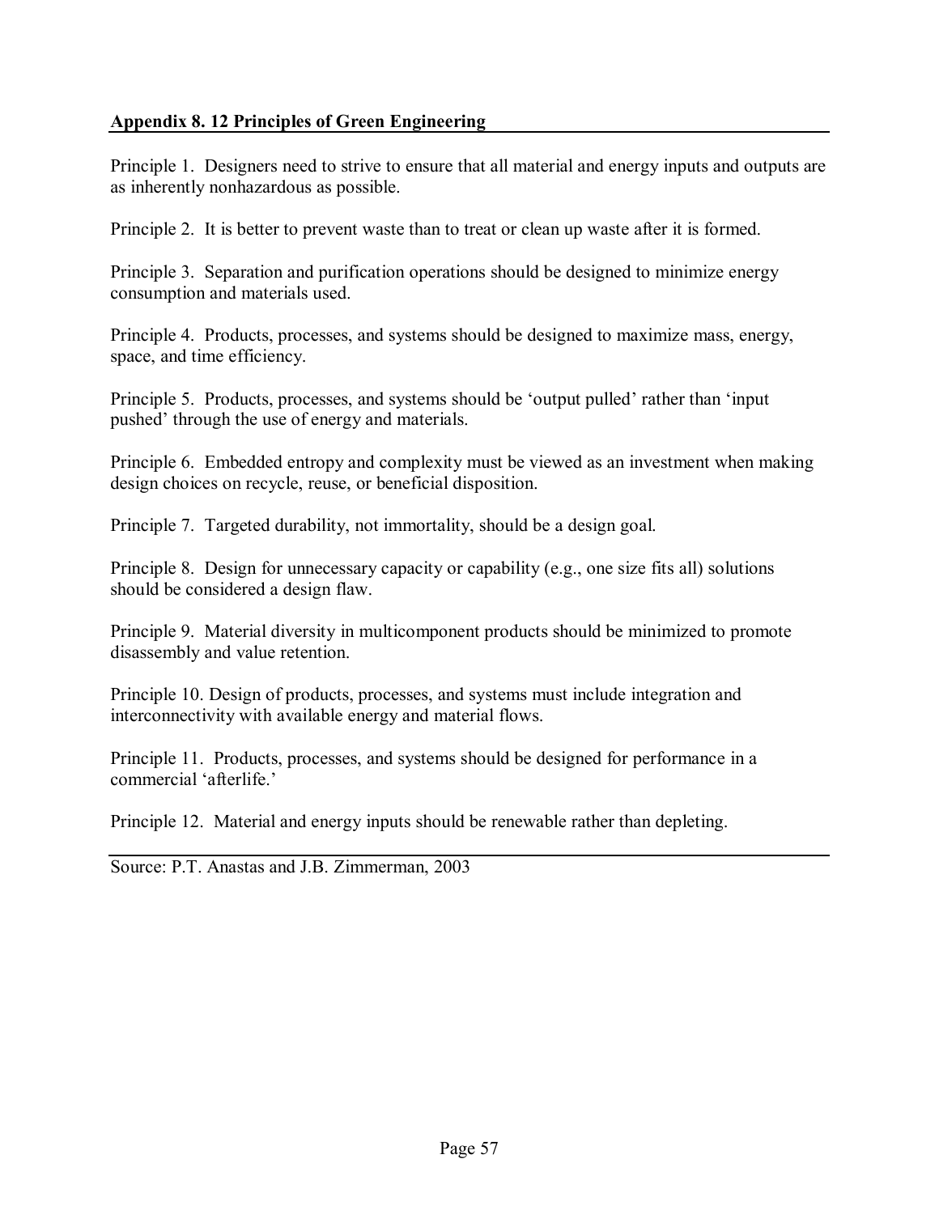## Appendix 8. 12 Principles of Green Engineering

Principle 1. Designers need to strive to ensure that all material and energy inputs and outputs are as inherently nonhazardous as possible.

Principle 2. It is better to prevent waste than to treat or clean up waste after it is formed.

Principle 3. Separation and purification operations should be designed to minimize energy consumption and materials used.

Principle 4. Products, processes, and systems should be designed to maximize mass, energy, space, and time efficiency.

Principle 5. Products, processes, and systems should be 'output pulled' rather than 'input pushed' through the use of energy and materials.

Principle 6. Embedded entropy and complexity must be viewed as an investment when making design choices on recycle, reuse, or beneficial disposition.

Principle 7. Targeted durability, not immortality, should be a design goal.

Principle 8. Design for unnecessary capacity or capability (e.g., one size fits all) solutions should be considered a design flaw.

Principle 9. Material diversity in multicomponent products should be minimized to promote disassembly and value retention.

Principle 10. Design of products, processes, and systems must include integration and interconnectivity with available energy and material flows.

Principle 11. Products, processes, and systems should be designed for performance in a commercial 'afterlife.'

Principle 12. Material and energy inputs should be renewable rather than depleting.

Source: P.T. Anastas and J.B. Zimmerman, 2003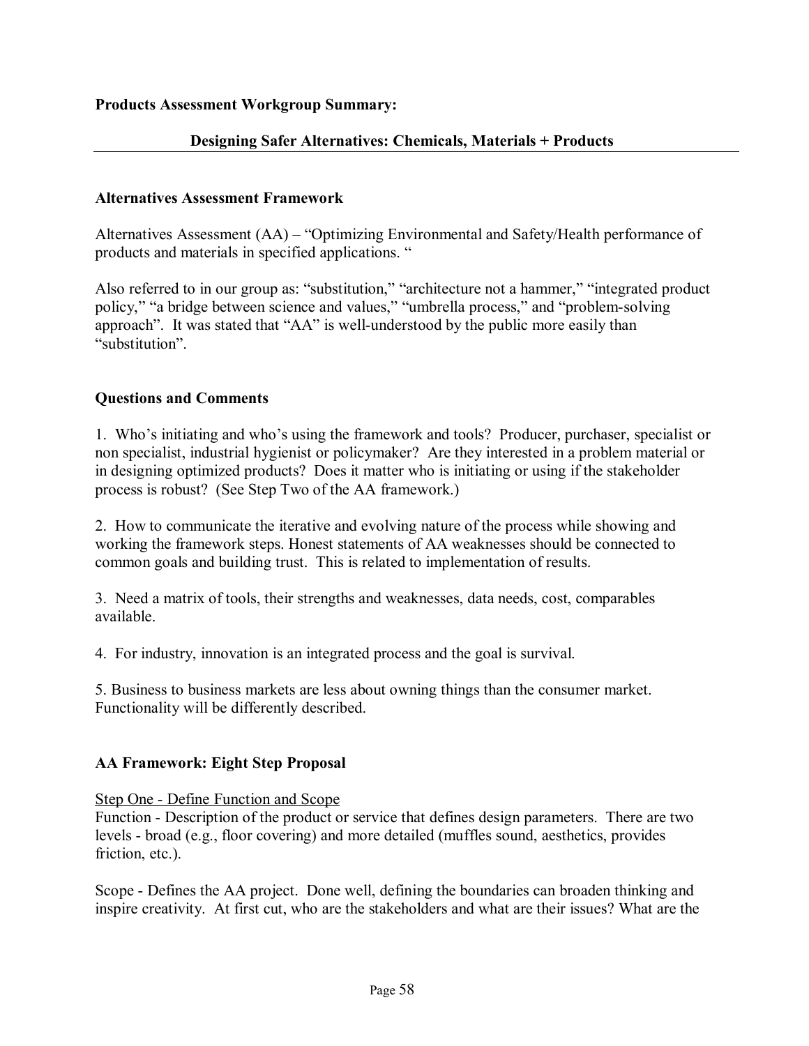**Products Assessment Workgroup Summary:**

## Designing Safer Alternatives: Chemicals, Materials + Products

### Alternatives Assessment Framework

Alternatives Assessment (AA) – "Optimizing Environmental and Safety/Health performance of products and materials in specified applications. "

Also referred to in our group as: "substitution," "architecture not a hammer," "integrated product policy," "a bridge between science and values," "umbrella process," and "problem-solving approach". It was stated that "AA" is well-understood by the public more easily than "substitution".

### Questions and Comments

1. Who's initiating and who's using the framework and tools? Producer, purchaser, specialist or non specialist, industrial hygienist or policymaker? Are they interested in a problem material or in designing optimized products? Does it matter who is initiating or using if the stakeholder process is robust? (See Step Two of the AA framework.)

2. How to communicate the iterative and evolving nature of the process while showing and working the framework steps. Honest statements of AA weaknesses should be connected to common goals and building trust. This is related to implementation of results.

3. Need a matrix of tools, their strengths and weaknesses, data needs, cost, comparables available.

4. For industry, innovation is an integrated process and the goal is survival.

5. Business to business markets are less about owning things than the consumer market. Functionality will be differently described.

### AA Framework: Eight Step Proposal

Step One - Define Function and Scope

Function - Description of the product or service that defines design parameters. There are two levels - broad (e.g., floor covering) and more detailed (muffles sound, aesthetics, provides friction, etc.).

Scope - Defines the AA project. Done well, defining the boundaries can broaden thinking and inspire creativity. At first cut, who are the stakeholders and what are their issues? What are the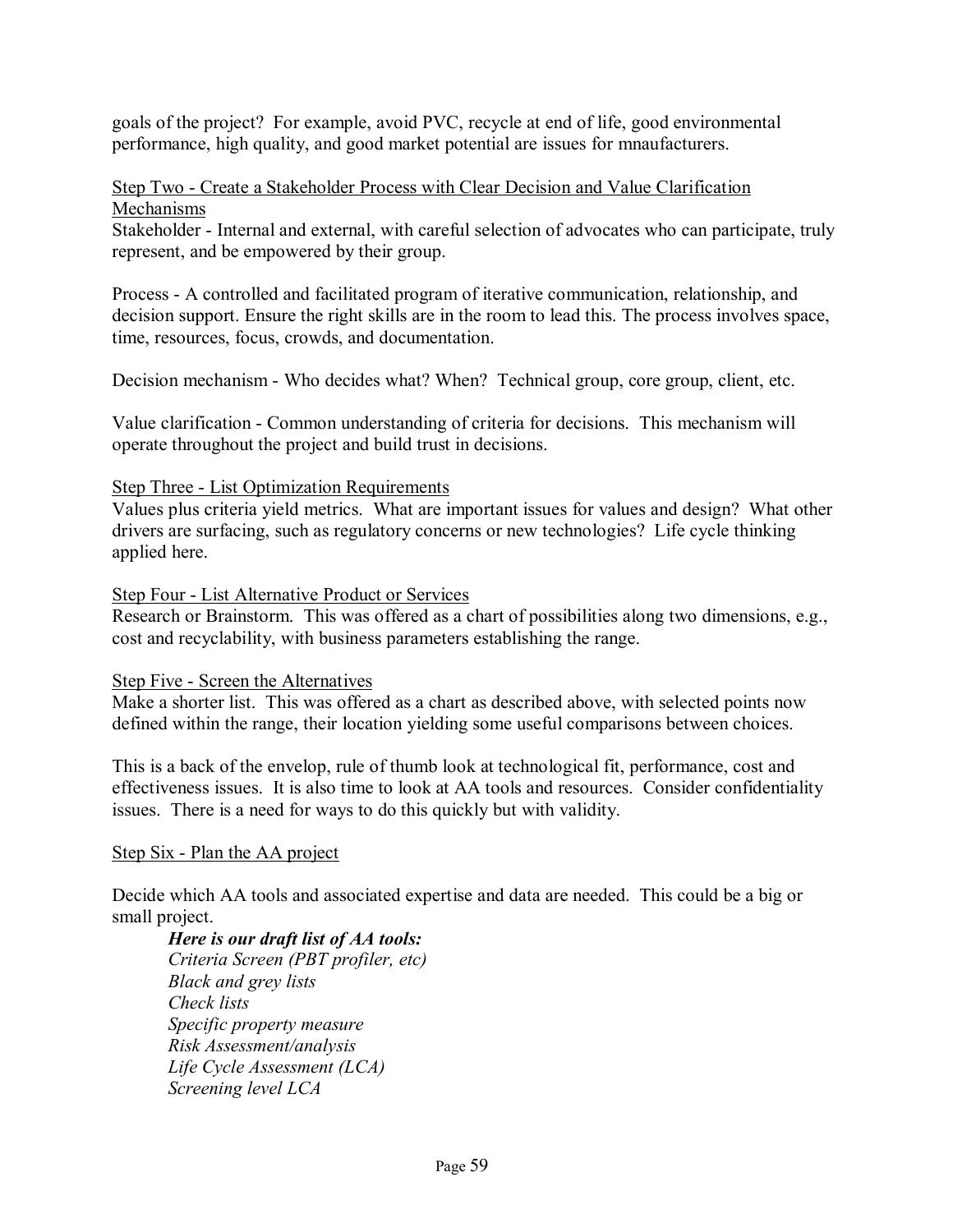goals of the project? For example, avoid PVC, recycle at end of life, good environmental performance, high quality, and good market potential are issues for mnaufacturers.

Step Two - Create a Stakeholder Process with Clear Decision and Value Clarification Mechanisms

Stakeholder - Internal and external, with careful selection of advocates who can participate, truly represent, and be empowered by their group.

Process - A controlled and facilitated program of iterative communication, relationship, and decision support. Ensure the right skills are in the room to lead this. The process involves space, time, resources, focus, crowds, and documentation.

Decision mechanism - Who decides what? When? Technical group, core group, client, etc.

Value clarification - Common understanding of criteria for decisions. This mechanism will operate throughout the project and build trust in decisions.

Step Three - List Optimization Requirements

Values plus criteria yield metrics. What are important issues for values and design? What other drivers are surfacing, such as regulatory concerns or new technologies? Life cycle thinking applied here.

Step Four - List Alternative Product or Services

Research or Brainstorm. This was offered as a chart of possibilities along two dimensions, e.g., cost and recyclability, with business parameters establishing the range.

Step Five - Screen the Alternatives

Make a shorter list. This was offered as a chart as described above, with selected points now defined within the range, their location yielding some useful comparisons between choices.

This is a back of the envelop, rule of thumb look at technological fit, performance, cost and effectiveness issues. It is also time to look at AA tools and resources. Consider confidentiality issues. There is a need for ways to do this quickly but with validity.

Step Six - Plan the AA project

Decide which AA tools and associated expertise and data are needed. This could be a big or small project.

> ***Here is our draft list of AA tools:***
> *Criteria Screen (PBT profiler, etc)*
> *Black and grey lists*
> *Check lists*
> *Specific property measure*
> *Risk Assessment/analysis*
> *Life Cycle Assessment (LCA)*
> *Screening level LCA*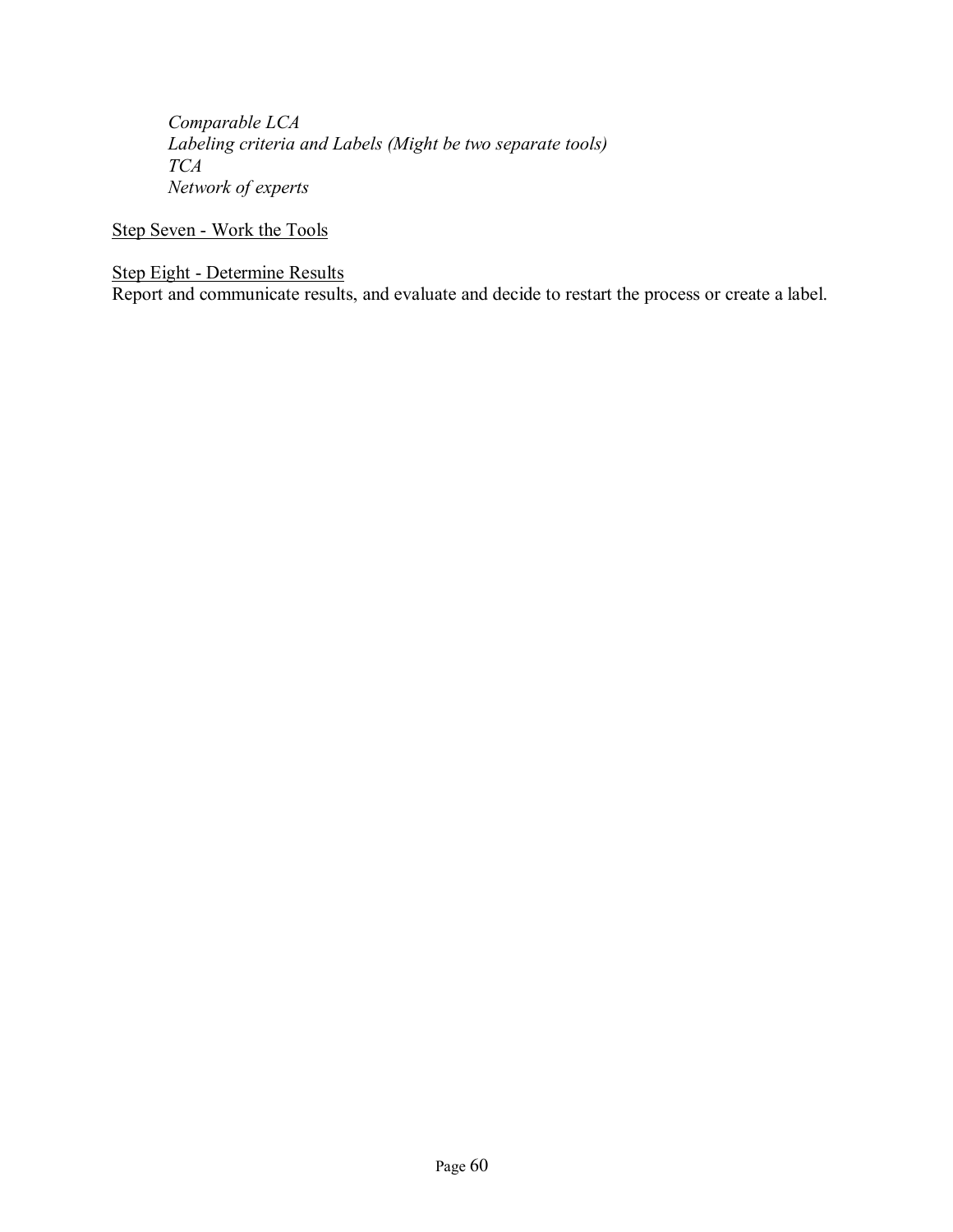*Comparable LCA*
*Labeling criteria and Labels (Might be two separate tools)*
*TCA*
*Network of experts*

<u>Step Seven - Work the Tools</u>

<u>Step Eight - Determine Results</u>
Report and communicate results, and evaluate and decide to restart the process or create a label.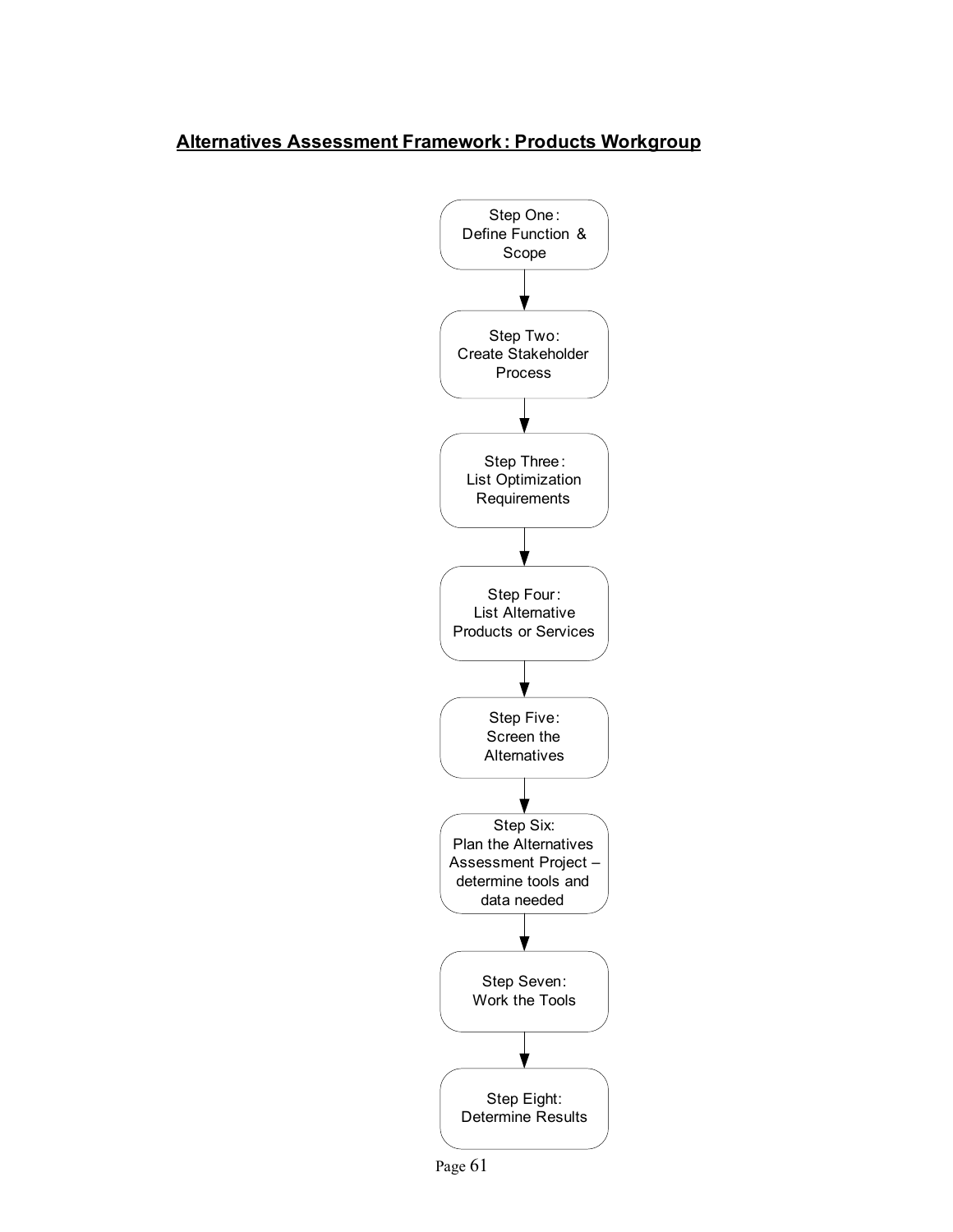## Alternatives Assessment Framework: Products Workgroup

Step One:
Define Function & Scope

Step Two:
Create Stakeholder Process

Step Three:
List Optimization Requirements

Step Four:
List Alternative Products or Services

Step Five:
Screen the Alternatives

Step Six:
Plan the Alternatives Assessment Project – determine tools and data needed

Step Seven:
Work the Tools

Step Eight:
Determine Results